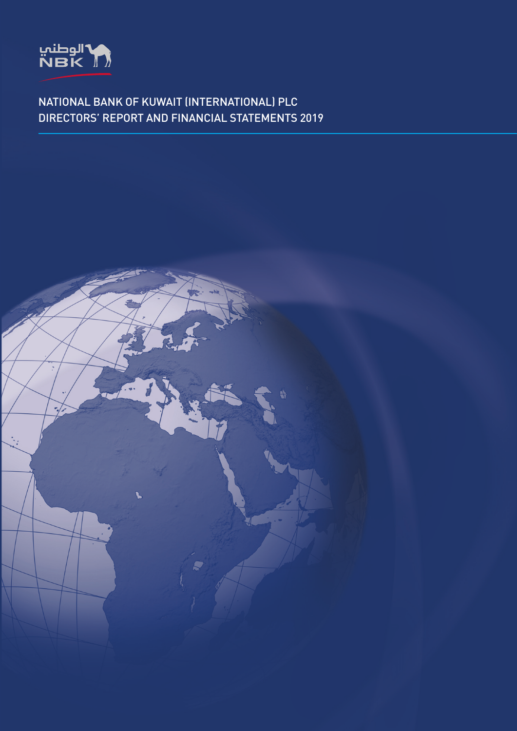الوطني
NBK

# NATIONAL BANK OF KUWAIT (INTERNATIONAL) PLC
## DIRECTORS' REPORT AND FINANCIAL STATEMENTS 2019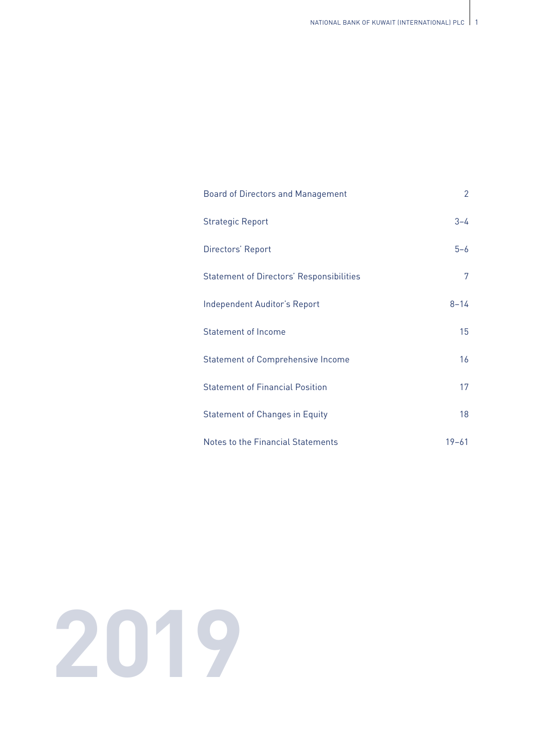| | |
|---|---|
| Board of Directors and Management | 2 |
| Strategic Report | 3–4 |
| Directors' Report | 5–6 |
| Statement of Directors' Responsibilities | 7 |
| Independent Auditor's Report | 8–14 |
| Statement of Income | 15 |
| Statement of Comprehensive Income | 16 |
| Statement of Financial Position | 17 |
| Statement of Changes in Equity | 18 |
| Notes to the Financial Statements | 19–61 |

# 2019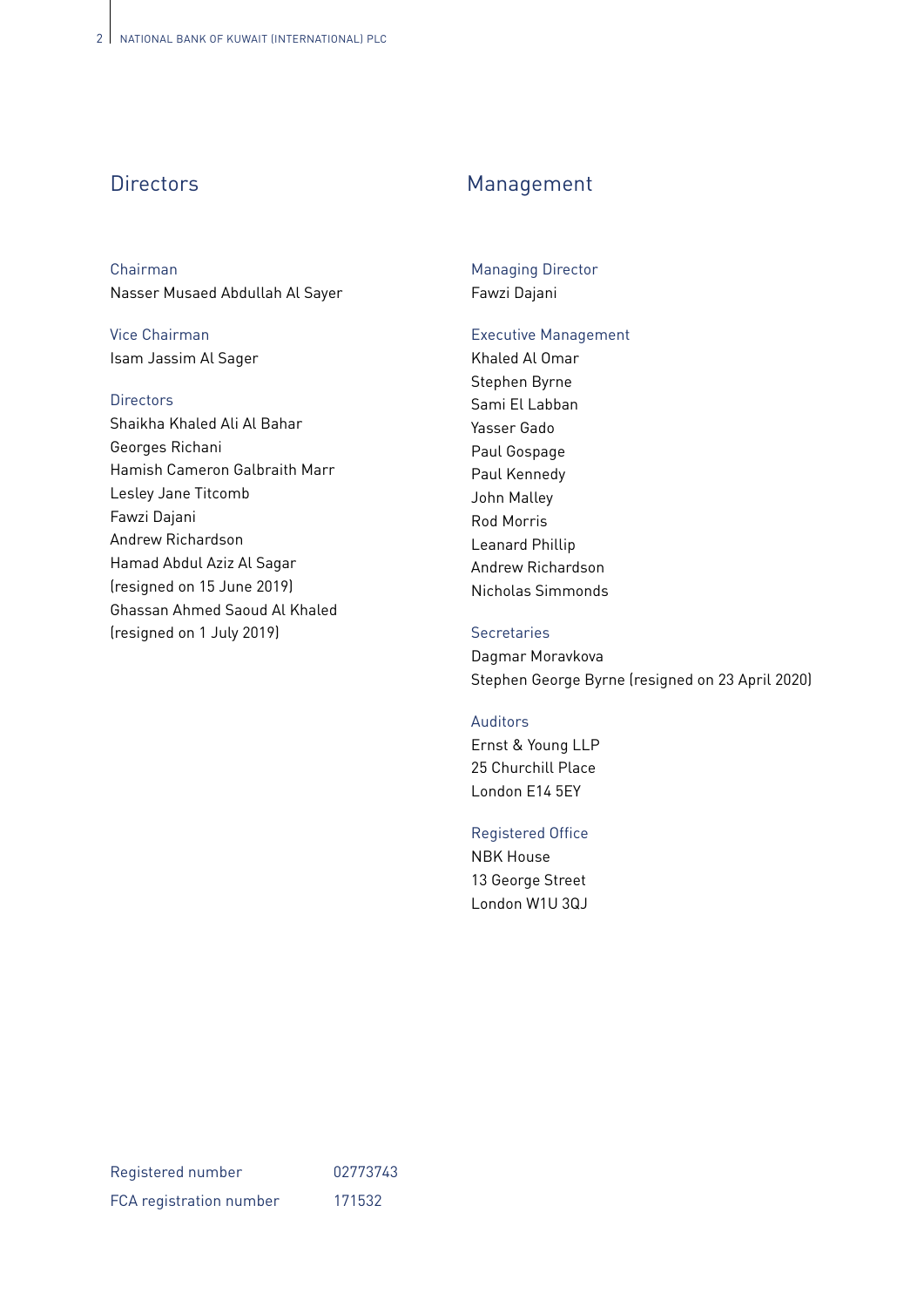## Directors

### Chairman

Nasser Musaed Abdullah Al Sayer

### Vice Chairman

Isam Jassim Al Sager

### Directors

Shaikha Khaled Ali Al Bahar
Georges Richani
Hamish Cameron Galbraith Marr
Lesley Jane Titcomb
Fawzi Dajani
Andrew Richardson
Hamad Abdul Aziz Al Sagar
(resigned on 15 June 2019)
Ghassan Ahmed Saoud Al Khaled
(resigned on 1 July 2019)

## Management

### Managing Director

Fawzi Dajani

### Executive Management

Khaled Al Omar
Stephen Byrne
Sami El Labban
Yasser Gado
Paul Gospage
Paul Kennedy
John Malley
Rod Morris
Leanard Phillip
Andrew Richardson
Nicholas Simmonds

### Secretaries

Dagmar Moravkova
Stephen George Byrne (resigned on 23 April 2020)

### Auditors

Ernst & Young LLP
25 Churchill Place
London E14 5EY

### Registered Office

NBK House
13 George Street
London W1U 3QJ

| | |
|---|---|
| Registered number | 02773743 |
| FCA registration number | 171532 |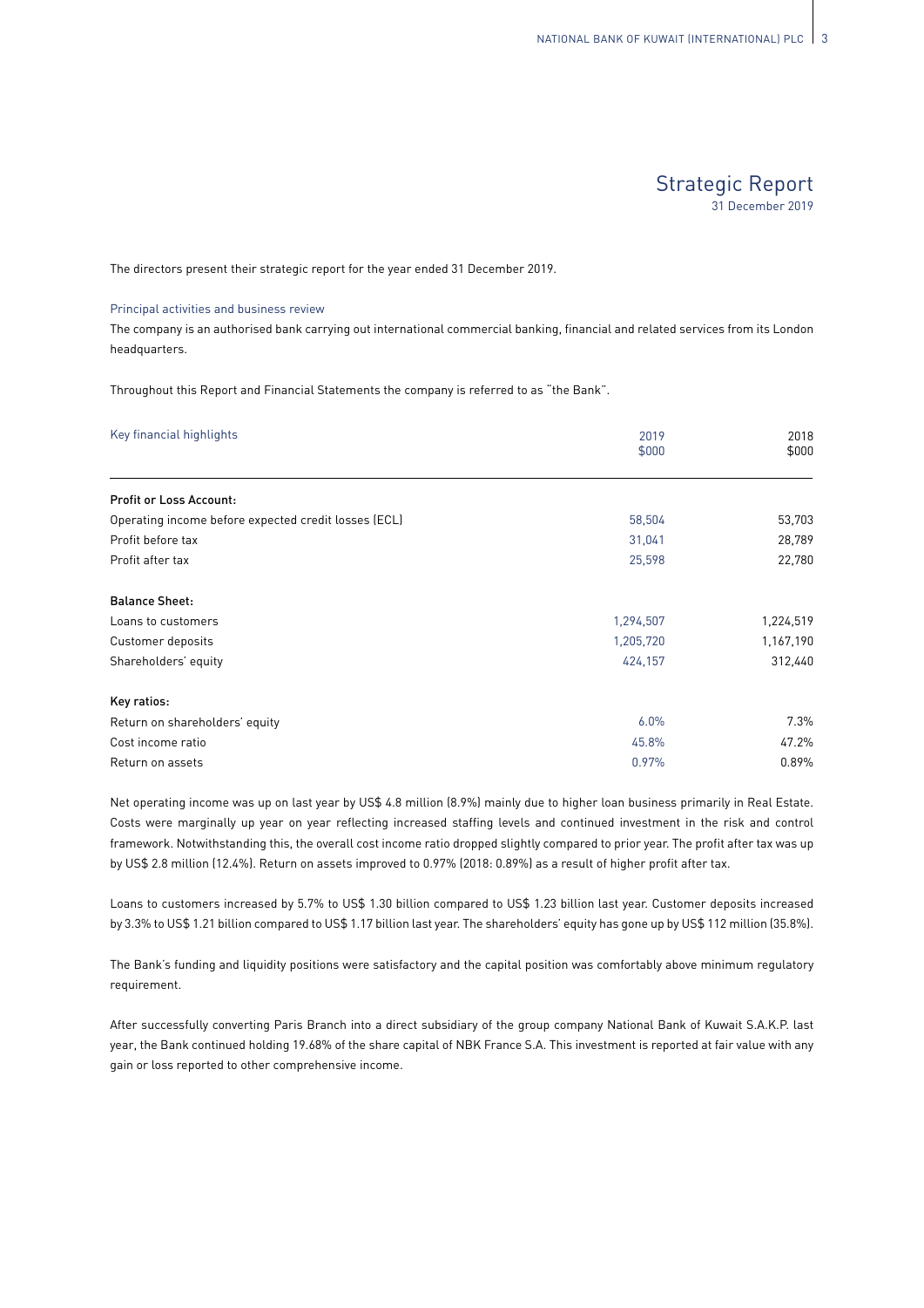# Strategic Report

31 December 2019

The directors present their strategic report for the year ended 31 December 2019.

## Principal activities and business review

The company is an authorised bank carrying out international commercial banking, financial and related services from its London headquarters.

Throughout this Report and Financial Statements the company is referred to as "the Bank".

| Key financial highlights | 2019 $000 | 2018 $000 |
|---|---|---|
| **Profit or Loss Account:** | | |
| Operating income before expected credit losses (ECL) | 58,504 | 53,703 |
| Profit before tax | 31,041 | 28,789 |
| Profit after tax | 25,598 | 22,780 |
| **Balance Sheet:** | | |
| Loans to customers | 1,294,507 | 1,224,519 |
| Customer deposits | 1,205,720 | 1,167,190 |
| Shareholders' equity | 424,157 | 312,440 |
| **Key ratios:** | | |
| Return on shareholders' equity | 6.0% | 7.3% |
| Cost income ratio | 45.8% | 47.2% |
| Return on assets | 0.97% | 0.89% |

Net operating income was up on last year by US$ 4.8 million (8.9%) mainly due to higher loan business primarily in Real Estate. Costs were marginally up year on year reflecting increased staffing levels and continued investment in the risk and control framework. Notwithstanding this, the overall cost income ratio dropped slightly compared to prior year. The profit after tax was up by US$ 2.8 million (12.4%). Return on assets improved to 0.97% (2018: 0.89%) as a result of higher profit after tax.

Loans to customers increased by 5.7% to US$ 1.30 billion compared to US$ 1.23 billion last year. Customer deposits increased by 3.3% to US$ 1.21 billion compared to US$ 1.17 billion last year. The shareholders' equity has gone up by US$ 112 million (35.8%).

The Bank's funding and liquidity positions were satisfactory and the capital position was comfortably above minimum regulatory requirement.

After successfully converting Paris Branch into a direct subsidiary of the group company National Bank of Kuwait S.A.K.P. last year, the Bank continued holding 19.68% of the share capital of NBK France S.A. This investment is reported at fair value with any gain or loss reported to other comprehensive income.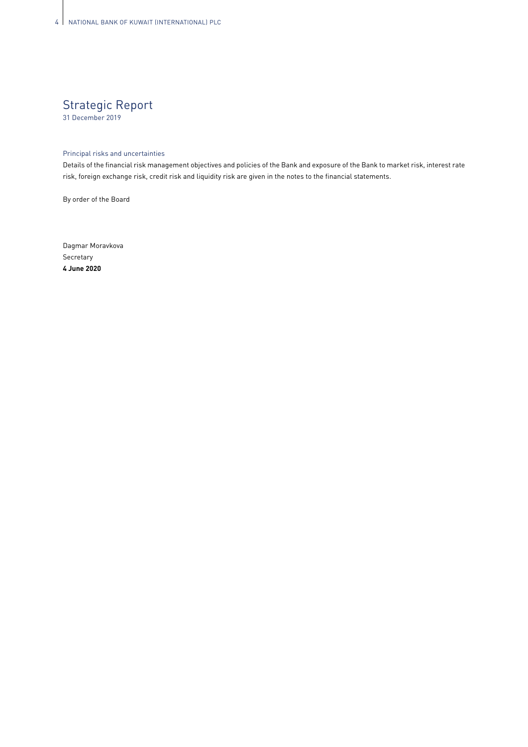# Strategic Report

31 December 2019

## Principal risks and uncertainties

Details of the financial risk management objectives and policies of the Bank and exposure of the Bank to market risk, interest rate risk, foreign exchange risk, credit risk and liquidity risk are given in the notes to the financial statements.

By order of the Board

Dagmar Moravkova
Secretary
**4 June 2020**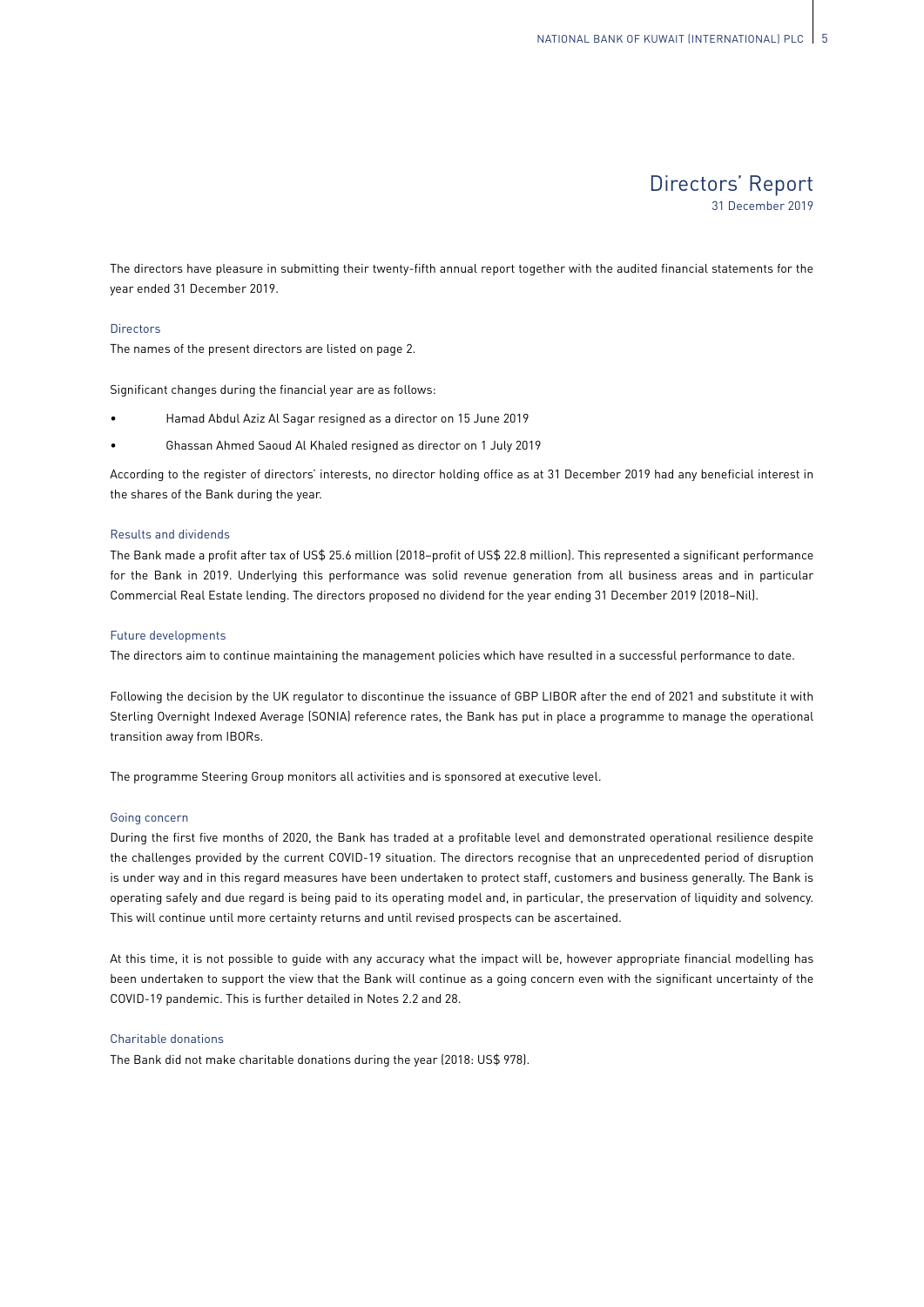# Directors' Report

31 December 2019

The directors have pleasure in submitting their twenty-fifth annual report together with the audited financial statements for the year ended 31 December 2019.

## Directors

The names of the present directors are listed on page 2.

Significant changes during the financial year are as follows:

- Hamad Abdul Aziz Al Sagar resigned as a director on 15 June 2019
- Ghassan Ahmed Saoud Al Khaled resigned as director on 1 July 2019

According to the register of directors' interests, no director holding office as at 31 December 2019 had any beneficial interest in the shares of the Bank during the year.

## Results and dividends

The Bank made a profit after tax of US$ 25.6 million (2018–profit of US$ 22.8 million). This represented a significant performance for the Bank in 2019. Underlying this performance was solid revenue generation from all business areas and in particular Commercial Real Estate lending. The directors proposed no dividend for the year ending 31 December 2019 (2018–Nil).

## Future developments

The directors aim to continue maintaining the management policies which have resulted in a successful performance to date.

Following the decision by the UK regulator to discontinue the issuance of GBP LIBOR after the end of 2021 and substitute it with Sterling Overnight Indexed Average (SONIA) reference rates, the Bank has put in place a programme to manage the operational transition away from IBORs.

The programme Steering Group monitors all activities and is sponsored at executive level.

## Going concern

During the first five months of 2020, the Bank has traded at a profitable level and demonstrated operational resilience despite the challenges provided by the current COVID-19 situation. The directors recognise that an unprecedented period of disruption is under way and in this regard measures have been undertaken to protect staff, customers and business generally. The Bank is operating safely and due regard is being paid to its operating model and, in particular, the preservation of liquidity and solvency. This will continue until more certainty returns and until revised prospects can be ascertained.

At this time, it is not possible to guide with any accuracy what the impact will be, however appropriate financial modelling has been undertaken to support the view that the Bank will continue as a going concern even with the significant uncertainty of the COVID-19 pandemic. This is further detailed in Notes 2.2 and 28.

## Charitable donations

The Bank did not make charitable donations during the year (2018: US$ 978).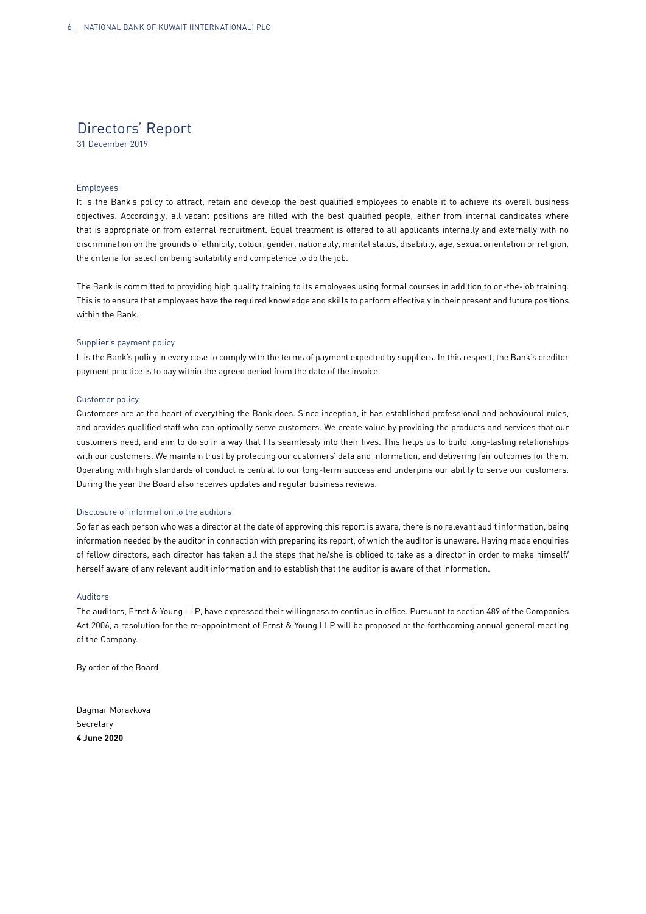# Directors' Report

31 December 2019

### Employees

It is the Bank's policy to attract, retain and develop the best qualified employees to enable it to achieve its overall business objectives. Accordingly, all vacant positions are filled with the best qualified people, either from internal candidates where that is appropriate or from external recruitment. Equal treatment is offered to all applicants internally and externally with no discrimination on the grounds of ethnicity, colour, gender, nationality, marital status, disability, age, sexual orientation or religion, the criteria for selection being suitability and competence to do the job.

The Bank is committed to providing high quality training to its employees using formal courses in addition to on-the-job training. This is to ensure that employees have the required knowledge and skills to perform effectively in their present and future positions within the Bank.

### Supplier's payment policy

It is the Bank's policy in every case to comply with the terms of payment expected by suppliers. In this respect, the Bank's creditor payment practice is to pay within the agreed period from the date of the invoice.

### Customer policy

Customers are at the heart of everything the Bank does. Since inception, it has established professional and behavioural rules, and provides qualified staff who can optimally serve customers. We create value by providing the products and services that our customers need, and aim to do so in a way that fits seamlessly into their lives. This helps us to build long-lasting relationships with our customers. We maintain trust by protecting our customers' data and information, and delivering fair outcomes for them. Operating with high standards of conduct is central to our long-term success and underpins our ability to serve our customers. During the year the Board also receives updates and regular business reviews.

### Disclosure of information to the auditors

So far as each person who was a director at the date of approving this report is aware, there is no relevant audit information, being information needed by the auditor in connection with preparing its report, of which the auditor is unaware. Having made enquiries of fellow directors, each director has taken all the steps that he/she is obliged to take as a director in order to make himself/herself aware of any relevant audit information and to establish that the auditor is aware of that information.

### Auditors

The auditors, Ernst & Young LLP, have expressed their willingness to continue in office. Pursuant to section 489 of the Companies Act 2006, a resolution for the re-appointment of Ernst & Young LLP will be proposed at the forthcoming annual general meeting of the Company.

By order of the Board

Dagmar Moravkova
Secretary
**4 June 2020**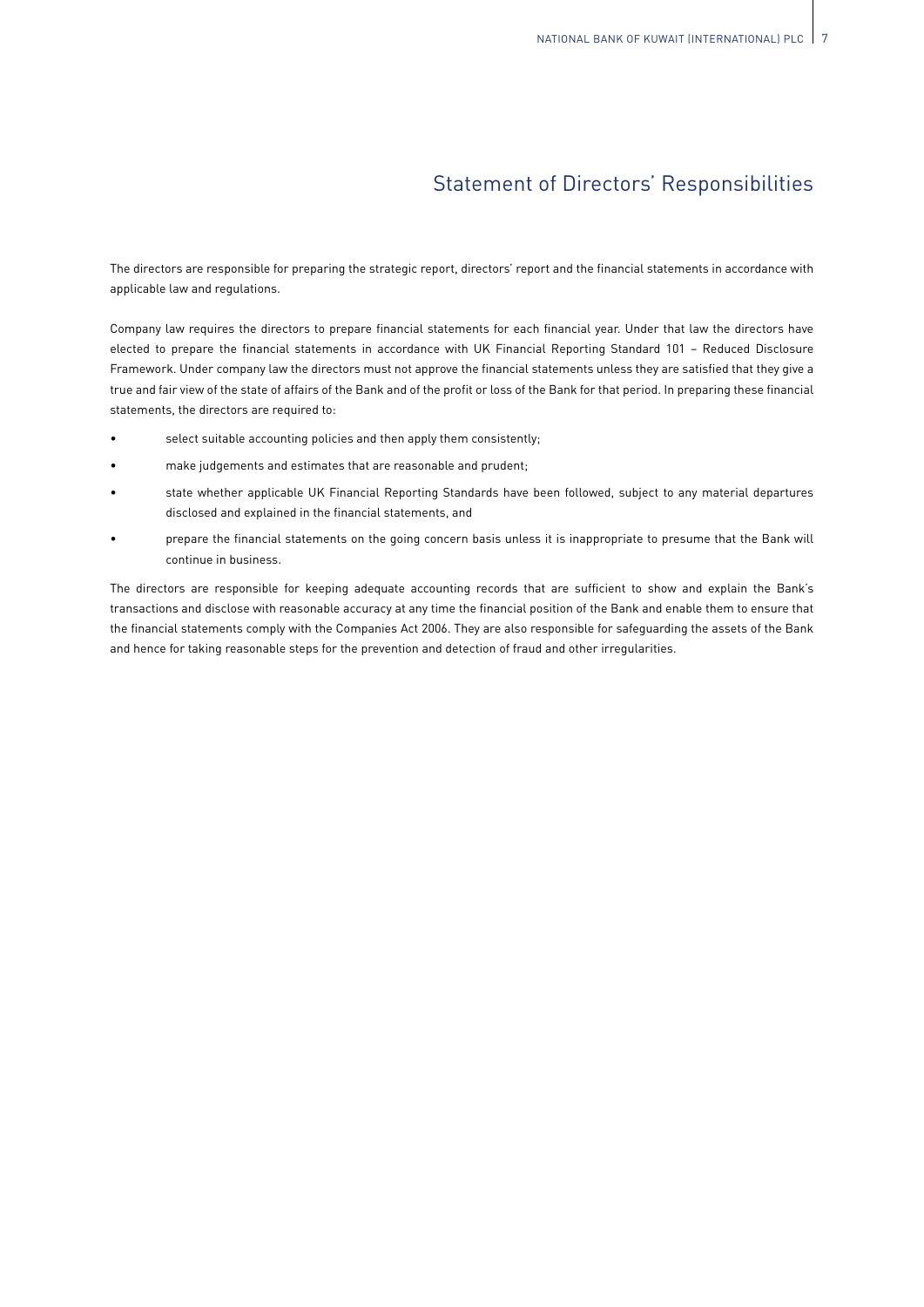# Statement of Directors' Responsibilities

The directors are responsible for preparing the strategic report, directors' report and the financial statements in accordance with applicable law and regulations.

Company law requires the directors to prepare financial statements for each financial year. Under that law the directors have elected to prepare the financial statements in accordance with UK Financial Reporting Standard 101 – Reduced Disclosure Framework. Under company law the directors must not approve the financial statements unless they are satisfied that they give a true and fair view of the state of affairs of the Bank and of the profit or loss of the Bank for that period. In preparing these financial statements, the directors are required to:

- select suitable accounting policies and then apply them consistently;
- make judgements and estimates that are reasonable and prudent;
- state whether applicable UK Financial Reporting Standards have been followed, subject to any material departures disclosed and explained in the financial statements, and
- prepare the financial statements on the going concern basis unless it is inappropriate to presume that the Bank will continue in business.

The directors are responsible for keeping adequate accounting records that are sufficient to show and explain the Bank's transactions and disclose with reasonable accuracy at any time the financial position of the Bank and enable them to ensure that the financial statements comply with the Companies Act 2006. They are also responsible for safeguarding the assets of the Bank and hence for taking reasonable steps for the prevention and detection of fraud and other irregularities.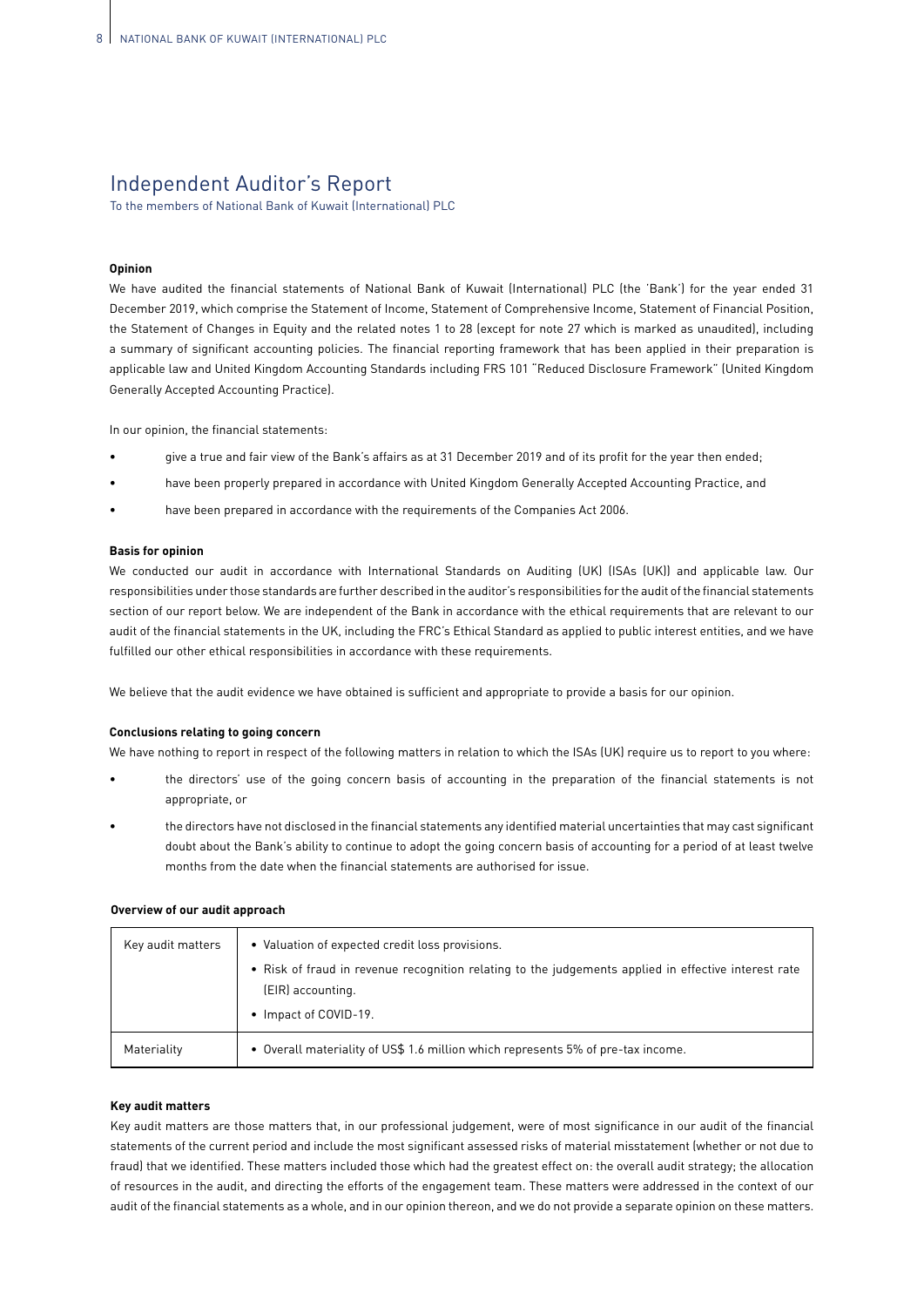# Independent Auditor's Report

To the members of National Bank of Kuwait (International) PLC

**Opinion**

We have audited the financial statements of National Bank of Kuwait (International) PLC (the 'Bank') for the year ended 31 December 2019, which comprise the Statement of Income, Statement of Comprehensive Income, Statement of Financial Position, the Statement of Changes in Equity and the related notes 1 to 28 (except for note 27 which is marked as unaudited), including a summary of significant accounting policies. The financial reporting framework that has been applied in their preparation is applicable law and United Kingdom Accounting Standards including FRS 101 "Reduced Disclosure Framework" (United Kingdom Generally Accepted Accounting Practice).

In our opinion, the financial statements:

- give a true and fair view of the Bank's affairs as at 31 December 2019 and of its profit for the year then ended;
- have been properly prepared in accordance with United Kingdom Generally Accepted Accounting Practice, and
- have been prepared in accordance with the requirements of the Companies Act 2006.

**Basis for opinion**

We conducted our audit in accordance with International Standards on Auditing (UK) (ISAs (UK)) and applicable law. Our responsibilities under those standards are further described in the auditor's responsibilities for the audit of the financial statements section of our report below. We are independent of the Bank in accordance with the ethical requirements that are relevant to our audit of the financial statements in the UK, including the FRC's Ethical Standard as applied to public interest entities, and we have fulfilled our other ethical responsibilities in accordance with these requirements.

We believe that the audit evidence we have obtained is sufficient and appropriate to provide a basis for our opinion.

**Conclusions relating to going concern**

We have nothing to report in respect of the following matters in relation to which the ISAs (UK) require us to report to you where:

- the directors' use of the going concern basis of accounting in the preparation of the financial statements is not appropriate, or
- the directors have not disclosed in the financial statements any identified material uncertainties that may cast significant doubt about the Bank's ability to continue to adopt the going concern basis of accounting for a period of at least twelve months from the date when the financial statements are authorised for issue.

**Overview of our audit approach**

| | |
|---|---|
| Key audit matters | • Valuation of expected credit loss provisions.<br>• Risk of fraud in revenue recognition relating to the judgements applied in effective interest rate (EIR) accounting.<br>• Impact of COVID-19. |
| Materiality | • Overall materiality of US$ 1.6 million which represents 5% of pre-tax income. |

**Key audit matters**

Key audit matters are those matters that, in our professional judgement, were of most significance in our audit of the financial statements of the current period and include the most significant assessed risks of material misstatement (whether or not due to fraud) that we identified. These matters included those which had the greatest effect on: the overall audit strategy; the allocation of resources in the audit, and directing the efforts of the engagement team. These matters were addressed in the context of our audit of the financial statements as a whole, and in our opinion thereon, and we do not provide a separate opinion on these matters.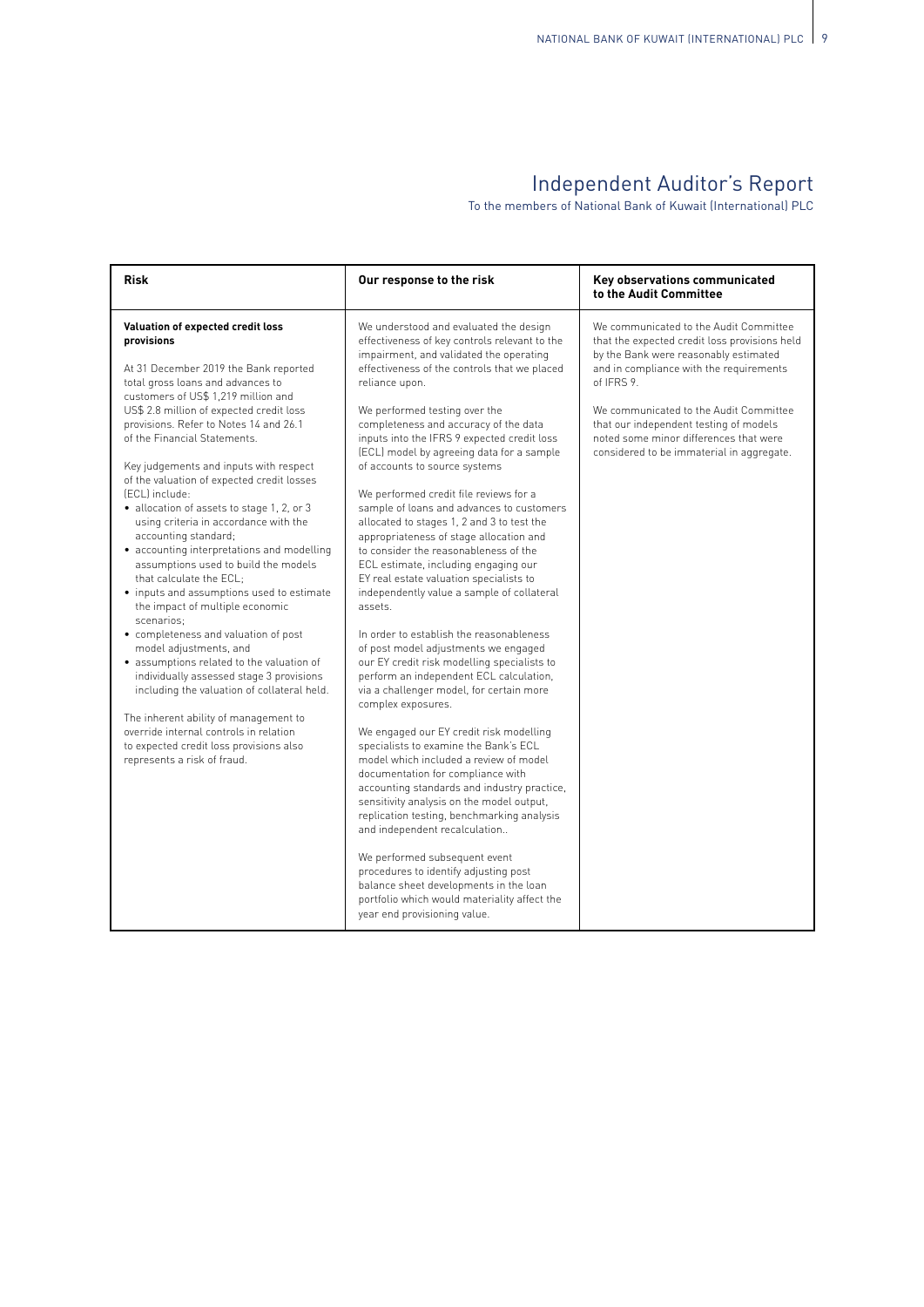# Independent Auditor's Report

To the members of National Bank of Kuwait (International) PLC

| Risk | Our response to the risk | Key observations communicated to the Audit Committee |
|---|---|---|
| **Valuation of expected credit loss provisions**<br><br>At 31 December 2019 the Bank reported total gross loans and advances to customers of US$ 1,219 million and US$ 2.8 million of expected credit loss provisions. Refer to Notes 14 and 26.1 of the Financial Statements.<br><br>Key judgements and inputs with respect of the valuation of expected credit losses (ECL) include:<br>• allocation of assets to stage 1, 2, or 3 using criteria in accordance with the accounting standard;<br>• accounting interpretations and modelling assumptions used to build the models that calculate the ECL;<br>• inputs and assumptions used to estimate the impact of multiple economic scenarios;<br>• completeness and valuation of post model adjustments, and<br>• assumptions related to the valuation of individually assessed stage 3 provisions including the valuation of collateral held.<br><br>The inherent ability of management to override internal controls in relation to expected credit loss provisions also represents a risk of fraud. | We understood and evaluated the design effectiveness of key controls relevant to the impairment, and validated the operating effectiveness of the controls that we placed reliance upon.<br><br>We performed testing over the completeness and accuracy of the data inputs into the IFRS 9 expected credit loss (ECL) model by agreeing data for a sample of accounts to source systems<br><br>We performed credit file reviews for a sample of loans and advances to customers allocated to stages 1, 2 and 3 to test the appropriateness of stage allocation and to consider the reasonableness of the ECL estimate, including engaging our EY real estate valuation specialists to independently value a sample of collateral assets.<br><br>In order to establish the reasonableness of post model adjustments we engaged our EY credit risk modelling specialists to perform an independent ECL calculation, via a challenger model, for certain more complex exposures.<br><br>We engaged our EY credit risk modelling specialists to examine the Bank's ECL model which included a review of model documentation for compliance with accounting standards and industry practice, sensitivity analysis on the model output, replication testing, benchmarking analysis and independent recalculation..<br><br>We performed subsequent event procedures to identify adjusting post balance sheet developments in the loan portfolio which would materiality affect the year end provisioning value. | We communicated to the Audit Committee that the expected credit loss provisions held by the Bank were reasonably estimated and in compliance with the requirements of IFRS 9.<br><br>We communicated to the Audit Committee that our independent testing of models noted some minor differences that were considered to be immaterial in aggregate. |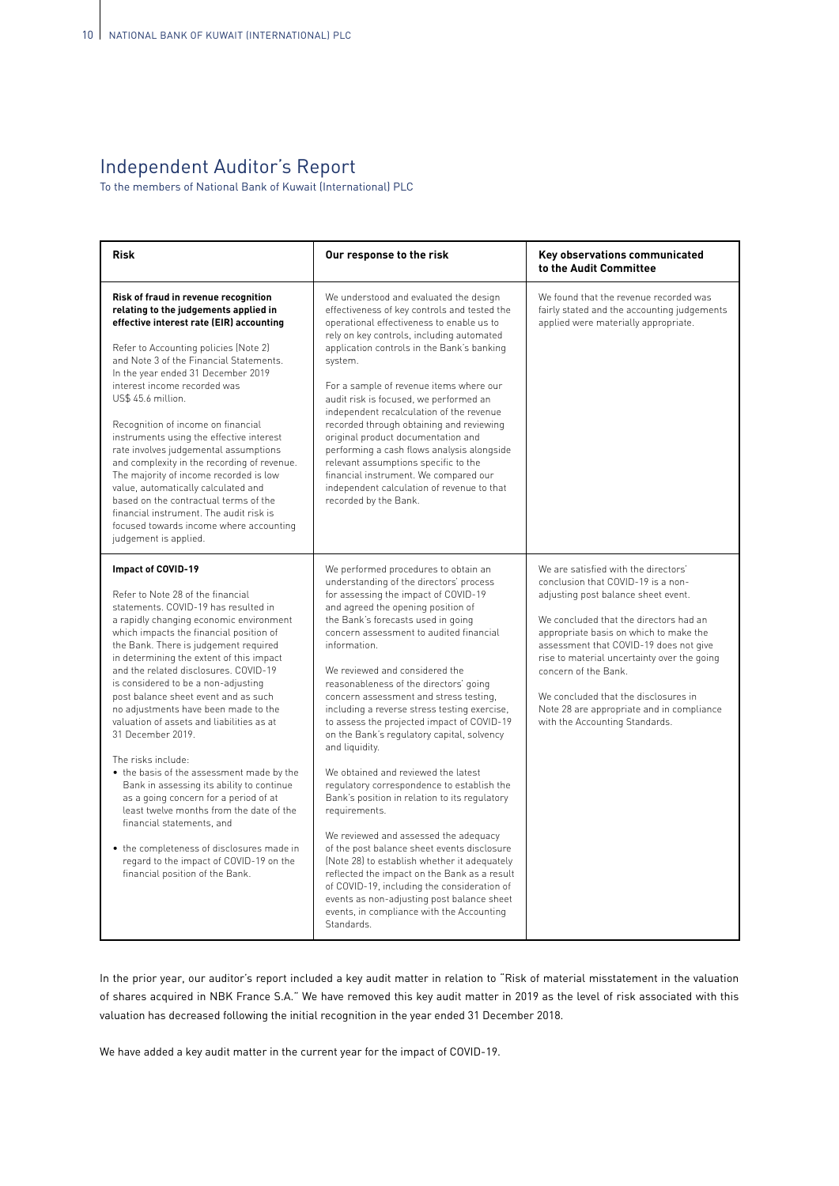# Independent Auditor's Report

To the members of National Bank of Kuwait (International) PLC

| Risk | Our response to the risk | Key observations communicated to the Audit Committee |
|---|---|---|
| **Risk of fraud in revenue recognition relating to the judgements applied in effective interest rate (EIR) accounting**<br><br>Refer to Accounting policies (Note 2) and Note 3 of the Financial Statements. In the year ended 31 December 2019 interest income recorded was US$ 45.6 million.<br><br>Recognition of income on financial instruments using the effective interest rate involves judgemental assumptions and complexity in the recording of revenue. The majority of income recorded is low value, automatically calculated and based on the contractual terms of the financial instrument. The audit risk is focused towards income where accounting judgement is applied. | We understood and evaluated the design effectiveness of key controls and tested the operational effectiveness to enable us to rely on key controls, including automated application controls in the Bank's banking system.<br><br>For a sample of revenue items where our audit risk is focused, we performed an independent recalculation of the revenue recorded through obtaining and reviewing original product documentation and performing a cash flows analysis alongside relevant assumptions specific to the financial instrument. We compared our independent calculation of revenue to that recorded by the Bank. | We found that the revenue recorded was fairly stated and the accounting judgements applied were materially appropriate. |
| **Impact of COVID-19**<br><br>Refer to Note 28 of the financial statements. COVID-19 has resulted in a rapidly changing economic environment which impacts the financial position of the Bank. There is judgement required in determining the extent of this impact and the related disclosures. COVID-19 is considered to be a non-adjusting post balance sheet event and as such no adjustments have been made to the valuation of assets and liabilities as at 31 December 2019.<br><br>The risks include:<br>• the basis of the assessment made by the Bank in assessing its ability to continue as a going concern for a period of at least twelve months from the date of the financial statements, and<br>• the completeness of disclosures made in regard to the impact of COVID-19 on the financial position of the Bank. | We performed procedures to obtain an understanding of the directors' process for assessing the impact of COVID-19 and agreed the opening position of the Bank's forecasts used in going concern assessment to audited financial information.<br><br>We reviewed and considered the reasonableness of the directors' going concern assessment and stress testing, including a reverse stress testing exercise, to assess the projected impact of COVID-19 on the Bank's regulatory capital, solvency and liquidity.<br><br>We obtained and reviewed the latest regulatory correspondence to establish the Bank's position in relation to its regulatory requirements.<br><br>We reviewed and assessed the adequacy of the post balance sheet events disclosure (Note 28) to establish whether it adequately reflected the impact on the Bank as a result of COVID-19, including the consideration of events as non-adjusting post balance sheet events, in compliance with the Accounting Standards. | We are satisfied with the directors' conclusion that COVID-19 is a non-adjusting post balance sheet event.<br><br>We concluded that the directors had an appropriate basis on which to make the assessment that COVID-19 does not give rise to material uncertainty over the going concern of the Bank.<br><br>We concluded that the disclosures in Note 28 are appropriate and in compliance with the Accounting Standards. |

In the prior year, our auditor's report included a key audit matter in relation to "Risk of material misstatement in the valuation of shares acquired in NBK France S.A." We have removed this key audit matter in 2019 as the level of risk associated with this valuation has decreased following the initial recognition in the year ended 31 December 2018.

We have added a key audit matter in the current year for the impact of COVID-19.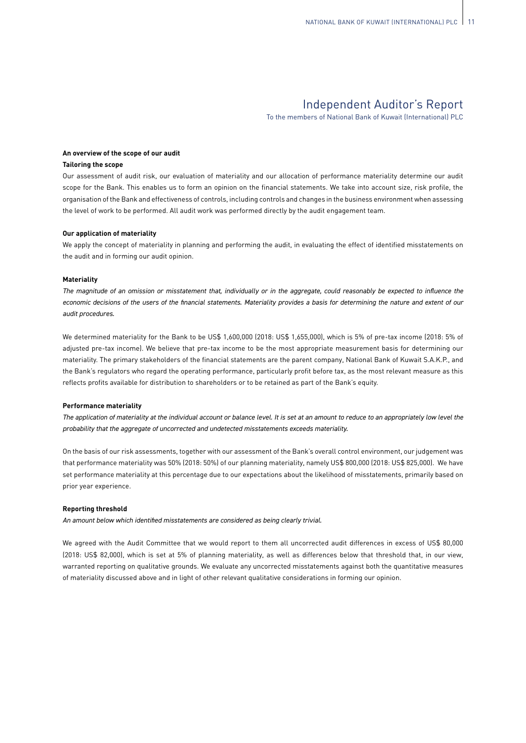# Independent Auditor's Report

To the members of National Bank of Kuwait (International) PLC

**An overview of the scope of our audit**

**Tailoring the scope**

Our assessment of audit risk, our evaluation of materiality and our allocation of performance materiality determine our audit scope for the Bank. This enables us to form an opinion on the financial statements. We take into account size, risk profile, the organisation of the Bank and effectiveness of controls, including controls and changes in the business environment when assessing the level of work to be performed. All audit work was performed directly by the audit engagement team.

**Our application of materiality**

We apply the concept of materiality in planning and performing the audit, in evaluating the effect of identified misstatements on the audit and in forming our audit opinion.

**Materiality**

*The magnitude of an omission or misstatement that, individually or in the aggregate, could reasonably be expected to influence the economic decisions of the users of the financial statements. Materiality provides a basis for determining the nature and extent of our audit procedures.*

We determined materiality for the Bank to be US$ 1,600,000 (2018: US$ 1,655,000), which is 5% of pre-tax income (2018: 5% of adjusted pre-tax income). We believe that pre-tax income to be the most appropriate measurement basis for determining our materiality. The primary stakeholders of the financial statements are the parent company, National Bank of Kuwait S.A.K.P., and the Bank's regulators who regard the operating performance, particularly profit before tax, as the most relevant measure as this reflects profits available for distribution to shareholders or to be retained as part of the Bank's equity.

**Performance materiality**

*The application of materiality at the individual account or balance level. It is set at an amount to reduce to an appropriately low level the probability that the aggregate of uncorrected and undetected misstatements exceeds materiality.*

On the basis of our risk assessments, together with our assessment of the Bank's overall control environment, our judgement was that performance materiality was 50% (2018: 50%) of our planning materiality, namely US$ 800,000 (2018: US$ 825,000). We have set performance materiality at this percentage due to our expectations about the likelihood of misstatements, primarily based on prior year experience.

**Reporting threshold**

*An amount below which identified misstatements are considered as being clearly trivial.*

We agreed with the Audit Committee that we would report to them all uncorrected audit differences in excess of US$ 80,000 (2018: US$ 82,000), which is set at 5% of planning materiality, as well as differences below that threshold that, in our view, warranted reporting on qualitative grounds. We evaluate any uncorrected misstatements against both the quantitative measures of materiality discussed above and in light of other relevant qualitative considerations in forming our opinion.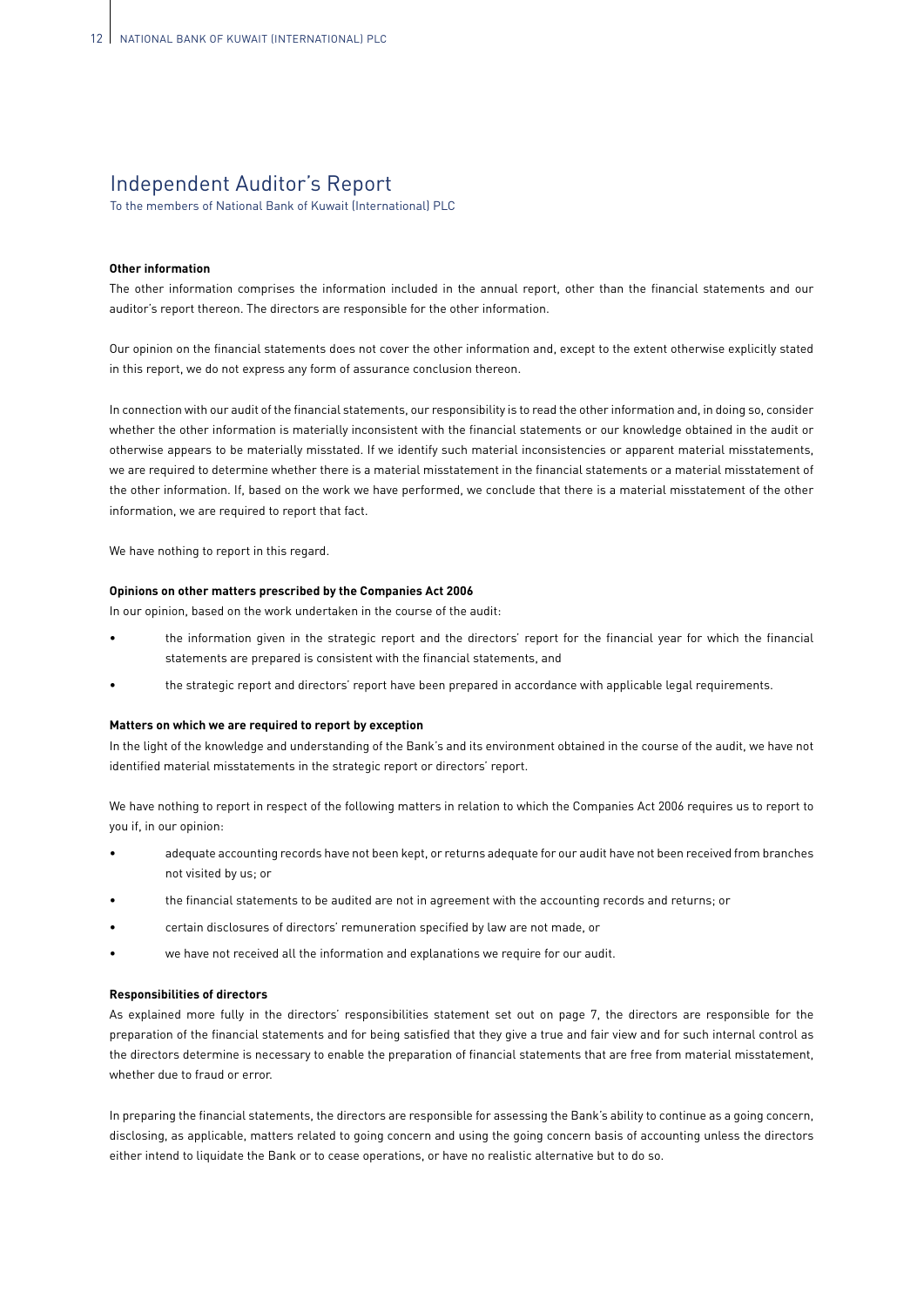# Independent Auditor's Report

To the members of National Bank of Kuwait (International) PLC

**Other information**

The other information comprises the information included in the annual report, other than the financial statements and our auditor's report thereon. The directors are responsible for the other information.

Our opinion on the financial statements does not cover the other information and, except to the extent otherwise explicitly stated in this report, we do not express any form of assurance conclusion thereon.

In connection with our audit of the financial statements, our responsibility is to read the other information and, in doing so, consider whether the other information is materially inconsistent with the financial statements or our knowledge obtained in the audit or otherwise appears to be materially misstated. If we identify such material inconsistencies or apparent material misstatements, we are required to determine whether there is a material misstatement in the financial statements or a material misstatement of the other information. If, based on the work we have performed, we conclude that there is a material misstatement of the other information, we are required to report that fact.

We have nothing to report in this regard.

**Opinions on other matters prescribed by the Companies Act 2006**

In our opinion, based on the work undertaken in the course of the audit:

- the information given in the strategic report and the directors' report for the financial year for which the financial statements are prepared is consistent with the financial statements, and
- the strategic report and directors' report have been prepared in accordance with applicable legal requirements.

**Matters on which we are required to report by exception**

In the light of the knowledge and understanding of the Bank's and its environment obtained in the course of the audit, we have not identified material misstatements in the strategic report or directors' report.

We have nothing to report in respect of the following matters in relation to which the Companies Act 2006 requires us to report to you if, in our opinion:

- adequate accounting records have not been kept, or returns adequate for our audit have not been received from branches not visited by us; or
- the financial statements to be audited are not in agreement with the accounting records and returns; or
- certain disclosures of directors' remuneration specified by law are not made, or
- we have not received all the information and explanations we require for our audit.

**Responsibilities of directors**

As explained more fully in the directors' responsibilities statement set out on page 7, the directors are responsible for the preparation of the financial statements and for being satisfied that they give a true and fair view and for such internal control as the directors determine is necessary to enable the preparation of financial statements that are free from material misstatement, whether due to fraud or error.

In preparing the financial statements, the directors are responsible for assessing the Bank's ability to continue as a going concern, disclosing, as applicable, matters related to going concern and using the going concern basis of accounting unless the directors either intend to liquidate the Bank or to cease operations, or have no realistic alternative but to do so.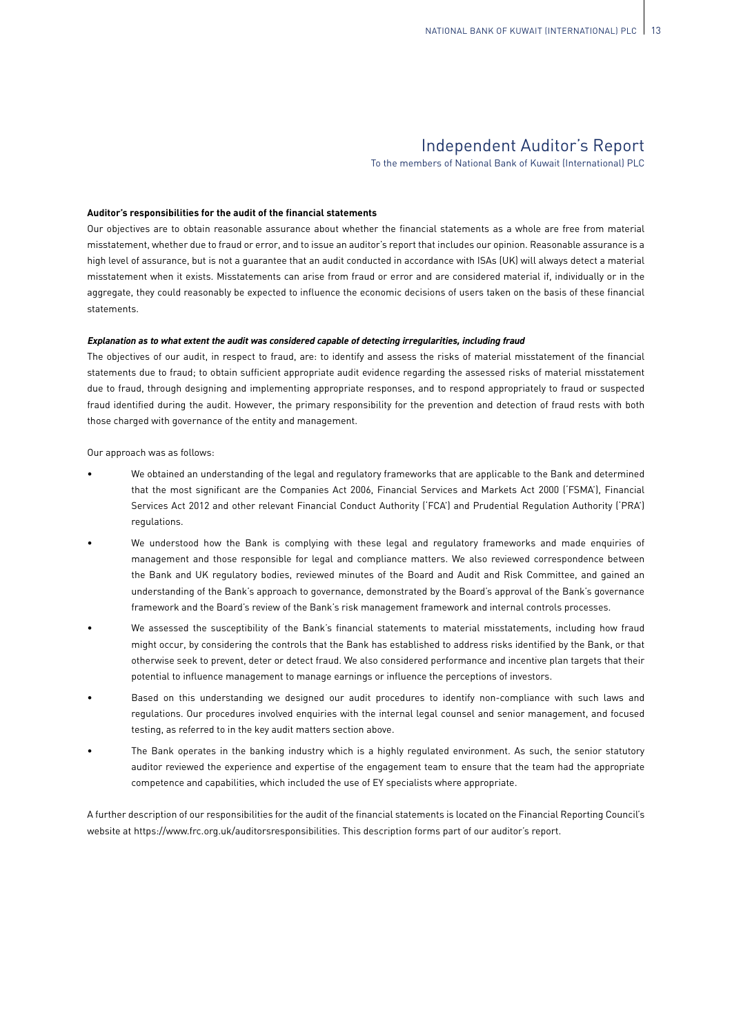# Independent Auditor's Report

To the members of National Bank of Kuwait (International) PLC

**Auditor's responsibilities for the audit of the financial statements**

Our objectives are to obtain reasonable assurance about whether the financial statements as a whole are free from material misstatement, whether due to fraud or error, and to issue an auditor's report that includes our opinion. Reasonable assurance is a high level of assurance, but is not a guarantee that an audit conducted in accordance with ISAs (UK) will always detect a material misstatement when it exists. Misstatements can arise from fraud or error and are considered material if, individually or in the aggregate, they could reasonably be expected to influence the economic decisions of users taken on the basis of these financial statements.

***Explanation as to what extent the audit was considered capable of detecting irregularities, including fraud***

The objectives of our audit, in respect to fraud, are: to identify and assess the risks of material misstatement of the financial statements due to fraud; to obtain sufficient appropriate audit evidence regarding the assessed risks of material misstatement due to fraud, through designing and implementing appropriate responses, and to respond appropriately to fraud or suspected fraud identified during the audit. However, the primary responsibility for the prevention and detection of fraud rests with both those charged with governance of the entity and management.

Our approach was as follows:

- We obtained an understanding of the legal and regulatory frameworks that are applicable to the Bank and determined that the most significant are the Companies Act 2006, Financial Services and Markets Act 2000 ('FSMA'), Financial Services Act 2012 and other relevant Financial Conduct Authority ('FCA') and Prudential Regulation Authority ('PRA') regulations.
- We understood how the Bank is complying with these legal and regulatory frameworks and made enquiries of management and those responsible for legal and compliance matters. We also reviewed correspondence between the Bank and UK regulatory bodies, reviewed minutes of the Board and Audit and Risk Committee, and gained an understanding of the Bank's approach to governance, demonstrated by the Board's approval of the Bank's governance framework and the Board's review of the Bank's risk management framework and internal controls processes.
- We assessed the susceptibility of the Bank's financial statements to material misstatements, including how fraud might occur, by considering the controls that the Bank has established to address risks identified by the Bank, or that otherwise seek to prevent, deter or detect fraud. We also considered performance and incentive plan targets that their potential to influence management to manage earnings or influence the perceptions of investors.
- Based on this understanding we designed our audit procedures to identify non-compliance with such laws and regulations. Our procedures involved enquiries with the internal legal counsel and senior management, and focused testing, as referred to in the key audit matters section above.
- The Bank operates in the banking industry which is a highly regulated environment. As such, the senior statutory auditor reviewed the experience and expertise of the engagement team to ensure that the team had the appropriate competence and capabilities, which included the use of EY specialists where appropriate.

A further description of our responsibilities for the audit of the financial statements is located on the Financial Reporting Council's website at https://www.frc.org.uk/auditorsresponsibilities. This description forms part of our auditor's report.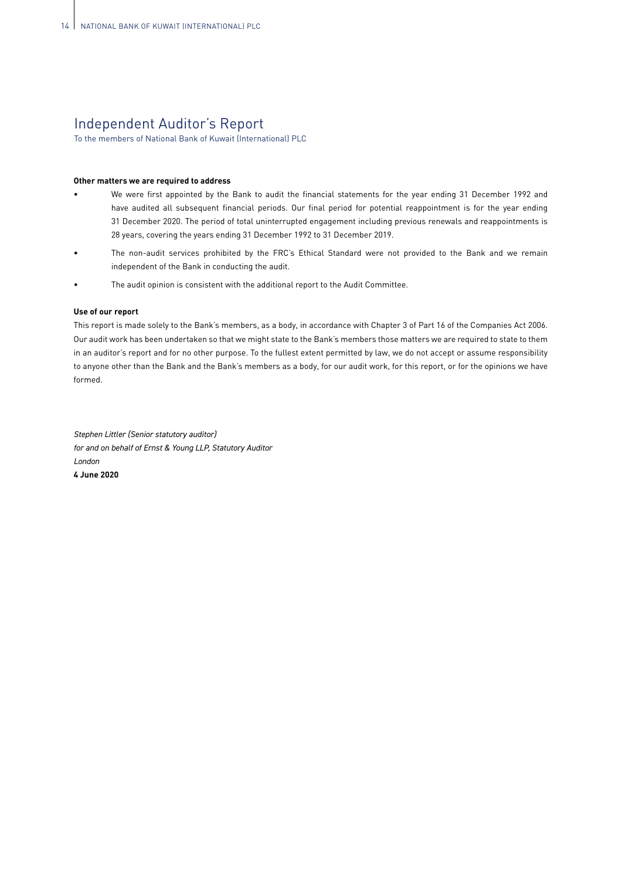# Independent Auditor's Report

To the members of National Bank of Kuwait (International) PLC

**Other matters we are required to address**

- We were first appointed by the Bank to audit the financial statements for the year ending 31 December 1992 and have audited all subsequent financial periods. Our final period for potential reappointment is for the year ending 31 December 2020. The period of total uninterrupted engagement including previous renewals and reappointments is 28 years, covering the years ending 31 December 1992 to 31 December 2019.
- The non-audit services prohibited by the FRC's Ethical Standard were not provided to the Bank and we remain independent of the Bank in conducting the audit.
- The audit opinion is consistent with the additional report to the Audit Committee.

**Use of our report**

This report is made solely to the Bank's members, as a body, in accordance with Chapter 3 of Part 16 of the Companies Act 2006. Our audit work has been undertaken so that we might state to the Bank's members those matters we are required to state to them in an auditor's report and for no other purpose. To the fullest extent permitted by law, we do not accept or assume responsibility to anyone other than the Bank and the Bank's members as a body, for our audit work, for this report, or for the opinions we have formed.

*Stephen Littler (Senior statutory auditor)*
*for and on behalf of Ernst & Young LLP, Statutory Auditor*
*London*
**4 June 2020**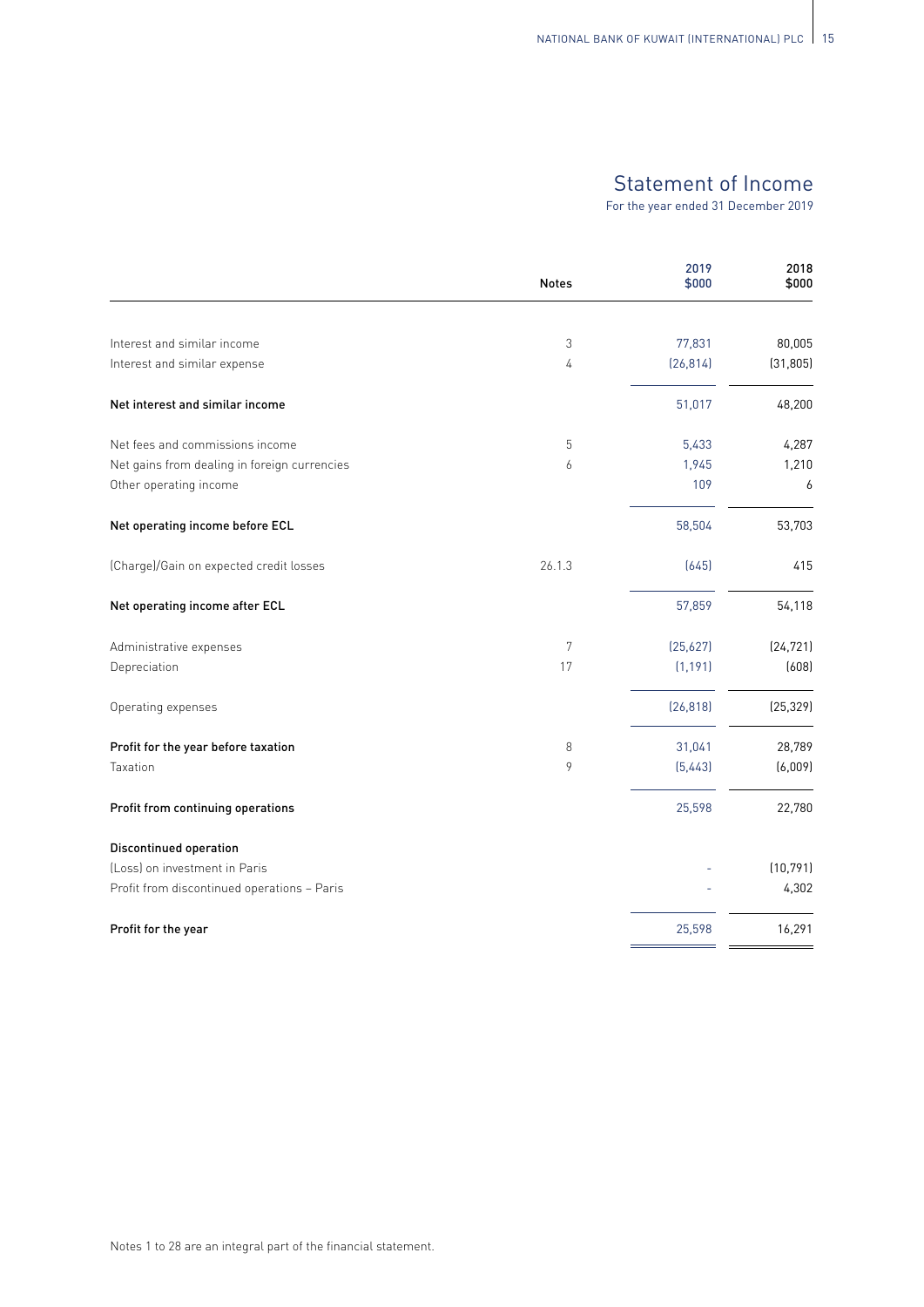# Statement of Income

For the year ended 31 December 2019

| | Notes | 2019 $000 | 2018 $000 |
|---|---|---|---|
| Interest and similar income | 3 | 77,831 | 80,005 |
| Interest and similar expense | 4 | (26,814) | (31,805) |
| **Net interest and similar income** | | 51,017 | 48,200 |
| Net fees and commissions income | 5 | 5,433 | 4,287 |
| Net gains from dealing in foreign currencies | 6 | 1,945 | 1,210 |
| Other operating income | | 109 | 6 |
| **Net operating income before ECL** | | 58,504 | 53,703 |
| (Charge)/Gain on expected credit losses | 26.1.3 | (645) | 415 |
| **Net operating income after ECL** | | 57,859 | 54,118 |
| Administrative expenses | 7 | (25,627) | (24,721) |
| Depreciation | 17 | (1,191) | (608) |
| Operating expenses | | (26,818) | (25,329) |
| **Profit for the year before taxation** | 8 | 31,041 | 28,789 |
| Taxation | 9 | (5,443) | (6,009) |
| **Profit from continuing operations** | | 25,598 | 22,780 |
| **Discontinued operation** | | | |
| (Loss) on investment in Paris | | - | (10,791) |
| Profit from discontinued operations – Paris | | - | 4,302 |
| **Profit for the year** | | 25,598 | 16,291 |

Notes 1 to 28 are an integral part of the financial statement.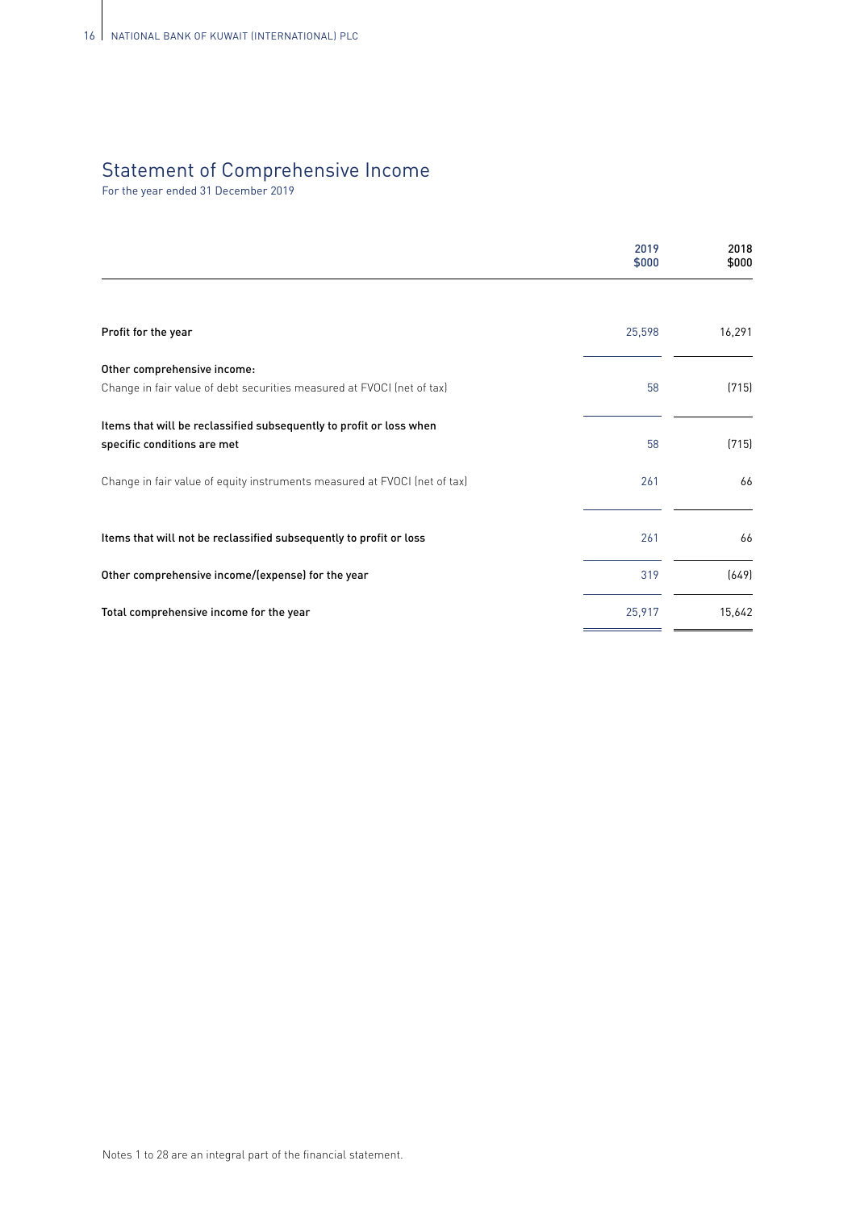# Statement of Comprehensive Income

For the year ended 31 December 2019

| | 2019 $000 | 2018 $000 |
|---|---|---|
| **Profit for the year** | 25,598 | 16,291 |
| **Other comprehensive income:** | | |
| Change in fair value of debt securities measured at FVOCI (net of tax) | 58 | (715) |
| **Items that will be reclassified subsequently to profit or loss when specific conditions are met** | 58 | (715) |
| Change in fair value of equity instruments measured at FVOCI (net of tax) | 261 | 66 |
| **Items that will not be reclassified subsequently to profit or loss** | 261 | 66 |
| **Other comprehensive income/(expense) for the year** | 319 | (649) |
| **Total comprehensive income for the year** | 25,917 | 15,642 |

Notes 1 to 28 are an integral part of the financial statement.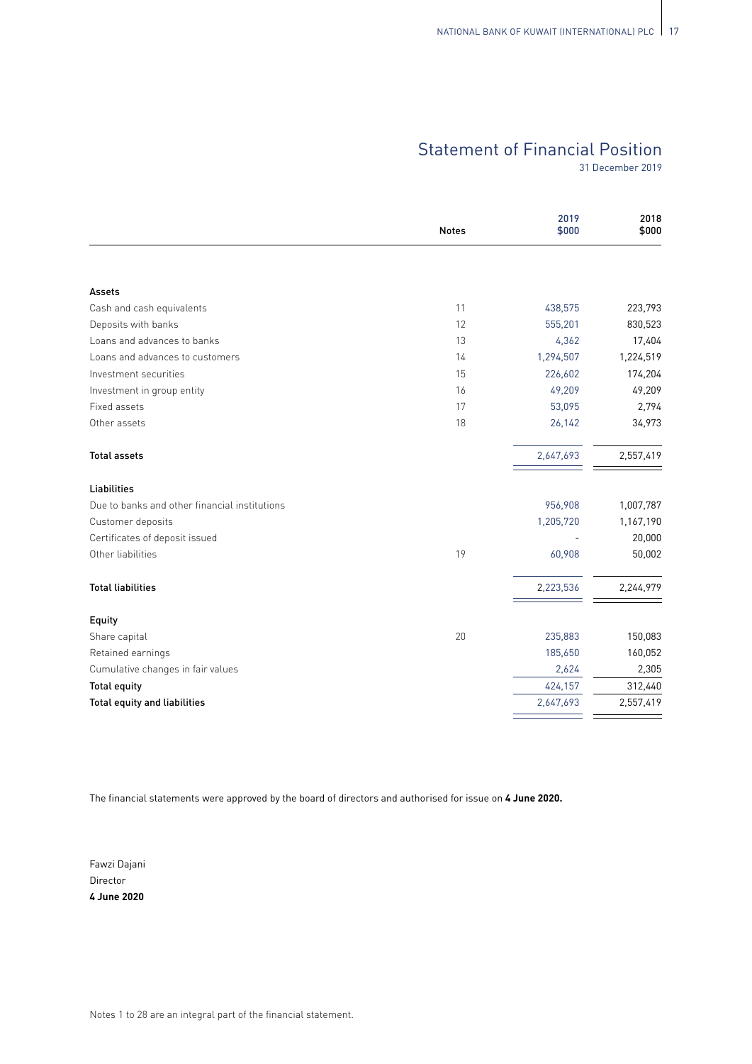# Statement of Financial Position

31 December 2019

| | Notes | 2019 $000 | 2018 $000 |
|---|---|---|---|
| **Assets** | | | |
| Cash and cash equivalents | 11 | 438,575 | 223,793 |
| Deposits with banks | 12 | 555,201 | 830,523 |
| Loans and advances to banks | 13 | 4,362 | 17,404 |
| Loans and advances to customers | 14 | 1,294,507 | 1,224,519 |
| Investment securities | 15 | 226,602 | 174,204 |
| Investment in group entity | 16 | 49,209 | 49,209 |
| Fixed assets | 17 | 53,095 | 2,794 |
| Other assets | 18 | 26,142 | 34,973 |
| **Total assets** | | 2,647,693 | 2,557,419 |
| **Liabilities** | | | |
| Due to banks and other financial institutions | | 956,908 | 1,007,787 |
| Customer deposits | | 1,205,720 | 1,167,190 |
| Certificates of deposit issued | | - | 20,000 |
| Other liabilities | 19 | 60,908 | 50,002 |
| **Total liabilities** | | 2,223,536 | 2,244,979 |
| **Equity** | | | |
| Share capital | 20 | 235,883 | 150,083 |
| Retained earnings | | 185,650 | 160,052 |
| Cumulative changes in fair values | | 2,624 | 2,305 |
| **Total equity** | | 424,157 | 312,440 |
| **Total equity and liabilities** | | 2,647,693 | 2,557,419 |

The financial statements were approved by the board of directors and authorised for issue on **4 June 2020.**

Fawzi Dajani
Director
**4 June 2020**

Notes 1 to 28 are an integral part of the financial statement.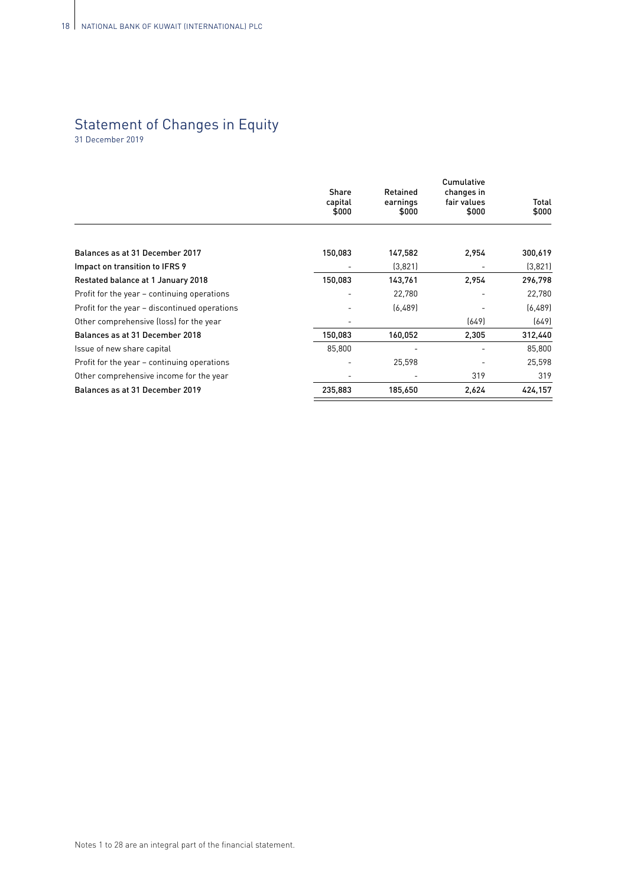# Statement of Changes in Equity

31 December 2019

| | Share capital $000 | Retained earnings $000 | Cumulative changes in fair values $000 | Total $000 |
|---|---|---|---|---|
| **Balances as at 31 December 2017** | **150,083** | **147,582** | **2,954** | **300,619** |
| **Impact on transition to IFRS 9** | - | **(3,821)** | - | **(3,821)** |
| **Restated balance at 1 January 2018** | **150,083** | **143,761** | **2,954** | **296,798** |
| Profit for the year – continuing operations | - | 22,780 | - | 22,780 |
| Profit for the year – discontinued operations | - | (6,489) | - | (6,489) |
| Other comprehensive (loss) for the year | - | | (649) | (649) |
| **Balances as at 31 December 2018** | **150,083** | **160,052** | **2,305** | **312,440** |
| Issue of new share capital | 85,800 | - | - | 85,800 |
| Profit for the year – continuing operations | - | 25,598 | - | 25,598 |
| Other comprehensive income for the year | - | - | 319 | 319 |
| **Balances as at 31 December 2019** | **235,883** | **185,650** | **2,624** | **424,157** |

Notes 1 to 28 are an integral part of the financial statement.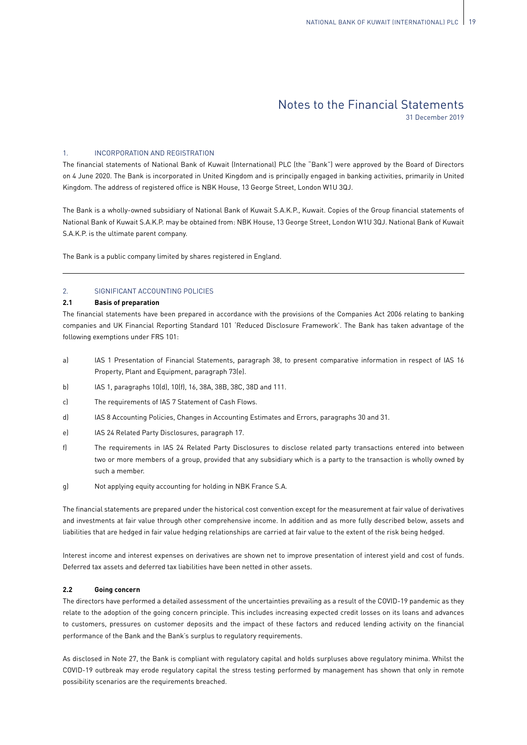# Notes to the Financial Statements

31 December 2019

## 1. INCORPORATION AND REGISTRATION

The financial statements of National Bank of Kuwait (International) PLC (the "Bank") were approved by the Board of Directors on 4 June 2020. The Bank is incorporated in United Kingdom and is principally engaged in banking activities, primarily in United Kingdom. The address of registered office is NBK House, 13 George Street, London W1U 3QJ.

The Bank is a wholly-owned subsidiary of National Bank of Kuwait S.A.K.P., Kuwait. Copies of the Group financial statements of National Bank of Kuwait S.A.K.P. may be obtained from: NBK House, 13 George Street, London W1U 3QJ. National Bank of Kuwait S.A.K.P. is the ultimate parent company.

The Bank is a public company limited by shares registered in England.

## 2. SIGNIFICANT ACCOUNTING POLICIES

### 2.1 Basis of preparation

The financial statements have been prepared in accordance with the provisions of the Companies Act 2006 relating to banking companies and UK Financial Reporting Standard 101 'Reduced Disclosure Framework'. The Bank has taken advantage of the following exemptions under FRS 101:

a) IAS 1 Presentation of Financial Statements, paragraph 38, to present comparative information in respect of IAS 16 Property, Plant and Equipment, paragraph 73(e).

b) IAS 1, paragraphs 10(d), 10(f), 16, 38A, 38B, 38C, 38D and 111.

c) The requirements of IAS 7 Statement of Cash Flows.

d) IAS 8 Accounting Policies, Changes in Accounting Estimates and Errors, paragraphs 30 and 31.

e) IAS 24 Related Party Disclosures, paragraph 17.

f) The requirements in IAS 24 Related Party Disclosures to disclose related party transactions entered into between two or more members of a group, provided that any subsidiary which is a party to the transaction is wholly owned by such a member.

g) Not applying equity accounting for holding in NBK France S.A.

The financial statements are prepared under the historical cost convention except for the measurement at fair value of derivatives and investments at fair value through other comprehensive income. In addition and as more fully described below, assets and liabilities that are hedged in fair value hedging relationships are carried at fair value to the extent of the risk being hedged.

Interest income and interest expenses on derivatives are shown net to improve presentation of interest yield and cost of funds. Deferred tax assets and deferred tax liabilities have been netted in other assets.

### 2.2 Going concern

The directors have performed a detailed assessment of the uncertainties prevailing as a result of the COVID-19 pandemic as they relate to the adoption of the going concern principle. This includes increasing expected credit losses on its loans and advances to customers, pressures on customer deposits and the impact of these factors and reduced lending activity on the financial performance of the Bank and the Bank's surplus to regulatory requirements.

As disclosed in Note 27, the Bank is compliant with regulatory capital and holds surpluses above regulatory minima. Whilst the COVID-19 outbreak may erode regulatory capital the stress testing performed by management has shown that only in remote possibility scenarios are the requirements breached.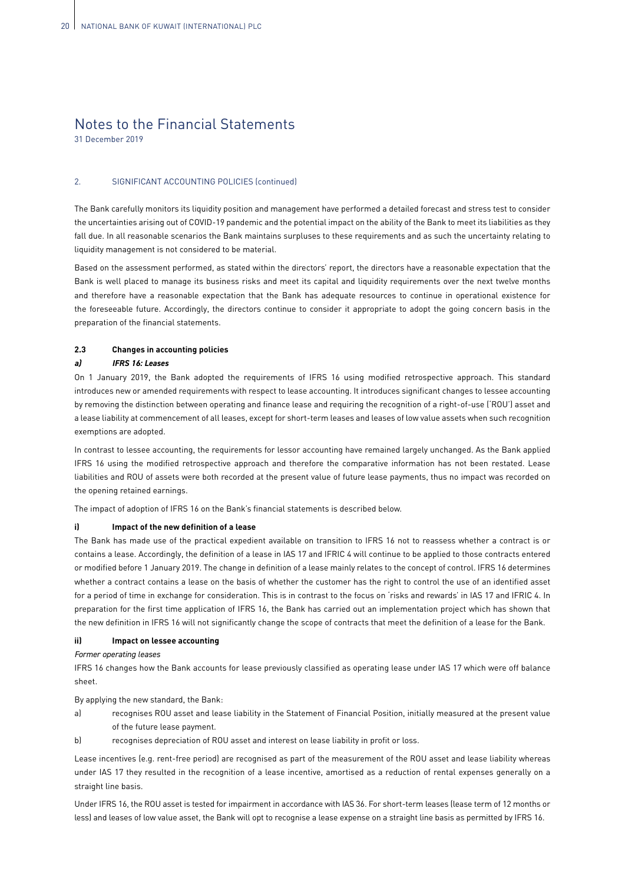# Notes to the Financial Statements

31 December 2019

2. SIGNIFICANT ACCOUNTING POLICIES (continued)

The Bank carefully monitors its liquidity position and management have performed a detailed forecast and stress test to consider the uncertainties arising out of COVID-19 pandemic and the potential impact on the ability of the Bank to meet its liabilities as they fall due. In all reasonable scenarios the Bank maintains surpluses to these requirements and as such the uncertainty relating to liquidity management is not considered to be material.

Based on the assessment performed, as stated within the directors' report, the directors have a reasonable expectation that the Bank is well placed to manage its business risks and meet its capital and liquidity requirements over the next twelve months and therefore have a reasonable expectation that the Bank has adequate resources to continue in operational existence for the foreseeable future. Accordingly, the directors continue to consider it appropriate to adopt the going concern basis in the preparation of the financial statements.

### 2.3 Changes in accounting policies

#### *a) IFRS 16: Leases*

On 1 January 2019, the Bank adopted the requirements of IFRS 16 using modified retrospective approach. This standard introduces new or amended requirements with respect to lease accounting. It introduces significant changes to lessee accounting by removing the distinction between operating and finance lease and requiring the recognition of a right-of-use ('ROU') asset and a lease liability at commencement of all leases, except for short-term leases and leases of low value assets when such recognition exemptions are adopted.

In contrast to lessee accounting, the requirements for lessor accounting have remained largely unchanged. As the Bank applied IFRS 16 using the modified retrospective approach and therefore the comparative information has not been restated. Lease liabilities and ROU of assets were both recorded at the present value of future lease payments, thus no impact was recorded on the opening retained earnings.

The impact of adoption of IFRS 16 on the Bank's financial statements is described below.

**i) Impact of the new definition of a lease**

The Bank has made use of the practical expedient available on transition to IFRS 16 not to reassess whether a contract is or contains a lease. Accordingly, the definition of a lease in IAS 17 and IFRIC 4 will continue to be applied to those contracts entered or modified before 1 January 2019. The change in definition of a lease mainly relates to the concept of control. IFRS 16 determines whether a contract contains a lease on the basis of whether the customer has the right to control the use of an identified asset for a period of time in exchange for consideration. This is in contrast to the focus on 'risks and rewards' in IAS 17 and IFRIC 4. In preparation for the first time application of IFRS 16, the Bank has carried out an implementation project which has shown that the new definition in IFRS 16 will not significantly change the scope of contracts that meet the definition of a lease for the Bank.

**ii) Impact on lessee accounting**

*Former operating leases*

IFRS 16 changes how the Bank accounts for lease previously classified as operating lease under IAS 17 which were off balance sheet.

By applying the new standard, the Bank:

a) recognises ROU asset and lease liability in the Statement of Financial Position, initially measured at the present value of the future lease payment.

b) recognises depreciation of ROU asset and interest on lease liability in profit or loss.

Lease incentives (e.g. rent-free period) are recognised as part of the measurement of the ROU asset and lease liability whereas under IAS 17 they resulted in the recognition of a lease incentive, amortised as a reduction of rental expenses generally on a straight line basis.

Under IFRS 16, the ROU asset is tested for impairment in accordance with IAS 36. For short-term leases (lease term of 12 months or less) and leases of low value asset, the Bank will opt to recognise a lease expense on a straight line basis as permitted by IFRS 16.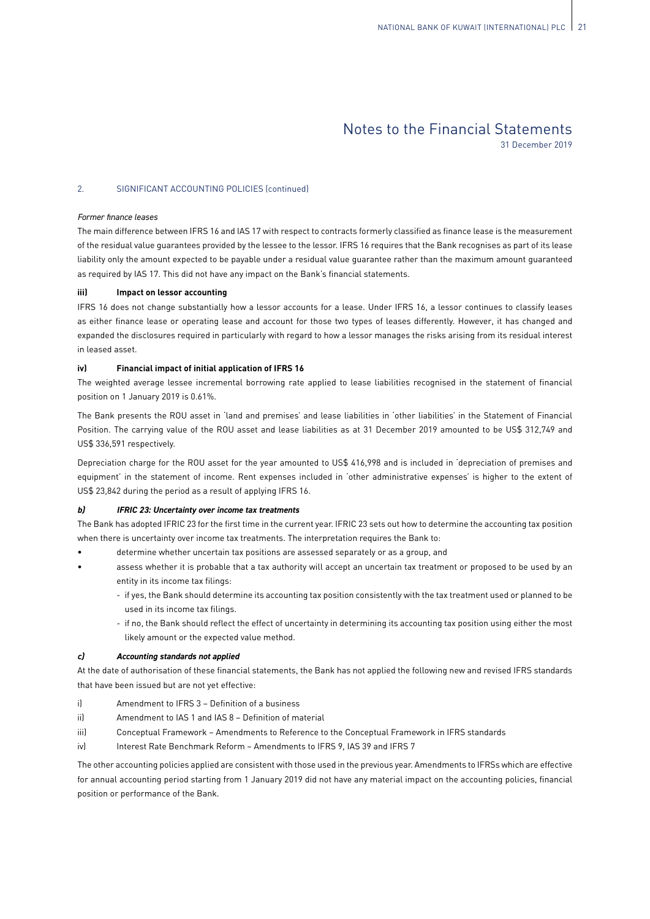## 2. SIGNIFICANT ACCOUNTING POLICIES (continued)

*Former finance leases*

The main difference between IFRS 16 and IAS 17 with respect to contracts formerly classified as finance lease is the measurement of the residual value guarantees provided by the lessee to the lessor. IFRS 16 requires that the Bank recognises as part of its lease liability only the amount expected to be payable under a residual value guarantee rather than the maximum amount guaranteed as required by IAS 17. This did not have any impact on the Bank's financial statements.

**iii) Impact on lessor accounting**

IFRS 16 does not change substantially how a lessor accounts for a lease. Under IFRS 16, a lessor continues to classify leases as either finance lease or operating lease and account for those two types of leases differently. However, it has changed and expanded the disclosures required in particularly with regard to how a lessor manages the risks arising from its residual interest in leased asset.

**iv) Financial impact of initial application of IFRS 16**

The weighted average lessee incremental borrowing rate applied to lease liabilities recognised in the statement of financial position on 1 January 2019 is 0.61%.

The Bank presents the ROU asset in 'land and premises' and lease liabilities in 'other liabilities' in the Statement of Financial Position. The carrying value of the ROU asset and lease liabilities as at 31 December 2019 amounted to be US$ 312,749 and US$ 336,591 respectively.

Depreciation charge for the ROU asset for the year amounted to US$ 416,998 and is included in 'depreciation of premises and equipment' in the statement of income. Rent expenses included in 'other administrative expenses' is higher to the extent of US$ 23,842 during the period as a result of applying IFRS 16.

***b) IFRIC 23: Uncertainty over income tax treatments***

The Bank has adopted IFRIC 23 for the first time in the current year. IFRIC 23 sets out how to determine the accounting tax position when there is uncertainty over income tax treatments. The interpretation requires the Bank to:

- determine whether uncertain tax positions are assessed separately or as a group, and
- assess whether it is probable that a tax authority will accept an uncertain tax treatment or proposed to be used by an entity in its income tax filings:
  - if yes, the Bank should determine its accounting tax position consistently with the tax treatment used or planned to be used in its income tax filings.
  - if no, the Bank should reflect the effect of uncertainty in determining its accounting tax position using either the most likely amount or the expected value method.

***c) Accounting standards not applied***

At the date of authorisation of these financial statements, the Bank has not applied the following new and revised IFRS standards that have been issued but are not yet effective:

i) Amendment to IFRS 3 – Definition of a business

ii) Amendment to IAS 1 and IAS 8 – Definition of material

iii) Conceptual Framework – Amendments to Reference to the Conceptual Framework in IFRS standards

iv) Interest Rate Benchmark Reform – Amendments to IFRS 9, IAS 39 and IFRS 7

The other accounting policies applied are consistent with those used in the previous year. Amendments to IFRSs which are effective for annual accounting period starting from 1 January 2019 did not have any material impact on the accounting policies, financial position or performance of the Bank.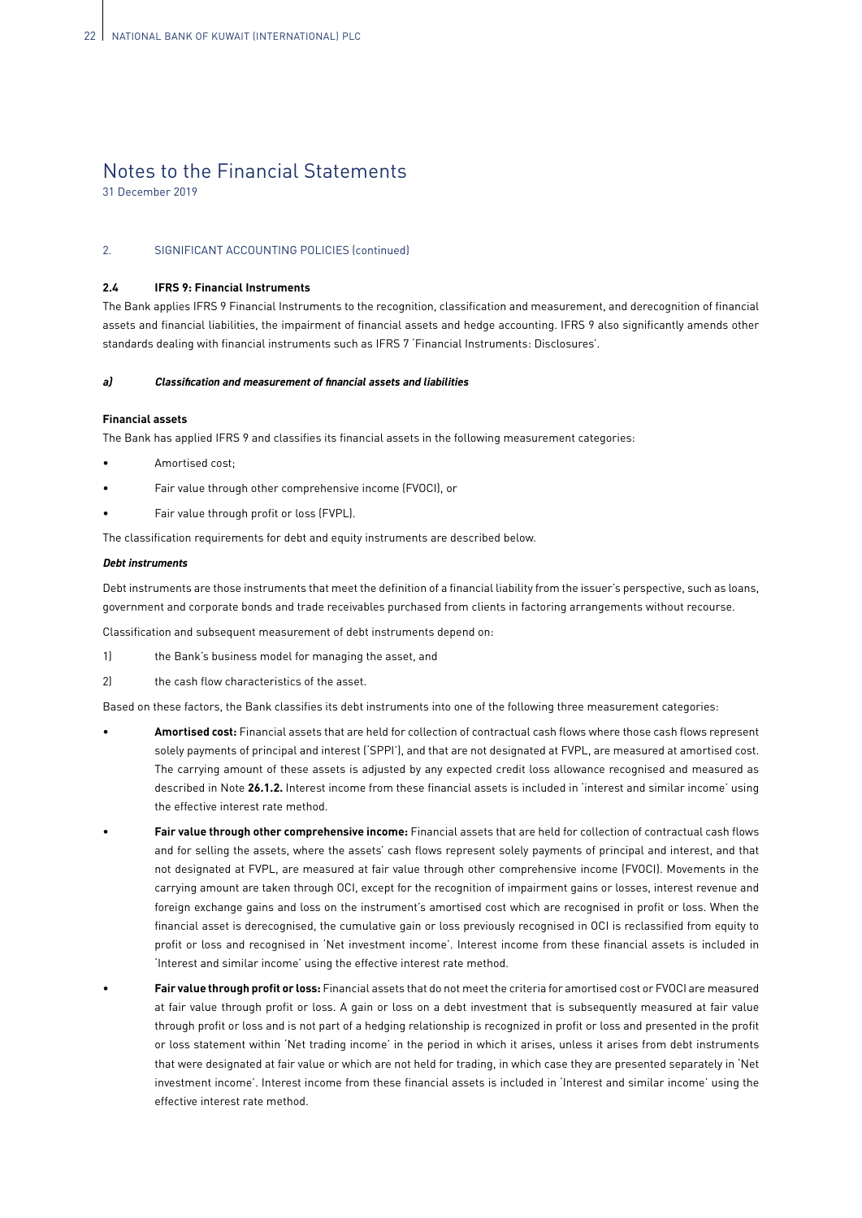# Notes to the Financial Statements

31 December 2019

## 2. SIGNIFICANT ACCOUNTING POLICIES (continued)

### 2.4 IFRS 9: Financial Instruments

The Bank applies IFRS 9 Financial Instruments to the recognition, classification and measurement, and derecognition of financial assets and financial liabilities, the impairment of financial assets and hedge accounting. IFRS 9 also significantly amends other standards dealing with financial instruments such as IFRS 7 'Financial Instruments: Disclosures'.

#### *a) Classification and measurement of financial assets and liabilities*

**Financial assets**

The Bank has applied IFRS 9 and classifies its financial assets in the following measurement categories:

- Amortised cost;
- Fair value through other comprehensive income (FVOCI), or
- Fair value through profit or loss (FVPL).

The classification requirements for debt and equity instruments are described below.

***Debt instruments***

Debt instruments are those instruments that meet the definition of a financial liability from the issuer's perspective, such as loans, government and corporate bonds and trade receivables purchased from clients in factoring arrangements without recourse.

Classification and subsequent measurement of debt instruments depend on:

1) the Bank's business model for managing the asset, and
2) the cash flow characteristics of the asset.

Based on these factors, the Bank classifies its debt instruments into one of the following three measurement categories:

- **Amortised cost:** Financial assets that are held for collection of contractual cash flows where those cash flows represent solely payments of principal and interest ('SPPI'), and that are not designated at FVPL, are measured at amortised cost. The carrying amount of these assets is adjusted by any expected credit loss allowance recognised and measured as described in Note **26.1.2.** Interest income from these financial assets is included in 'interest and similar income' using the effective interest rate method.

- **Fair value through other comprehensive income:** Financial assets that are held for collection of contractual cash flows and for selling the assets, where the assets' cash flows represent solely payments of principal and interest, and that not designated at FVPL, are measured at fair value through other comprehensive income (FVOCI). Movements in the carrying amount are taken through OCI, except for the recognition of impairment gains or losses, interest revenue and foreign exchange gains and loss on the instrument's amortised cost which are recognised in profit or loss. When the financial asset is derecognised, the cumulative gain or loss previously recognised in OCI is reclassified from equity to profit or loss and recognised in 'Net investment income'. Interest income from these financial assets is included in 'Interest and similar income' using the effective interest rate method.

- **Fair value through profit or loss:** Financial assets that do not meet the criteria for amortised cost or FVOCI are measured at fair value through profit or loss. A gain or loss on a debt investment that is subsequently measured at fair value through profit or loss and is not part of a hedging relationship is recognized in profit or loss and presented in the profit or loss statement within 'Net trading income' in the period in which it arises, unless it arises from debt instruments that were designated at fair value or which are not held for trading, in which case they are presented separately in 'Net investment income'. Interest income from these financial assets is included in 'Interest and similar income' using the effective interest rate method.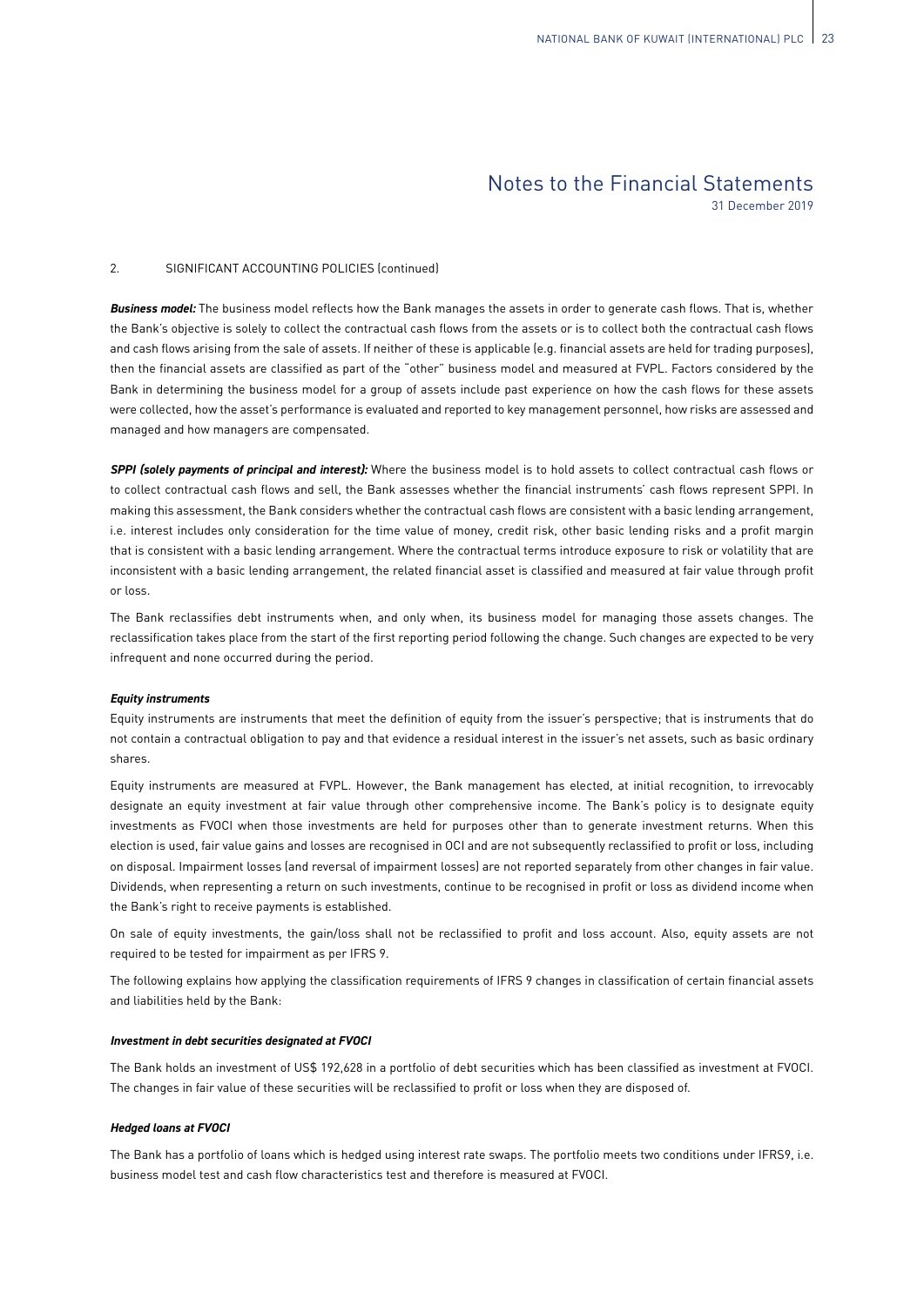2. SIGNIFICANT ACCOUNTING POLICIES (continued)

***Business model:*** The business model reflects how the Bank manages the assets in order to generate cash flows. That is, whether the Bank's objective is solely to collect the contractual cash flows from the assets or is to collect both the contractual cash flows and cash flows arising from the sale of assets. If neither of these is applicable (e.g. financial assets are held for trading purposes), then the financial assets are classified as part of the "other" business model and measured at FVPL. Factors considered by the Bank in determining the business model for a group of assets include past experience on how the cash flows for these assets were collected, how the asset's performance is evaluated and reported to key management personnel, how risks are assessed and managed and how managers are compensated.

***SPPI (solely payments of principal and interest):*** Where the business model is to hold assets to collect contractual cash flows or to collect contractual cash flows and sell, the Bank assesses whether the financial instruments' cash flows represent SPPI. In making this assessment, the Bank considers whether the contractual cash flows are consistent with a basic lending arrangement, i.e. interest includes only consideration for the time value of money, credit risk, other basic lending risks and a profit margin that is consistent with a basic lending arrangement. Where the contractual terms introduce exposure to risk or volatility that are inconsistent with a basic lending arrangement, the related financial asset is classified and measured at fair value through profit or loss.

The Bank reclassifies debt instruments when, and only when, its business model for managing those assets changes. The reclassification takes place from the start of the first reporting period following the change. Such changes are expected to be very infrequent and none occurred during the period.

***Equity instruments***

Equity instruments are instruments that meet the definition of equity from the issuer's perspective; that is instruments that do not contain a contractual obligation to pay and that evidence a residual interest in the issuer's net assets, such as basic ordinary shares.

Equity instruments are measured at FVPL. However, the Bank management has elected, at initial recognition, to irrevocably designate an equity investment at fair value through other comprehensive income. The Bank's policy is to designate equity investments as FVOCI when those investments are held for purposes other than to generate investment returns. When this election is used, fair value gains and losses are recognised in OCI and are not subsequently reclassified to profit or loss, including on disposal. Impairment losses (and reversal of impairment losses) are not reported separately from other changes in fair value. Dividends, when representing a return on such investments, continue to be recognised in profit or loss as dividend income when the Bank's right to receive payments is established.

On sale of equity investments, the gain/loss shall not be reclassified to profit and loss account. Also, equity assets are not required to be tested for impairment as per IFRS 9.

The following explains how applying the classification requirements of IFRS 9 changes in classification of certain financial assets and liabilities held by the Bank:

***Investment in debt securities designated at FVOCI***

The Bank holds an investment of US$ 192,628 in a portfolio of debt securities which has been classified as investment at FVOCI. The changes in fair value of these securities will be reclassified to profit or loss when they are disposed of.

***Hedged loans at FVOCI***

The Bank has a portfolio of loans which is hedged using interest rate swaps. The portfolio meets two conditions under IFRS9, i.e. business model test and cash flow characteristics test and therefore is measured at FVOCI.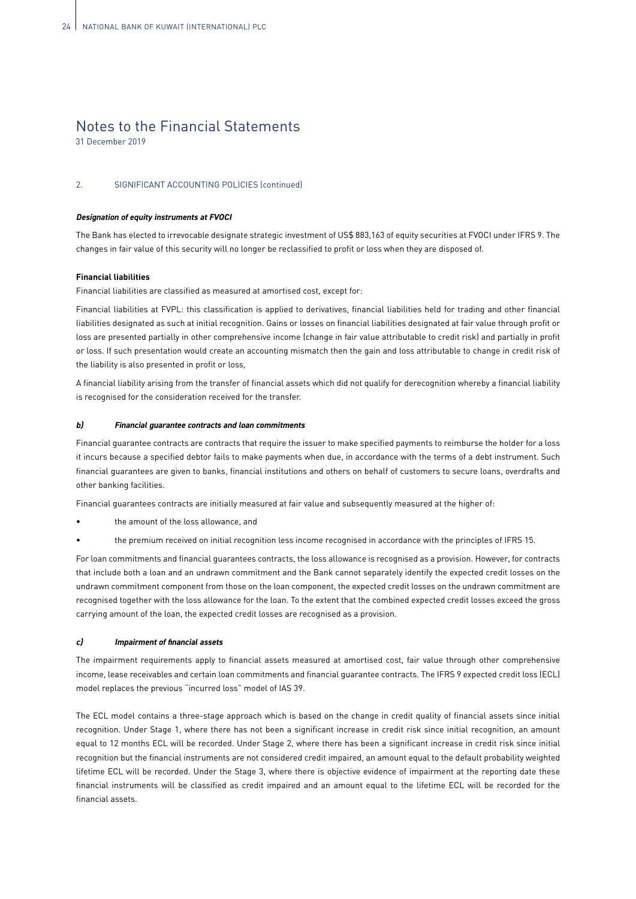# Notes to the Financial Statements

31 December 2019

## 2. SIGNIFICANT ACCOUNTING POLICIES (continued)

***Designation of equity instruments at FVOCI***

The Bank has elected to irrevocable designate strategic investment of US$ 883,163 of equity securities at FVOCI under IFRS 9. The changes in fair value of this security will no longer be reclassified to profit or loss when they are disposed of.

**Financial liabilities**

Financial liabilities are classified as measured at amortised cost, except for:

Financial liabilities at FVPL: this classification is applied to derivatives, financial liabilities held for trading and other financial liabilities designated as such at initial recognition. Gains or losses on financial liabilities designated at fair value through profit or loss are presented partially in other comprehensive income (change in fair value attributable to credit risk) and partially in profit or loss. If such presentation would create an accounting mismatch then the gain and loss attributable to change in credit risk of the liability is also presented in profit or loss,

A financial liability arising from the transfer of financial assets which did not qualify for derecognition whereby a financial liability is recognised for the consideration received for the transfer.

### *b) Financial guarantee contracts and loan commitments*

Financial guarantee contracts are contracts that require the issuer to make specified payments to reimburse the holder for a loss it incurs because a specified debtor fails to make payments when due, in accordance with the terms of a debt instrument. Such financial guarantees are given to banks, financial institutions and others on behalf of customers to secure loans, overdrafts and other banking facilities.

Financial guarantees contracts are initially measured at fair value and subsequently measured at the higher of:

- the amount of the loss allowance, and
- the premium received on initial recognition less income recognised in accordance with the principles of IFRS 15.

For loan commitments and financial guarantees contracts, the loss allowance is recognised as a provision. However, for contracts that include both a loan and an undrawn commitment and the Bank cannot separately identify the expected credit losses on the undrawn commitment component from those on the loan component, the expected credit losses on the undrawn commitment are recognised together with the loss allowance for the loan. To the extent that the combined expected credit losses exceed the gross carrying amount of the loan, the expected credit losses are recognised as a provision.

### *c) Impairment of financial assets*

The impairment requirements apply to financial assets measured at amortised cost, fair value through other comprehensive income, lease receivables and certain loan commitments and financial guarantee contracts. The IFRS 9 expected credit loss (ECL) model replaces the previous "incurred loss" model of IAS 39.

The ECL model contains a three-stage approach which is based on the change in credit quality of financial assets since initial recognition. Under Stage 1, where there has not been a significant increase in credit risk since initial recognition, an amount equal to 12 months ECL will be recorded. Under Stage 2, where there has been a significant increase in credit risk since initial recognition but the financial instruments are not considered credit impaired, an amount equal to the default probability weighted lifetime ECL will be recorded. Under the Stage 3, where there is objective evidence of impairment at the reporting date these financial instruments will be classified as credit impaired and an amount equal to the lifetime ECL will be recorded for the financial assets.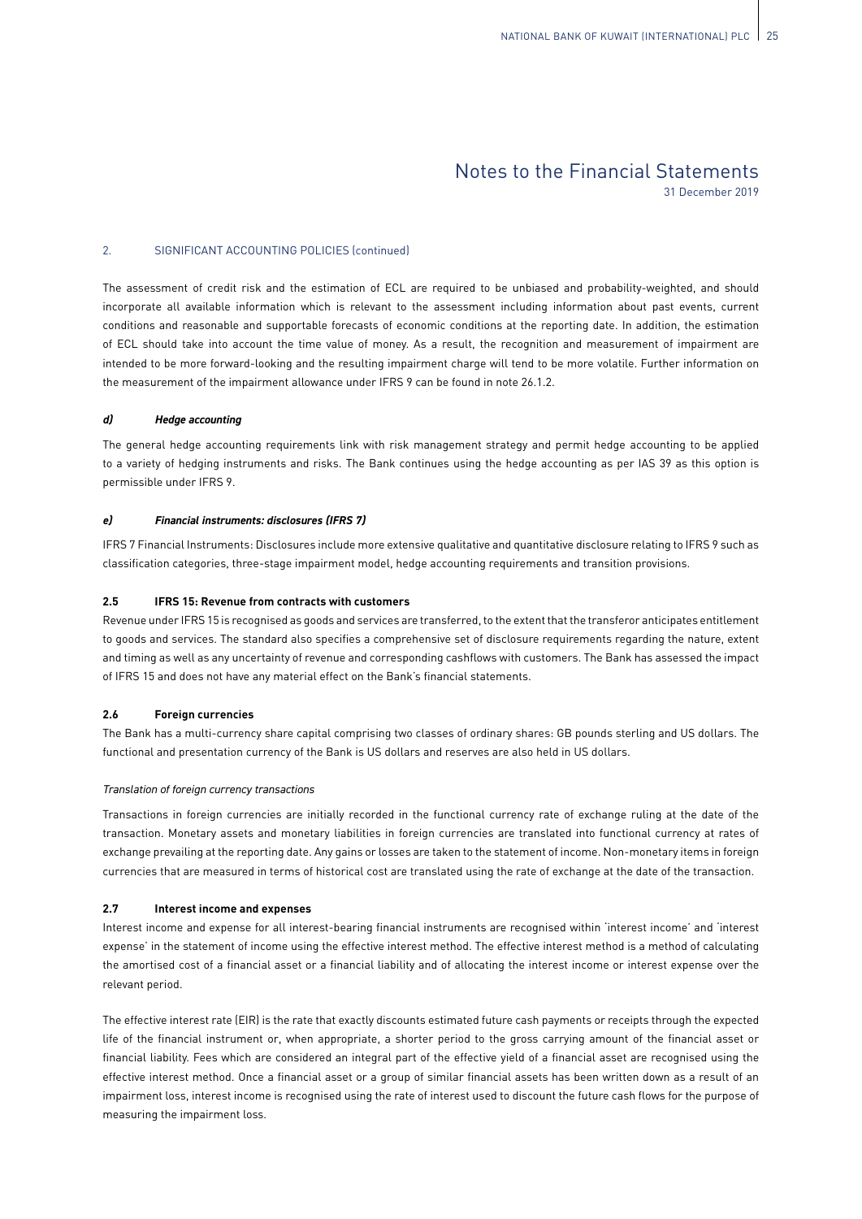# Notes to the Financial Statements

31 December 2019

## 2. SIGNIFICANT ACCOUNTING POLICIES (continued)

The assessment of credit risk and the estimation of ECL are required to be unbiased and probability-weighted, and should incorporate all available information which is relevant to the assessment including information about past events, current conditions and reasonable and supportable forecasts of economic conditions at the reporting date. In addition, the estimation of ECL should take into account the time value of money. As a result, the recognition and measurement of impairment are intended to be more forward-looking and the resulting impairment charge will tend to be more volatile. Further information on the measurement of the impairment allowance under IFRS 9 can be found in note 26.1.2.

#### *d) Hedge accounting*

The general hedge accounting requirements link with risk management strategy and permit hedge accounting to be applied to a variety of hedging instruments and risks. The Bank continues using the hedge accounting as per IAS 39 as this option is permissible under IFRS 9.

#### *e) Financial instruments: disclosures (IFRS 7)*

IFRS 7 Financial Instruments: Disclosures include more extensive qualitative and quantitative disclosure relating to IFRS 9 such as classification categories, three-stage impairment model, hedge accounting requirements and transition provisions.

### 2.5 IFRS 15: Revenue from contracts with customers

Revenue under IFRS 15 is recognised as goods and services are transferred, to the extent that the transferor anticipates entitlement to goods and services. The standard also specifies a comprehensive set of disclosure requirements regarding the nature, extent and timing as well as any uncertainty of revenue and corresponding cashflows with customers. The Bank has assessed the impact of IFRS 15 and does not have any material effect on the Bank's financial statements.

### 2.6 Foreign currencies

The Bank has a multi-currency share capital comprising two classes of ordinary shares: GB pounds sterling and US dollars. The functional and presentation currency of the Bank is US dollars and reserves are also held in US dollars.

*Translation of foreign currency transactions*

Transactions in foreign currencies are initially recorded in the functional currency rate of exchange ruling at the date of the transaction. Monetary assets and monetary liabilities in foreign currencies are translated into functional currency at rates of exchange prevailing at the reporting date. Any gains or losses are taken to the statement of income. Non-monetary items in foreign currencies that are measured in terms of historical cost are translated using the rate of exchange at the date of the transaction.

### 2.7 Interest income and expenses

Interest income and expense for all interest-bearing financial instruments are recognised within 'interest income' and 'interest expense' in the statement of income using the effective interest method. The effective interest method is a method of calculating the amortised cost of a financial asset or a financial liability and of allocating the interest income or interest expense over the relevant period.

The effective interest rate (EIR) is the rate that exactly discounts estimated future cash payments or receipts through the expected life of the financial instrument or, when appropriate, a shorter period to the gross carrying amount of the financial asset or financial liability. Fees which are considered an integral part of the effective yield of a financial asset are recognised using the effective interest method. Once a financial asset or a group of similar financial assets has been written down as a result of an impairment loss, interest income is recognised using the rate of interest used to discount the future cash flows for the purpose of measuring the impairment loss.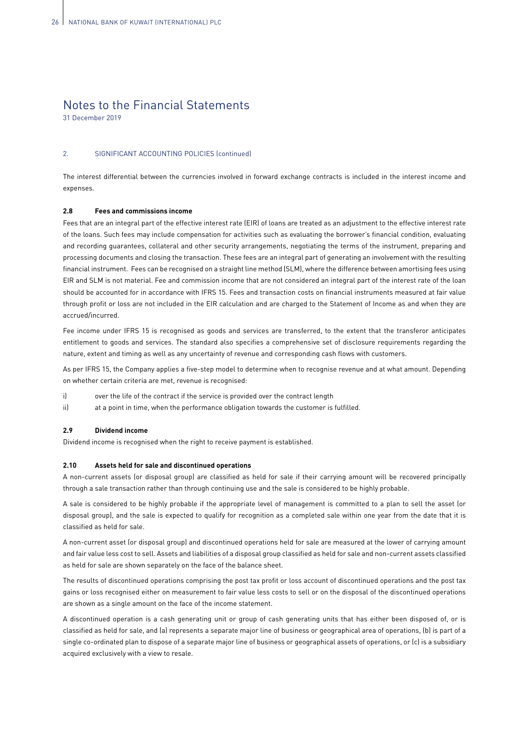# Notes to the Financial Statements

31 December 2019

## 2. SIGNIFICANT ACCOUNTING POLICIES (continued)

The interest differential between the currencies involved in forward exchange contracts is included in the interest income and expenses.

### 2.8 Fees and commissions income

Fees that are an integral part of the effective interest rate (EIR) of loans are treated as an adjustment to the effective interest rate of the loans. Such fees may include compensation for activities such as evaluating the borrower's financial condition, evaluating and recording guarantees, collateral and other security arrangements, negotiating the terms of the instrument, preparing and processing documents and closing the transaction. These fees are an integral part of generating an involvement with the resulting financial instrument. Fees can be recognised on a straight line method (SLM), where the difference between amortising fees using EIR and SLM is not material. Fee and commission income that are not considered an integral part of the interest rate of the loan should be accounted for in accordance with IFRS 15. Fees and transaction costs on financial instruments measured at fair value through profit or loss are not included in the EIR calculation and are charged to the Statement of Income as and when they are accrued/incurred.

Fee income under IFRS 15 is recognised as goods and services are transferred, to the extent that the transferor anticipates entitlement to goods and services. The standard also specifies a comprehensive set of disclosure requirements regarding the nature, extent and timing as well as any uncertainty of revenue and corresponding cash flows with customers.

As per IFRS 15, the Company applies a five-step model to determine when to recognise revenue and at what amount. Depending on whether certain criteria are met, revenue is recognised:

i) over the life of the contract if the service is provided over the contract length

ii) at a point in time, when the performance obligation towards the customer is fulfilled.

### 2.9 Dividend income

Dividend income is recognised when the right to receive payment is established.

### 2.10 Assets held for sale and discontinued operations

A non-current assets (or disposal group) are classified as held for sale if their carrying amount will be recovered principally through a sale transaction rather than through continuing use and the sale is considered to be highly probable.

A sale is considered to be highly probable if the appropriate level of management is committed to a plan to sell the asset (or disposal group), and the sale is expected to qualify for recognition as a completed sale within one year from the date that it is classified as held for sale.

A non-current asset (or disposal group) and discontinued operations held for sale are measured at the lower of carrying amount and fair value less cost to sell. Assets and liabilities of a disposal group classified as held for sale and non-current assets classified as held for sale are shown separately on the face of the balance sheet.

The results of discontinued operations comprising the post tax profit or loss account of discontinued operations and the post tax gains or loss recognised either on measurement to fair value less costs to sell or on the disposal of the discontinued operations are shown as a single amount on the face of the income statement.

A discontinued operation is a cash generating unit or group of cash generating units that has either been disposed of, or is classified as held for sale, and (a) represents a separate major line of business or geographical area of operations, (b) is part of a single co-ordinated plan to dispose of a separate major line of business or geographical assets of operations, or (c) is a subsidiary acquired exclusively with a view to resale.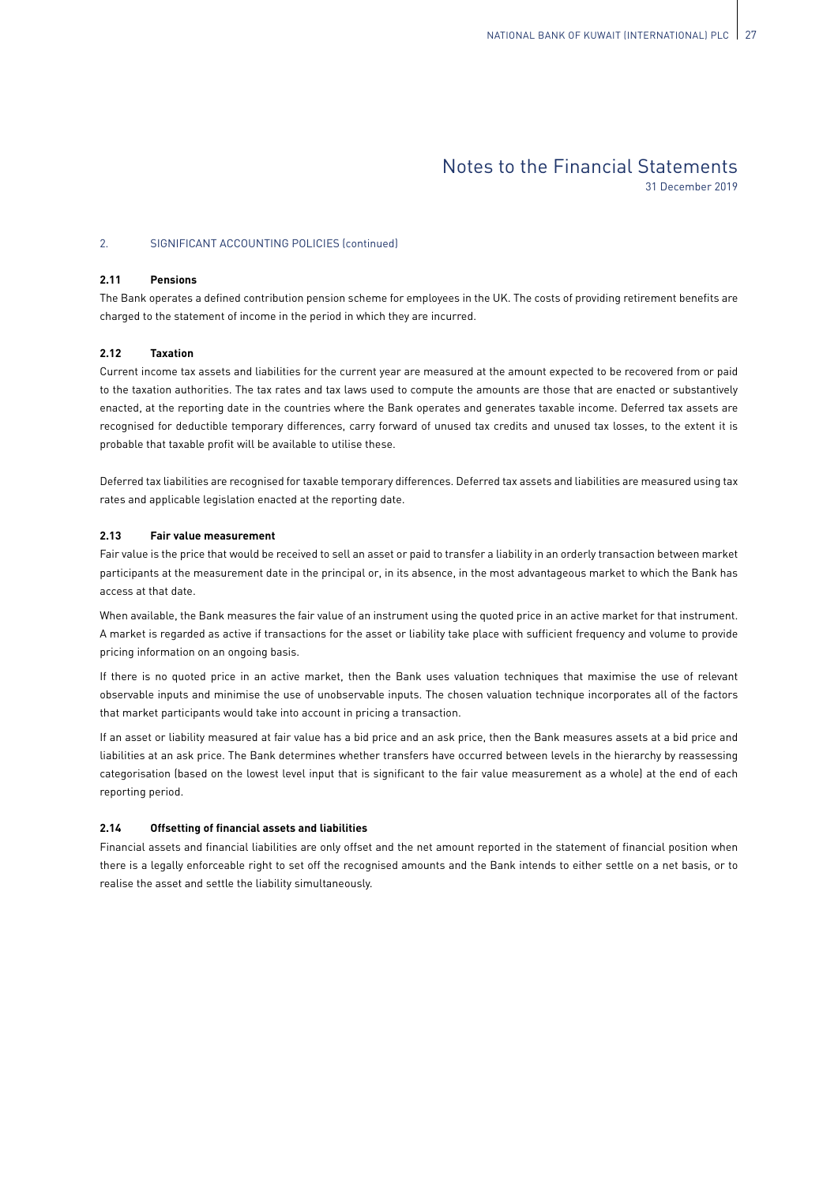# Notes to the Financial Statements

31 December 2019

## 2. SIGNIFICANT ACCOUNTING POLICIES (continued)

### 2.11 Pensions

The Bank operates a defined contribution pension scheme for employees in the UK. The costs of providing retirement benefits are charged to the statement of income in the period in which they are incurred.

### 2.12 Taxation

Current income tax assets and liabilities for the current year are measured at the amount expected to be recovered from or paid to the taxation authorities. The tax rates and tax laws used to compute the amounts are those that are enacted or substantively enacted, at the reporting date in the countries where the Bank operates and generates taxable income. Deferred tax assets are recognised for deductible temporary differences, carry forward of unused tax credits and unused tax losses, to the extent it is probable that taxable profit will be available to utilise these.

Deferred tax liabilities are recognised for taxable temporary differences. Deferred tax assets and liabilities are measured using tax rates and applicable legislation enacted at the reporting date.

### 2.13 Fair value measurement

Fair value is the price that would be received to sell an asset or paid to transfer a liability in an orderly transaction between market participants at the measurement date in the principal or, in its absence, in the most advantageous market to which the Bank has access at that date.

When available, the Bank measures the fair value of an instrument using the quoted price in an active market for that instrument. A market is regarded as active if transactions for the asset or liability take place with sufficient frequency and volume to provide pricing information on an ongoing basis.

If there is no quoted price in an active market, then the Bank uses valuation techniques that maximise the use of relevant observable inputs and minimise the use of unobservable inputs. The chosen valuation technique incorporates all of the factors that market participants would take into account in pricing a transaction.

If an asset or liability measured at fair value has a bid price and an ask price, then the Bank measures assets at a bid price and liabilities at an ask price. The Bank determines whether transfers have occurred between levels in the hierarchy by reassessing categorisation (based on the lowest level input that is significant to the fair value measurement as a whole) at the end of each reporting period.

### 2.14 Offsetting of financial assets and liabilities

Financial assets and financial liabilities are only offset and the net amount reported in the statement of financial position when there is a legally enforceable right to set off the recognised amounts and the Bank intends to either settle on a net basis, or to realise the asset and settle the liability simultaneously.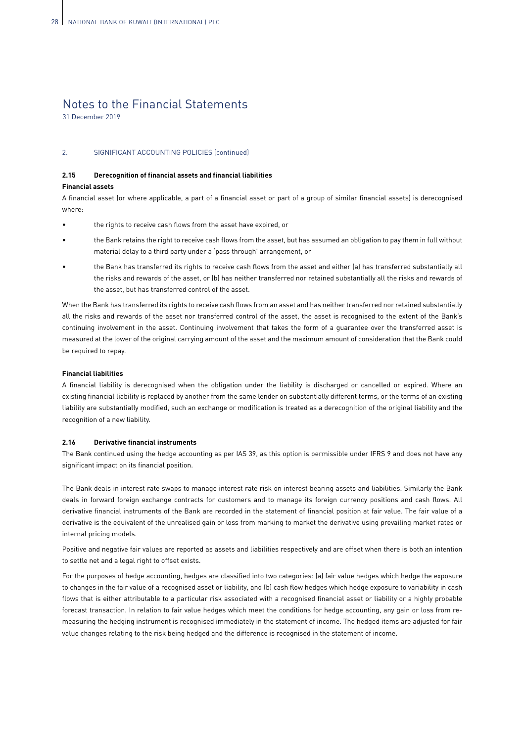# Notes to the Financial Statements

31 December 2019

## 2. SIGNIFICANT ACCOUNTING POLICIES (continued)

### 2.15 Derecognition of financial assets and financial liabilities

**Financial assets**

A financial asset (or where applicable, a part of a financial asset or part of a group of similar financial assets) is derecognised where:

- the rights to receive cash flows from the asset have expired, or
- the Bank retains the right to receive cash flows from the asset, but has assumed an obligation to pay them in full without material delay to a third party under a 'pass through' arrangement, or
- the Bank has transferred its rights to receive cash flows from the asset and either (a) has transferred substantially all the risks and rewards of the asset, or (b) has neither transferred nor retained substantially all the risks and rewards of the asset, but has transferred control of the asset.

When the Bank has transferred its rights to receive cash flows from an asset and has neither transferred nor retained substantially all the risks and rewards of the asset nor transferred control of the asset, the asset is recognised to the extent of the Bank's continuing involvement in the asset. Continuing involvement that takes the form of a guarantee over the transferred asset is measured at the lower of the original carrying amount of the asset and the maximum amount of consideration that the Bank could be required to repay.

**Financial liabilities**

A financial liability is derecognised when the obligation under the liability is discharged or cancelled or expired. Where an existing financial liability is replaced by another from the same lender on substantially different terms, or the terms of an existing liability are substantially modified, such an exchange or modification is treated as a derecognition of the original liability and the recognition of a new liability.

### 2.16 Derivative financial instruments

The Bank continued using the hedge accounting as per IAS 39, as this option is permissible under IFRS 9 and does not have any significant impact on its financial position.

The Bank deals in interest rate swaps to manage interest rate risk on interest bearing assets and liabilities. Similarly the Bank deals in forward foreign exchange contracts for customers and to manage its foreign currency positions and cash flows. All derivative financial instruments of the Bank are recorded in the statement of financial position at fair value. The fair value of a derivative is the equivalent of the unrealised gain or loss from marking to market the derivative using prevailing market rates or internal pricing models.

Positive and negative fair values are reported as assets and liabilities respectively and are offset when there is both an intention to settle net and a legal right to offset exists.

For the purposes of hedge accounting, hedges are classified into two categories: (a) fair value hedges which hedge the exposure to changes in the fair value of a recognised asset or liability, and (b) cash flow hedges which hedge exposure to variability in cash flows that is either attributable to a particular risk associated with a recognised financial asset or liability or a highly probable forecast transaction. In relation to fair value hedges which meet the conditions for hedge accounting, any gain or loss from re-measuring the hedging instrument is recognised immediately in the statement of income. The hedged items are adjusted for fair value changes relating to the risk being hedged and the difference is recognised in the statement of income.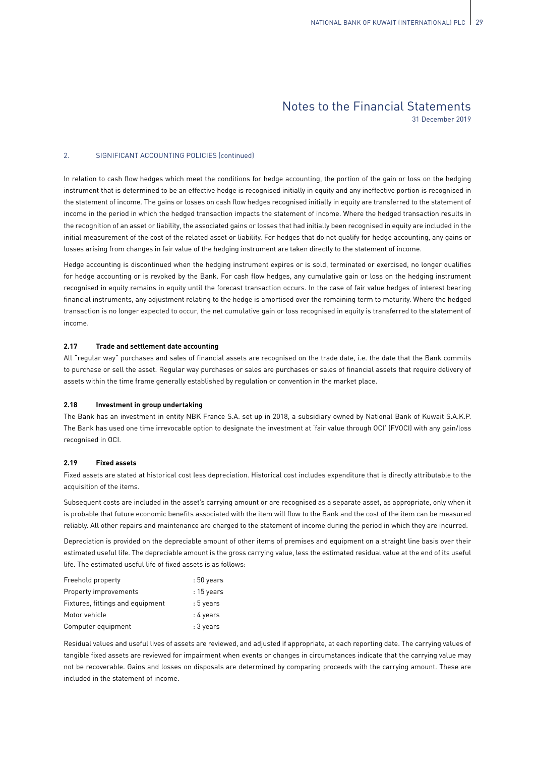# Notes to the Financial Statements

31 December 2019

## 2. SIGNIFICANT ACCOUNTING POLICIES (continued)

In relation to cash flow hedges which meet the conditions for hedge accounting, the portion of the gain or loss on the hedging instrument that is determined to be an effective hedge is recognised initially in equity and any ineffective portion is recognised in the statement of income. The gains or losses on cash flow hedges recognised initially in equity are transferred to the statement of income in the period in which the hedged transaction impacts the statement of income. Where the hedged transaction results in the recognition of an asset or liability, the associated gains or losses that had initially been recognised in equity are included in the initial measurement of the cost of the related asset or liability. For hedges that do not qualify for hedge accounting, any gains or losses arising from changes in fair value of the hedging instrument are taken directly to the statement of income.

Hedge accounting is discontinued when the hedging instrument expires or is sold, terminated or exercised, no longer qualifies for hedge accounting or is revoked by the Bank. For cash flow hedges, any cumulative gain or loss on the hedging instrument recognised in equity remains in equity until the forecast transaction occurs. In the case of fair value hedges of interest bearing financial instruments, any adjustment relating to the hedge is amortised over the remaining term to maturity. Where the hedged transaction is no longer expected to occur, the net cumulative gain or loss recognised in equity is transferred to the statement of income.

### 2.17 Trade and settlement date accounting

All "regular way" purchases and sales of financial assets are recognised on the trade date, i.e. the date that the Bank commits to purchase or sell the asset. Regular way purchases or sales are purchases or sales of financial assets that require delivery of assets within the time frame generally established by regulation or convention in the market place.

### 2.18 Investment in group undertaking

The Bank has an investment in entity NBK France S.A. set up in 2018, a subsidiary owned by National Bank of Kuwait S.A.K.P. The Bank has used one time irrevocable option to designate the investment at 'fair value through OCI' (FVOCI) with any gain/loss recognised in OCI.

### 2.19 Fixed assets

Fixed assets are stated at historical cost less depreciation. Historical cost includes expenditure that is directly attributable to the acquisition of the items.

Subsequent costs are included in the asset's carrying amount or are recognised as a separate asset, as appropriate, only when it is probable that future economic benefits associated with the item will flow to the Bank and the cost of the item can be measured reliably. All other repairs and maintenance are charged to the statement of income during the period in which they are incurred.

Depreciation is provided on the depreciable amount of other items of premises and equipment on a straight line basis over their estimated useful life. The depreciable amount is the gross carrying value, less the estimated residual value at the end of its useful life. The estimated useful life of fixed assets is as follows:

| | |
|---|---|
| Freehold property | : 50 years |
| Property improvements | : 15 years |
| Fixtures, fittings and equipment | : 5 years |
| Motor vehicle | : 4 years |
| Computer equipment | : 3 years |

Residual values and useful lives of assets are reviewed, and adjusted if appropriate, at each reporting date. The carrying values of tangible fixed assets are reviewed for impairment when events or changes in circumstances indicate that the carrying value may not be recoverable. Gains and losses on disposals are determined by comparing proceeds with the carrying amount. These are included in the statement of income.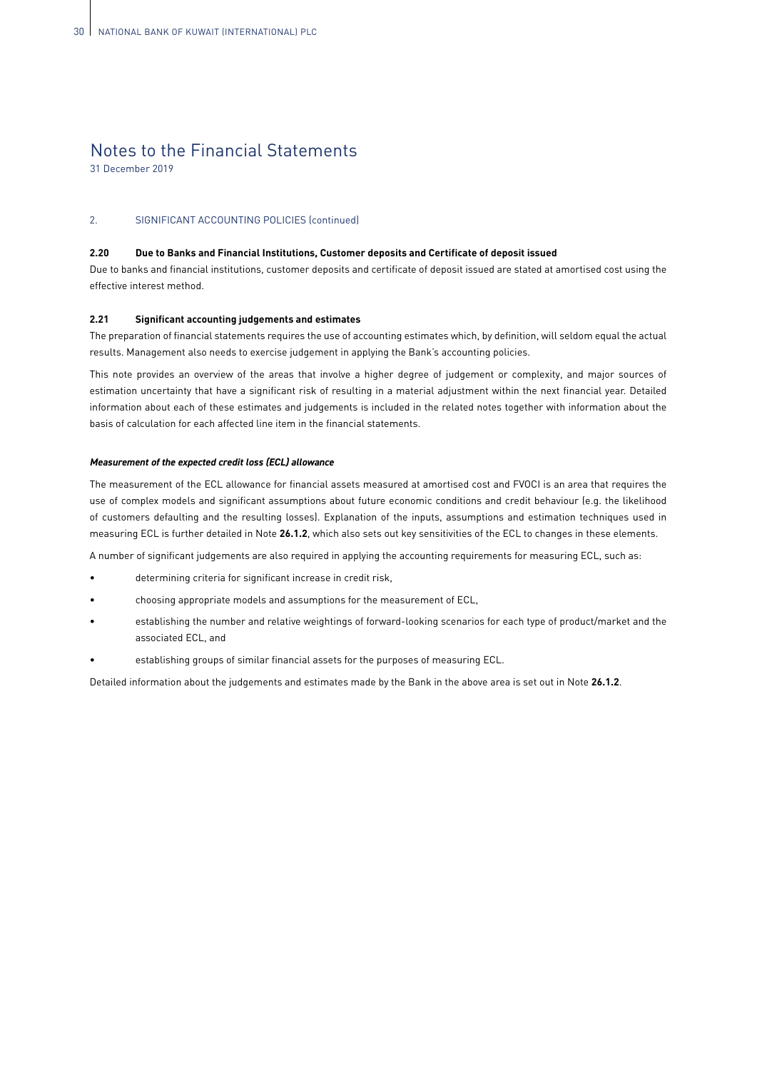# Notes to the Financial Statements

31 December 2019

## 2. SIGNIFICANT ACCOUNTING POLICIES (continued)

### 2.20 Due to Banks and Financial Institutions, Customer deposits and Certificate of deposit issued

Due to banks and financial institutions, customer deposits and certificate of deposit issued are stated at amortised cost using the effective interest method.

### 2.21 Significant accounting judgements and estimates

The preparation of financial statements requires the use of accounting estimates which, by definition, will seldom equal the actual results. Management also needs to exercise judgement in applying the Bank's accounting policies.

This note provides an overview of the areas that involve a higher degree of judgement or complexity, and major sources of estimation uncertainty that have a significant risk of resulting in a material adjustment within the next financial year. Detailed information about each of these estimates and judgements is included in the related notes together with information about the basis of calculation for each affected line item in the financial statements.

***Measurement of the expected credit loss (ECL) allowance***

The measurement of the ECL allowance for financial assets measured at amortised cost and FVOCI is an area that requires the use of complex models and significant assumptions about future economic conditions and credit behaviour (e.g. the likelihood of customers defaulting and the resulting losses). Explanation of the inputs, assumptions and estimation techniques used in measuring ECL is further detailed in Note **26.1.2**, which also sets out key sensitivities of the ECL to changes in these elements.

A number of significant judgements are also required in applying the accounting requirements for measuring ECL, such as:

- determining criteria for significant increase in credit risk,
- choosing appropriate models and assumptions for the measurement of ECL,
- establishing the number and relative weightings of forward-looking scenarios for each type of product/market and the associated ECL, and
- establishing groups of similar financial assets for the purposes of measuring ECL.

Detailed information about the judgements and estimates made by the Bank in the above area is set out in Note **26.1.2**.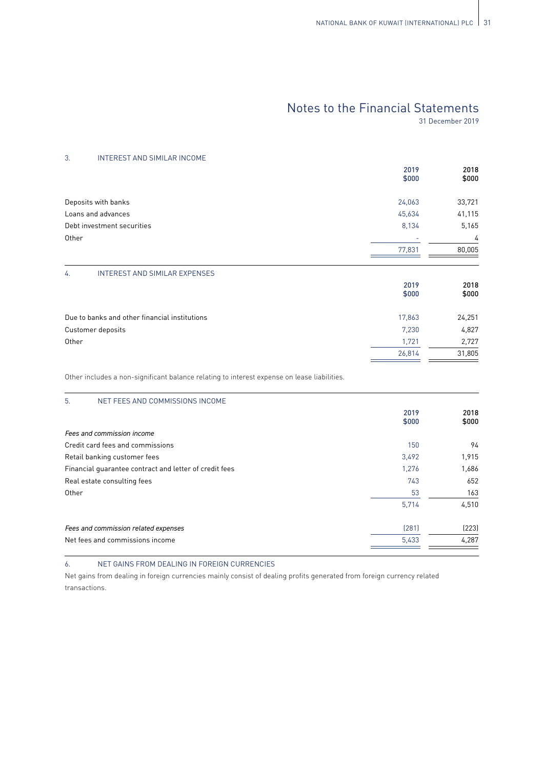# Notes to the Financial Statements

31 December 2019

## 3. INTEREST AND SIMILAR INCOME

| | 2019 $000 | 2018 $000 |
|---|---|---|
| Deposits with banks | 24,063 | 33,721 |
| Loans and advances | 45,634 | 41,115 |
| Debt investment securities | 8,134 | 5,165 |
| Other | - | 4 |
| | 77,831 | 80,005 |

## 4. INTEREST AND SIMILAR EXPENSES

| | 2019 $000 | 2018 $000 |
|---|---|---|
| Due to banks and other financial institutions | 17,863 | 24,251 |
| Customer deposits | 7,230 | 4,827 |
| Other | 1,721 | 2,727 |
| | 26,814 | 31,805 |

Other includes a non-significant balance relating to interest expense on lease liabilities.

## 5. NET FEES AND COMMISSIONS INCOME

| | 2019 $000 | 2018 $000 |
|---|---|---|
| *Fees and commission income* | | |
| Credit card fees and commissions | 150 | 94 |
| Retail banking customer fees | 3,492 | 1,915 |
| Financial guarantee contract and letter of credit fees | 1,276 | 1,686 |
| Real estate consulting fees | 743 | 652 |
| Other | 53 | 163 |
| | 5,714 | 4,510 |
| *Fees and commission related expenses* | (281) | (223) |
| Net fees and commissions income | 5,433 | 4,287 |

## 6. NET GAINS FROM DEALING IN FOREIGN CURRENCIES

Net gains from dealing in foreign currencies mainly consist of dealing profits generated from foreign currency related transactions.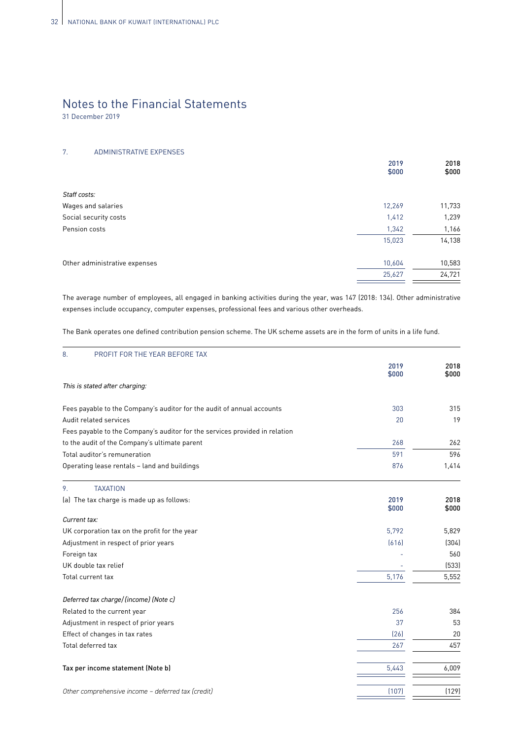# Notes to the Financial Statements

31 December 2019

## 7. ADMINISTRATIVE EXPENSES

| | 2019 $000 | 2018 $000 |
|---|---|---|
| *Staff costs:* | | |
| Wages and salaries | 12,269 | 11,733 |
| Social security costs | 1,412 | 1,239 |
| Pension costs | 1,342 | 1,166 |
| | 15,023 | 14,138 |
| Other administrative expenses | 10,604 | 10,583 |
| | 25,627 | 24,721 |

The average number of employees, all engaged in banking activities during the year, was 147 (2018: 134). Other administrative expenses include occupancy, computer expenses, professional fees and various other overheads.

The Bank operates one defined contribution pension scheme. The UK scheme assets are in the form of units in a life fund.

## 8. PROFIT FOR THE YEAR BEFORE TAX

| | 2019 $000 | 2018 $000 |
|---|---|---|
| *This is stated after charging:* | | |
| Fees payable to the Company's auditor for the audit of annual accounts | 303 | 315 |
| Audit related services | 20 | 19 |
| Fees payable to the Company's auditor for the services provided in relation to the audit of the Company's ultimate parent | 268 | 262 |
| Total auditor's remuneration | 591 | 596 |
| Operating lease rentals – land and buildings | 876 | 1,414 |

## 9. TAXATION

| (a) The tax charge is made up as follows: | 2019 $000 | 2018 $000 |
|---|---|---|
| *Current tax:* | | |
| UK corporation tax on the profit for the year | 5,792 | 5,829 |
| Adjustment in respect of prior years | (616) | (304) |
| Foreign tax | - | 560 |
| UK double tax relief | - | (533) |
| Total current tax | 5,176 | 5,552 |
| *Deferred tax charge/(income) (Note c)* | | |
| Related to the current year | 256 | 384 |
| Adjustment in respect of prior years | 37 | 53 |
| Effect of changes in tax rates | (26) | 20 |
| Total deferred tax | 267 | 457 |
| **Tax per income statement (Note b)** | 5,443 | 6,009 |
| *Other comprehensive income – deferred tax (credit)* | (107) | (129) |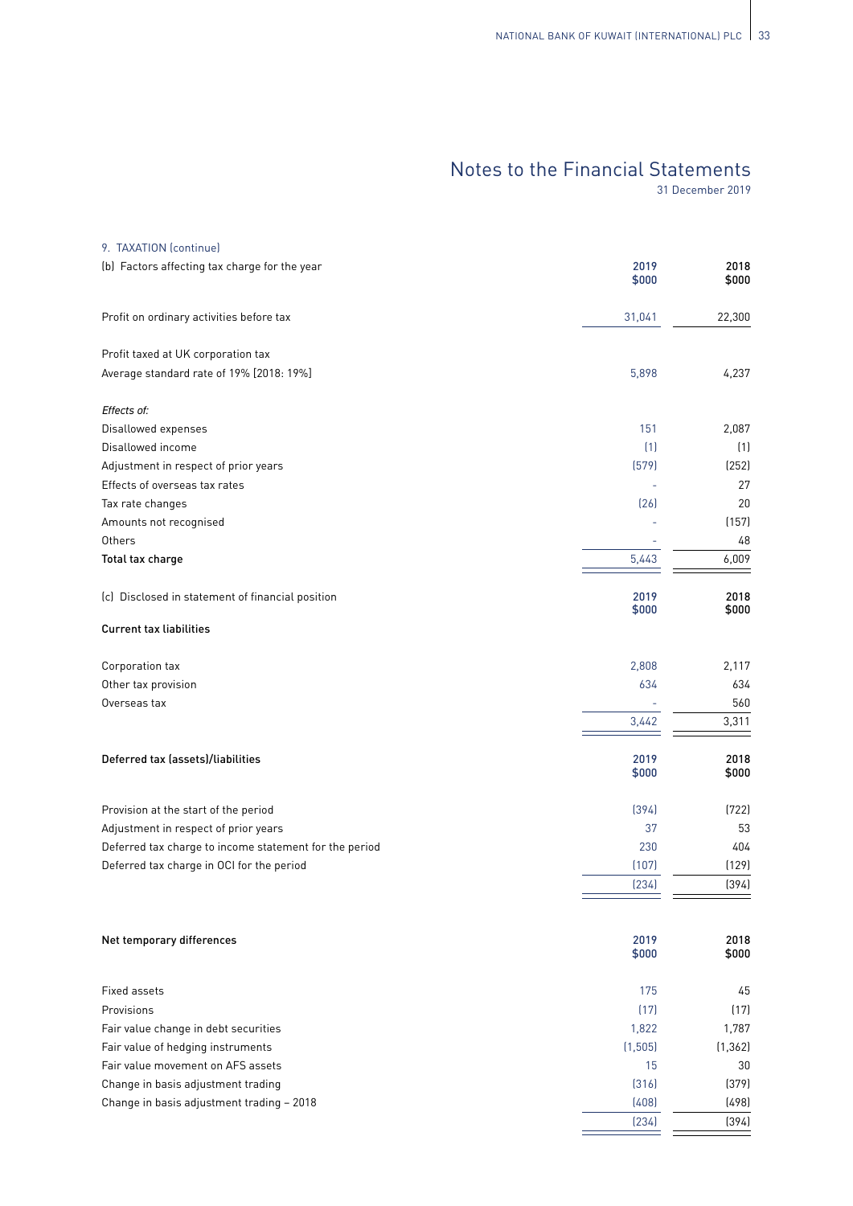# Notes to the Financial Statements

31 December 2019

9. TAXATION (continue)

(b) Factors affecting tax charge for the year

| | 2019 $000 | 2018 $000 |
|---|---|---|
| Profit on ordinary activities before tax | 31,041 | 22,300 |
| Profit taxed at UK corporation tax | | |
| Average standard rate of 19% [2018: 19%] | 5,898 | 4,237 |
| *Effects of:* | | |
| Disallowed expenses | 151 | 2,087 |
| Disallowed income | (1) | (1) |
| Adjustment in respect of prior years | (579) | (252) |
| Effects of overseas tax rates | - | 27 |
| Tax rate changes | (26) | 20 |
| Amounts not recognised | - | (157) |
| Others | - | 48 |
| **Total tax charge** | 5,443 | 6,009 |

(c) Disclosed in statement of financial position

| **Current tax liabilities** | 2019 $000 | 2018 $000 |
|---|---|---|
| Corporation tax | 2,808 | 2,117 |
| Other tax provision | 634 | 634 |
| Overseas tax | - | 560 |
| | 3,442 | 3,311 |

| **Deferred tax (assets)/liabilities** | 2019 $000 | 2018 $000 |
|---|---|---|
| Provision at the start of the period | (394) | (722) |
| Adjustment in respect of prior years | 37 | 53 |
| Deferred tax charge to income statement for the period | 230 | 404 |
| Deferred tax charge in OCI for the period | (107) | (129) |
| | (234) | (394) |

| **Net temporary differences** | 2019 $000 | 2018 $000 |
|---|---|---|
| Fixed assets | 175 | 45 |
| Provisions | (17) | (17) |
| Fair value change in debt securities | 1,822 | 1,787 |
| Fair value of hedging instruments | (1,505) | (1,362) |
| Fair value movement on AFS assets | 15 | 30 |
| Change in basis adjustment trading | (316) | (379) |
| Change in basis adjustment trading – 2018 | (408) | (498) |
| | (234) | (394) |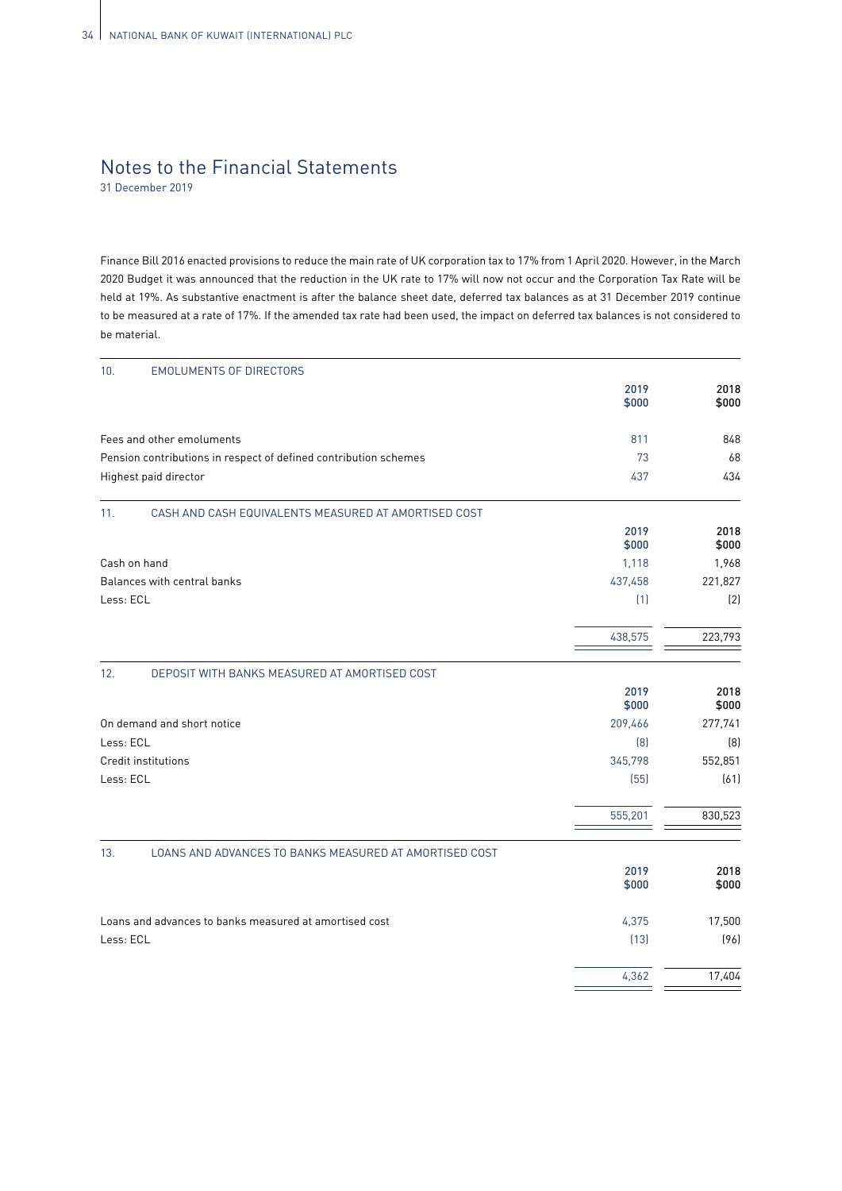# Notes to the Financial Statements

31 December 2019

Finance Bill 2016 enacted provisions to reduce the main rate of UK corporation tax to 17% from 1 April 2020. However, in the March 2020 Budget it was announced that the reduction in the UK rate to 17% will now not occur and the Corporation Tax Rate will be held at 19%. As substantive enactment is after the balance sheet date, deferred tax balances as at 31 December 2019 continue to be measured at a rate of 17%. If the amended tax rate had been used, the impact on deferred tax balances is not considered to be material.

## 10. EMOLUMENTS OF DIRECTORS

| | 2019 $000 | 2018 $000 |
|---|---|---|
| Fees and other emoluments | 811 | 848 |
| Pension contributions in respect of defined contribution schemes | 73 | 68 |
| Highest paid director | 437 | 434 |

## 11. CASH AND CASH EQUIVALENTS MEASURED AT AMORTISED COST

| | 2019 $000 | 2018 $000 |
|---|---|---|
| Cash on hand | 1,118 | 1,968 |
| Balances with central banks | 437,458 | 221,827 |
| Less: ECL | (1) | (2) |
| | 438,575 | 223,793 |

## 12. DEPOSIT WITH BANKS MEASURED AT AMORTISED COST

| | 2019 $000 | 2018 $000 |
|---|---|---|
| On demand and short notice | 209,466 | 277,741 |
| Less: ECL | (8) | (8) |
| Credit institutions | 345,798 | 552,851 |
| Less: ECL | (55) | (61) |
| | 555,201 | 830,523 |

## 13. LOANS AND ADVANCES TO BANKS MEASURED AT AMORTISED COST

| | 2019 $000 | 2018 $000 |
|---|---|---|
| Loans and advances to banks measured at amortised cost | 4,375 | 17,500 |
| Less: ECL | (13) | (96) |
| | 4,362 | 17,404 |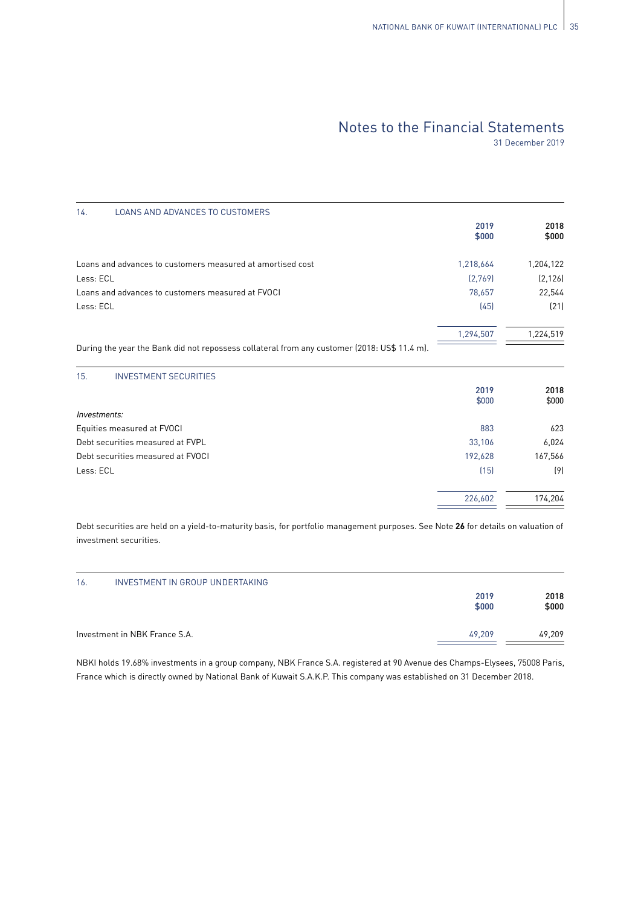# Notes to the Financial Statements

31 December 2019

## 14. LOANS AND ADVANCES TO CUSTOMERS

| | 2019 $000 | 2018 $000 |
|---|---|---|
| Loans and advances to customers measured at amortised cost | 1,218,664 | 1,204,122 |
| Less: ECL | (2,769) | (2,126) |
| Loans and advances to customers measured at FVOCI | 78,657 | 22,544 |
| Less: ECL | (45) | (21) |
| | 1,294,507 | 1,224,519 |

During the year the Bank did not repossess collateral from any customer (2018: US$ 11.4 m).

## 15. INVESTMENT SECURITIES

| | 2019 $000 | 2018 $000 |
|---|---|---|
| *Investments:* | | |
| Equities measured at FVOCI | 883 | 623 |
| Debt securities measured at FVPL | 33,106 | 6,024 |
| Debt securities measured at FVOCI | 192,628 | 167,566 |
| Less: ECL | (15) | (9) |
| | 226,602 | 174,204 |

Debt securities are held on a yield-to-maturity basis, for portfolio management purposes. See Note **26** for details on valuation of investment securities.

## 16. INVESTMENT IN GROUP UNDERTAKING

| | 2019 $000 | 2018 $000 |
|---|---|---|
| Investment in NBK France S.A. | 49,209 | 49,209 |

NBKI holds 19.68% investments in a group company, NBK France S.A. registered at 90 Avenue des Champs-Elysees, 75008 Paris, France which is directly owned by National Bank of Kuwait S.A.K.P. This company was established on 31 December 2018.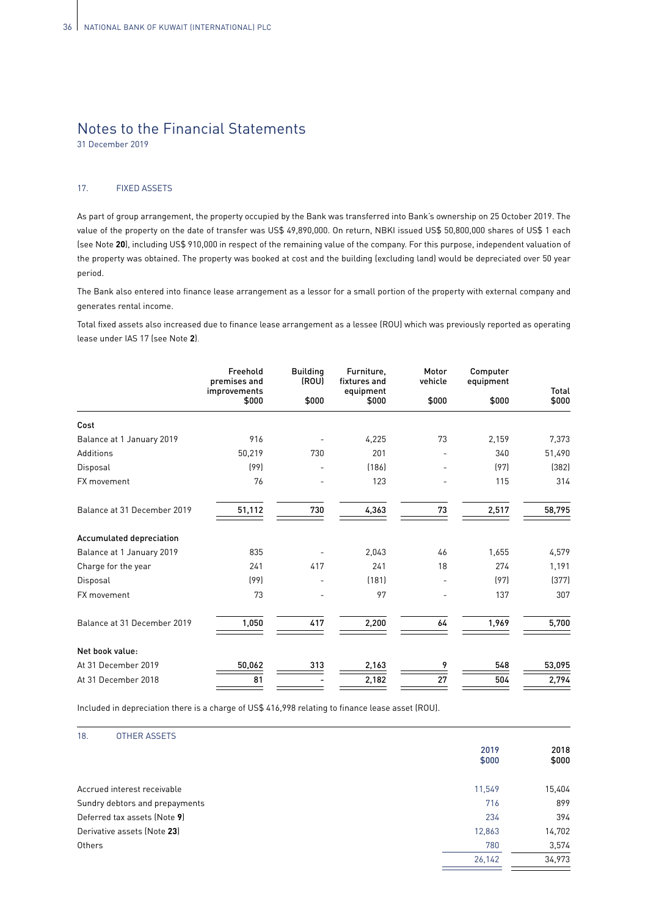# Notes to the Financial Statements

31 December 2019

## 17. FIXED ASSETS

As part of group arrangement, the property occupied by the Bank was transferred into Bank's ownership on 25 October 2019. The value of the property on the date of transfer was US$ 49,890,000. On return, NBKI issued US$ 50,800,000 shares of US$ 1 each (see Note **20**), including US$ 910,000 in respect of the remaining value of the company. For this purpose, independent valuation of the property was obtained. The property was booked at cost and the building (excluding land) would be depreciated over 50 year period.

The Bank also entered into finance lease arrangement as a lessor for a small portion of the property with external company and generates rental income.

Total fixed assets also increased due to finance lease arrangement as a lessee (ROU) which was previously reported as operating lease under IAS 17 (see Note **2**).

| | Freehold premises and improvements $000 | Building (ROU) $000 | Furniture, fixtures and equipment $000 | Motor vehicle $000 | Computer equipment $000 | Total $000 |
|---|---|---|---|---|---|---|
| **Cost** | | | | | | |
| Balance at 1 January 2019 | 916 | - | 4,225 | 73 | 2,159 | 7,373 |
| Additions | 50,219 | 730 | 201 | - | 340 | 51,490 |
| Disposal | (99) | - | (186) | - | (97) | (382) |
| FX movement | 76 | - | 123 | - | 115 | 314 |
| Balance at 31 December 2019 | 51,112 | 730 | 4,363 | 73 | 2,517 | 58,795 |
| **Accumulated depreciation** | | | | | | |
| Balance at 1 January 2019 | 835 | - | 2,043 | 46 | 1,655 | 4,579 |
| Charge for the year | 241 | 417 | 241 | 18 | 274 | 1,191 |
| Disposal | (99) | - | (181) | - | (97) | (377) |
| FX movement | 73 | - | 97 | - | 137 | 307 |
| Balance at 31 December 2019 | 1,050 | 417 | 2,200 | 64 | 1,969 | 5,700 |
| **Net book value:** | | | | | | |
| At 31 December 2019 | 50,062 | 313 | 2,163 | 9 | 548 | 53,095 |
| At 31 December 2018 | 81 | - | 2,182 | 27 | 504 | 2,794 |

Included in depreciation there is a charge of US$ 416,998 relating to finance lease asset (ROU).

## 18. OTHER ASSETS

| | 2019 $000 | 2018 $000 |
|---|---|---|
| Accrued interest receivable | 11,549 | 15,404 |
| Sundry debtors and prepayments | 716 | 899 |
| Deferred tax assets (Note **9**) | 234 | 394 |
| Derivative assets (Note **23**) | 12,863 | 14,702 |
| Others | 780 | 3,574 |
| | 26,142 | 34,973 |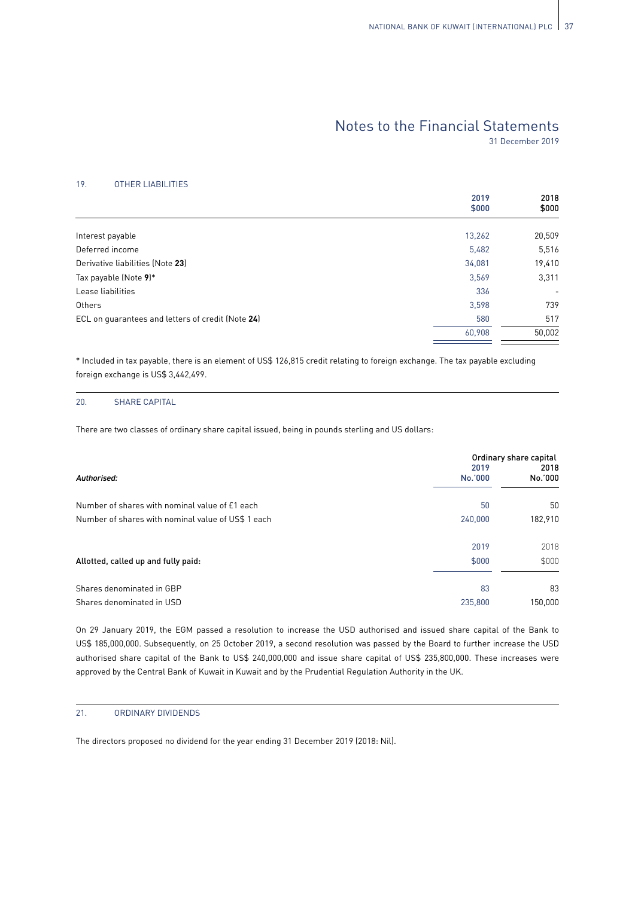# Notes to the Financial Statements

31 December 2019

## 19. OTHER LIABILITIES

| | 2019 $000 | 2018 $000 |
|---|---|---|
| Interest payable | 13,262 | 20,509 |
| Deferred income | 5,482 | 5,516 |
| Derivative liabilities (Note **23**) | 34,081 | 19,410 |
| Tax payable (Note **9**)* | 3,569 | 3,311 |
| Lease liabilities | 336 | - |
| Others | 3,598 | 739 |
| ECL on guarantees and letters of credit (Note **24**) | 580 | 517 |
| | 60,908 | 50,002 |

* Included in tax payable, there is an element of US$ 126,815 credit relating to foreign exchange. The tax payable excluding foreign exchange is US$ 3,442,499.

## 20. SHARE CAPITAL

There are two classes of ordinary share capital issued, being in pounds sterling and US dollars:

| | Ordinary share capital | |
|---|---|---|
| ***Authorised:*** | **2019 No.'000** | **2018 No.'000** |
| Number of shares with nominal value of £1 each | 50 | 50 |
| Number of shares with nominal value of US$ 1 each | 240,000 | 182,910 |

| **Allotted, called up and fully paid:** | 2019 $000 | 2018 $000 |
|---|---|---|
| Shares denominated in GBP | 83 | 83 |
| Shares denominated in USD | 235,800 | 150,000 |

On 29 January 2019, the EGM passed a resolution to increase the USD authorised and issued share capital of the Bank to US$ 185,000,000. Subsequently, on 25 October 2019, a second resolution was passed by the Board to further increase the USD authorised share capital of the Bank to US$ 240,000,000 and issue share capital of US$ 235,800,000. These increases were approved by the Central Bank of Kuwait in Kuwait and by the Prudential Regulation Authority in the UK.

## 21. ORDINARY DIVIDENDS

The directors proposed no dividend for the year ending 31 December 2019 (2018: Nil).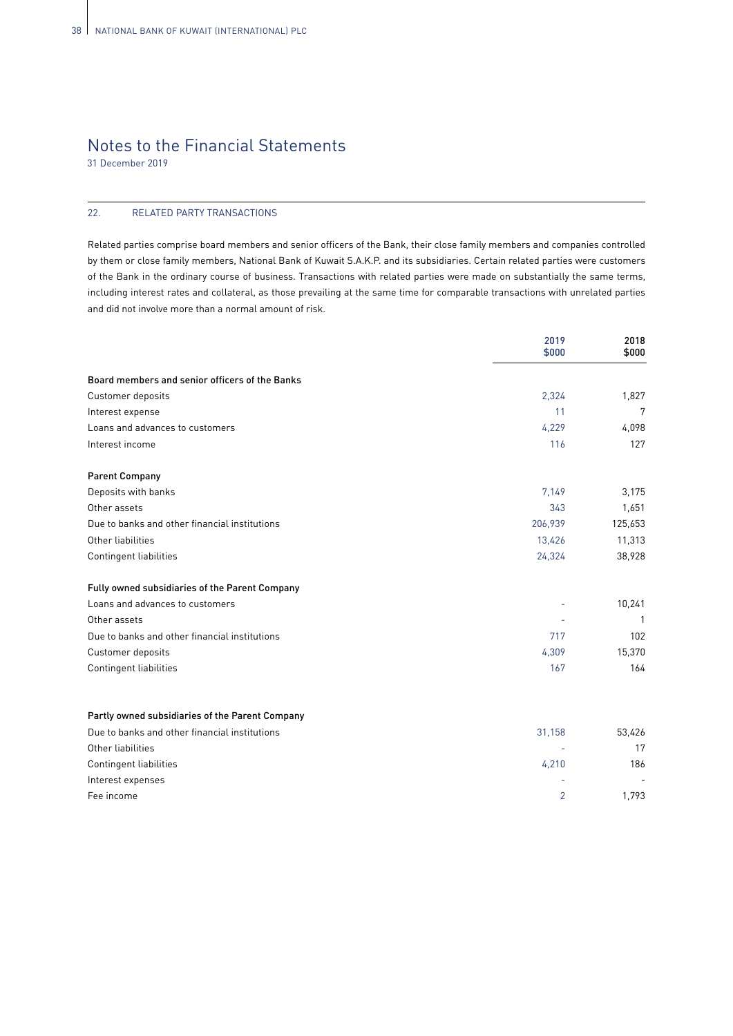# Notes to the Financial Statements

31 December 2019

## 22. RELATED PARTY TRANSACTIONS

Related parties comprise board members and senior officers of the Bank, their close family members and companies controlled by them or close family members, National Bank of Kuwait S.A.K.P. and its subsidiaries. Certain related parties were customers of the Bank in the ordinary course of business. Transactions with related parties were made on substantially the same terms, including interest rates and collateral, as those prevailing at the same time for comparable transactions with unrelated parties and did not involve more than a normal amount of risk.

| | 2019 $000 | 2018 $000 |
|---|---|---|
| **Board members and senior officers of the Banks** | | |
| Customer deposits | 2,324 | 1,827 |
| Interest expense | 11 | 7 |
| Loans and advances to customers | 4,229 | 4,098 |
| Interest income | 116 | 127 |
| **Parent Company** | | |
| Deposits with banks | 7,149 | 3,175 |
| Other assets | 343 | 1,651 |
| Due to banks and other financial institutions | 206,939 | 125,653 |
| Other liabilities | 13,426 | 11,313 |
| Contingent liabilities | 24,324 | 38,928 |
| **Fully owned subsidiaries of the Parent Company** | | |
| Loans and advances to customers | - | 10,241 |
| Other assets | - | 1 |
| Due to banks and other financial institutions | 717 | 102 |
| Customer deposits | 4,309 | 15,370 |
| Contingent liabilities | 167 | 164 |
| **Partly owned subsidiaries of the Parent Company** | | |
| Due to banks and other financial institutions | 31,158 | 53,426 |
| Other liabilities | - | 17 |
| Contingent liabilities | 4,210 | 186 |
| Interest expenses | - | - |
| Fee income | 2 | 1,793 |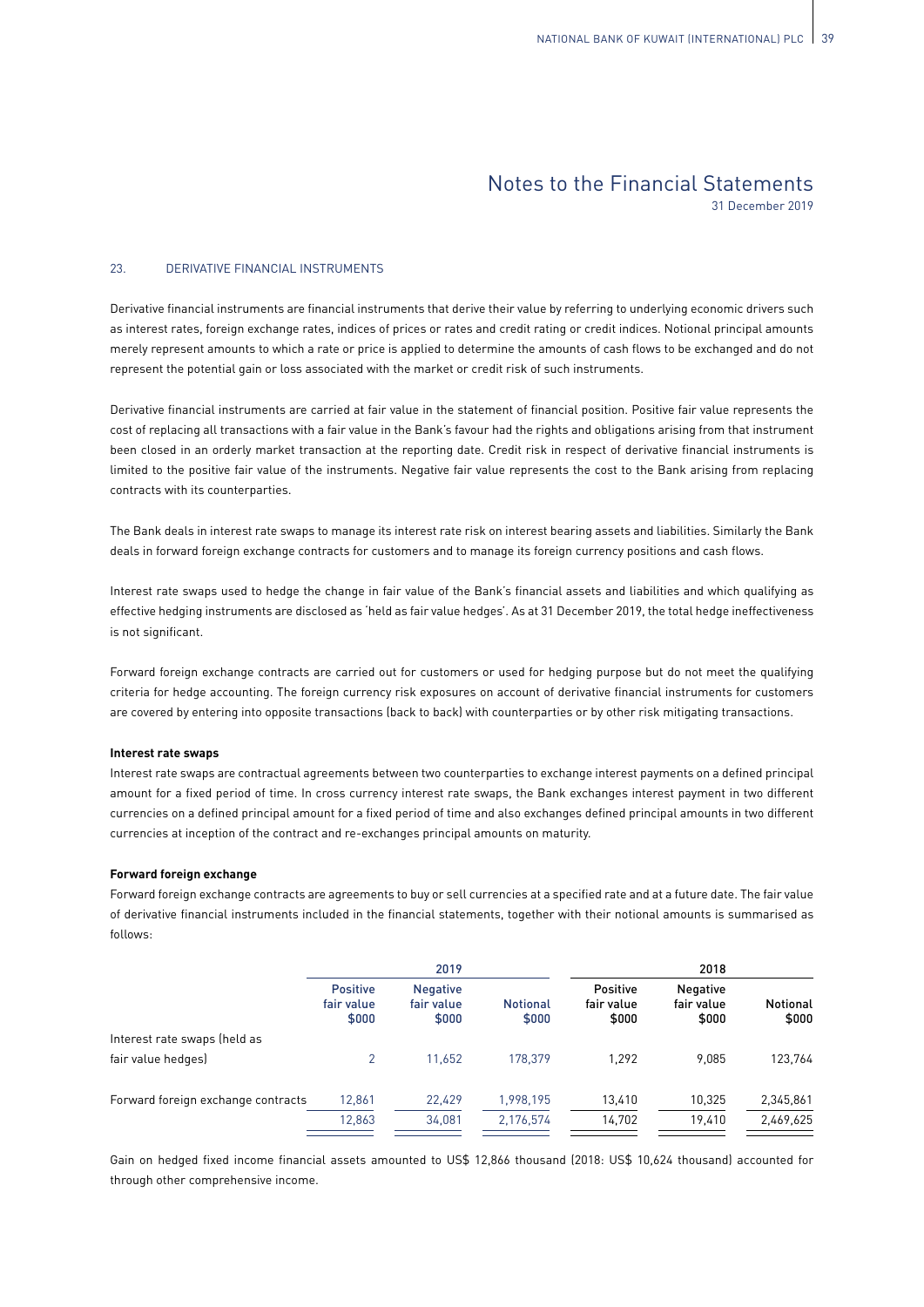# Notes to the Financial Statements

31 December 2019

## 23. DERIVATIVE FINANCIAL INSTRUMENTS

Derivative financial instruments are financial instruments that derive their value by referring to underlying economic drivers such as interest rates, foreign exchange rates, indices of prices or rates and credit rating or credit indices. Notional principal amounts merely represent amounts to which a rate or price is applied to determine the amounts of cash flows to be exchanged and do not represent the potential gain or loss associated with the market or credit risk of such instruments.

Derivative financial instruments are carried at fair value in the statement of financial position. Positive fair value represents the cost of replacing all transactions with a fair value in the Bank's favour had the rights and obligations arising from that instrument been closed in an orderly market transaction at the reporting date. Credit risk in respect of derivative financial instruments is limited to the positive fair value of the instruments. Negative fair value represents the cost to the Bank arising from replacing contracts with its counterparties.

The Bank deals in interest rate swaps to manage its interest rate risk on interest bearing assets and liabilities. Similarly the Bank deals in forward foreign exchange contracts for customers and to manage its foreign currency positions and cash flows.

Interest rate swaps used to hedge the change in fair value of the Bank's financial assets and liabilities and which qualifying as effective hedging instruments are disclosed as 'held as fair value hedges'. As at 31 December 2019, the total hedge ineffectiveness is not significant.

Forward foreign exchange contracts are carried out for customers or used for hedging purpose but do not meet the qualifying criteria for hedge accounting. The foreign currency risk exposures on account of derivative financial instruments for customers are covered by entering into opposite transactions (back to back) with counterparties or by other risk mitigating transactions.

**Interest rate swaps**

Interest rate swaps are contractual agreements between two counterparties to exchange interest payments on a defined principal amount for a fixed period of time. In cross currency interest rate swaps, the Bank exchanges interest payment in two different currencies on a defined principal amount for a fixed period of time and also exchanges defined principal amounts in two different currencies at inception of the contract and re-exchanges principal amounts on maturity.

**Forward foreign exchange**

Forward foreign exchange contracts are agreements to buy or sell currencies at a specified rate and at a future date. The fair value of derivative financial instruments included in the financial statements, together with their notional amounts is summarised as follows:

| | 2019 | | | 2018 | | |
|---|---|---|---|---|---|---|
| | Positive fair value $000 | Negative fair value $000 | Notional $000 | Positive fair value $000 | Negative fair value $000 | Notional $000 |
| Interest rate swaps (held as fair value hedges) | 2 | 11,652 | 178,379 | 1,292 | 9,085 | 123,764 |
| Forward foreign exchange contracts | 12,861 | 22,429 | 1,998,195 | 13,410 | 10,325 | 2,345,861 |
| | 12,863 | 34,081 | 2,176,574 | 14,702 | 19,410 | 2,469,625 |

Gain on hedged fixed income financial assets amounted to US$ 12,866 thousand (2018: US$ 10,624 thousand) accounted for through other comprehensive income.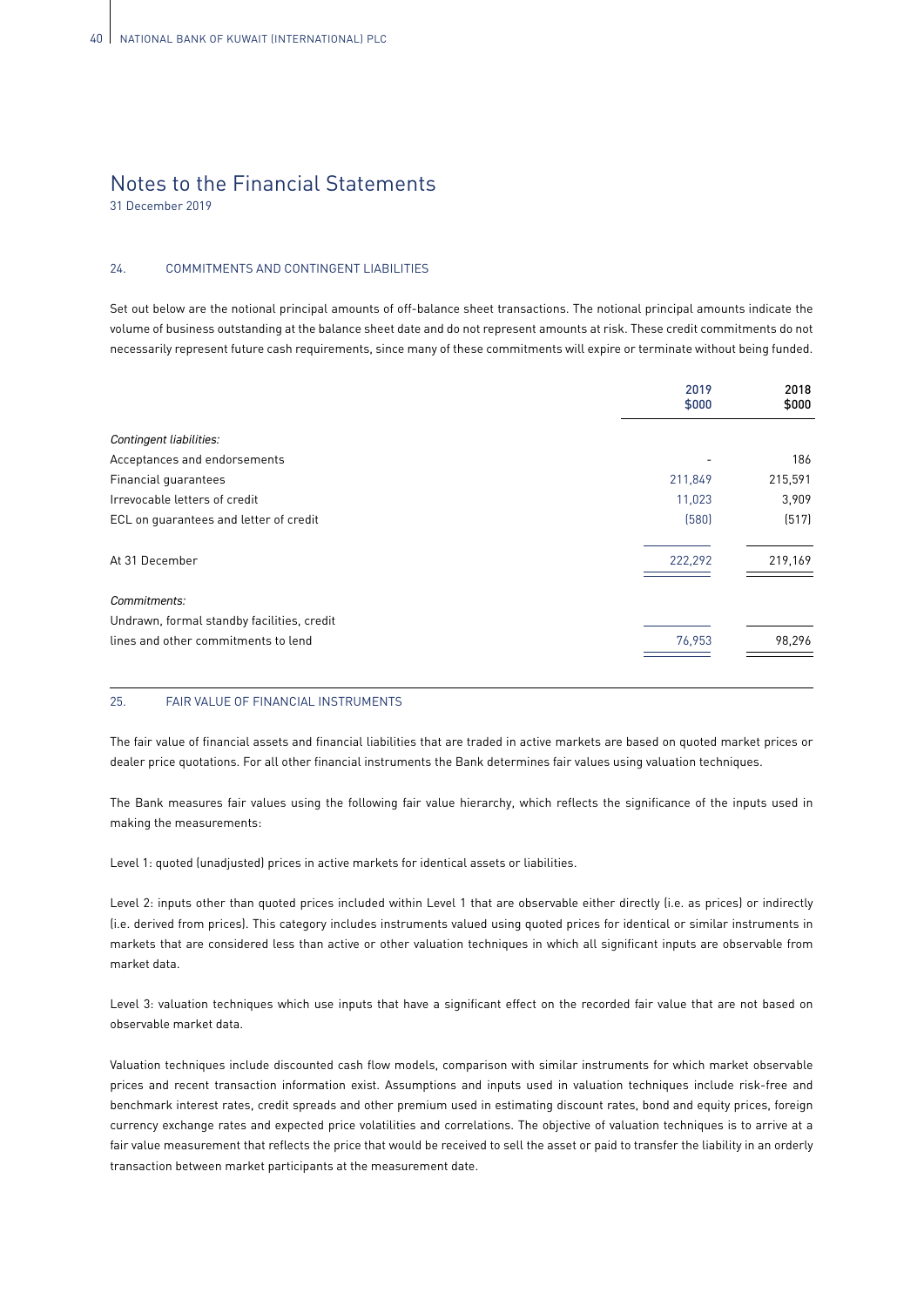# Notes to the Financial Statements

31 December 2019

## 24. COMMITMENTS AND CONTINGENT LIABILITIES

Set out below are the notional principal amounts of off-balance sheet transactions. The notional principal amounts indicate the volume of business outstanding at the balance sheet date and do not represent amounts at risk. These credit commitments do not necessarily represent future cash requirements, since many of these commitments will expire or terminate without being funded.

| | 2019 $000 | 2018 $000 |
|---|---|---|
| *Contingent liabilities:* | | |
| Acceptances and endorsements | - | 186 |
| Financial guarantees | 211,849 | 215,591 |
| Irrevocable letters of credit | 11,023 | 3,909 |
| ECL on guarantees and letter of credit | (580) | (517) |
| At 31 December | 222,292 | 219,169 |
| *Commitments:* | | |
| Undrawn, formal standby facilities, credit lines and other commitments to lend | 76,953 | 98,296 |

## 25. FAIR VALUE OF FINANCIAL INSTRUMENTS

The fair value of financial assets and financial liabilities that are traded in active markets are based on quoted market prices or dealer price quotations. For all other financial instruments the Bank determines fair values using valuation techniques.

The Bank measures fair values using the following fair value hierarchy, which reflects the significance of the inputs used in making the measurements:

Level 1: quoted (unadjusted) prices in active markets for identical assets or liabilities.

Level 2: inputs other than quoted prices included within Level 1 that are observable either directly (i.e. as prices) or indirectly (i.e. derived from prices). This category includes instruments valued using quoted prices for identical or similar instruments in markets that are considered less than active or other valuation techniques in which all significant inputs are observable from market data.

Level 3: valuation techniques which use inputs that have a significant effect on the recorded fair value that are not based on observable market data.

Valuation techniques include discounted cash flow models, comparison with similar instruments for which market observable prices and recent transaction information exist. Assumptions and inputs used in valuation techniques include risk-free and benchmark interest rates, credit spreads and other premium used in estimating discount rates, bond and equity prices, foreign currency exchange rates and expected price volatilities and correlations. The objective of valuation techniques is to arrive at a fair value measurement that reflects the price that would be received to sell the asset or paid to transfer the liability in an orderly transaction between market participants at the measurement date.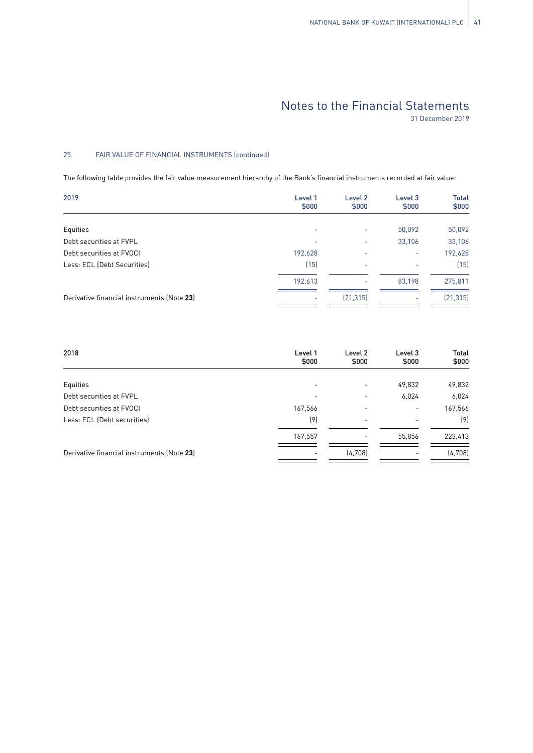# Notes to the Financial Statements

31 December 2019

## 25. FAIR VALUE OF FINANCIAL INSTRUMENTS (continued)

The following table provides the fair value measurement hierarchy of the Bank's financial instruments recorded at fair value:

| 2019 | Level 1 $000 | Level 2 $000 | Level 3 $000 | Total $000 |
|---|---|---|---|---|
| Equities | - | - | 50,092 | 50,092 |
| Debt securities at FVPL | - | - | 33,106 | 33,106 |
| Debt securities at FVOCI | 192,628 | - | - | 192,628 |
| Less: ECL (Debt Securities) | (15) | - | - | (15) |
| | 192,613 | - | 83,198 | 275,811 |
| Derivative financial instruments (Note **23**) | - | (21,315) | - | (21,315) |

| 2018 | Level 1 $000 | Level 2 $000 | Level 3 $000 | Total $000 |
|---|---|---|---|---|
| Equities | - | - | 49,832 | 49,832 |
| Debt securities at FVPL | - | - | 6,024 | 6,024 |
| Debt securities at FVOCI | 167,566 | - | - | 167,566 |
| Less: ECL (Debt securities) | (9) | - | - | (9) |
| | 167,557 | - | 55,856 | 223,413 |
| Derivative financial instruments (Note **23**) | - | (4,708) | - | (4,708) |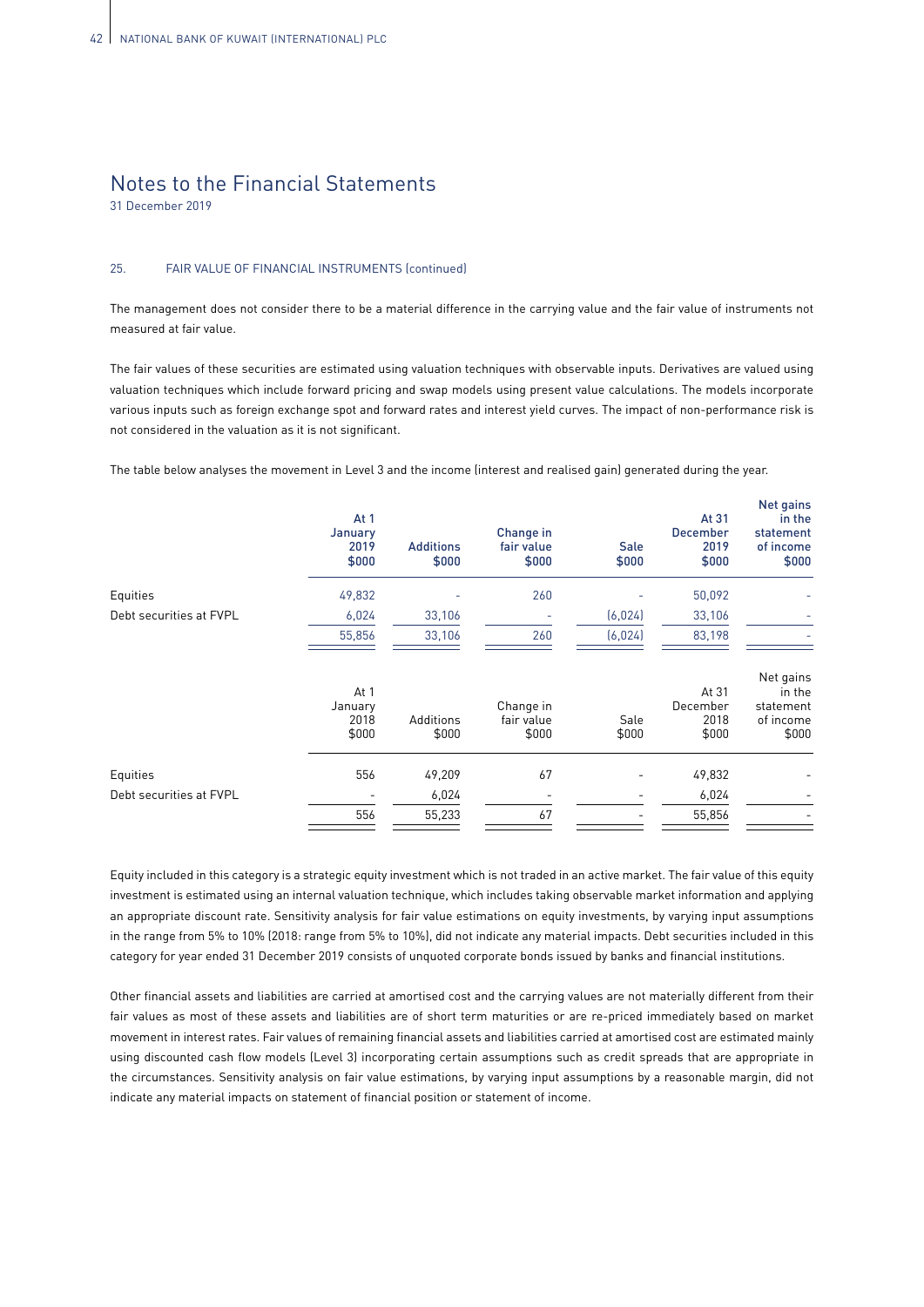# Notes to the Financial Statements

31 December 2019

## 25. FAIR VALUE OF FINANCIAL INSTRUMENTS (continued)

The management does not consider there to be a material difference in the carrying value and the fair value of instruments not measured at fair value.

The fair values of these securities are estimated using valuation techniques with observable inputs. Derivatives are valued using valuation techniques which include forward pricing and swap models using present value calculations. The models incorporate various inputs such as foreign exchange spot and forward rates and interest yield curves. The impact of non-performance risk is not considered in the valuation as it is not significant.

The table below analyses the movement in Level 3 and the income (interest and realised gain) generated during the year.

| | At 1 January 2019 $000 | Additions $000 | Change in fair value $000 | Sale $000 | At 31 December 2019 $000 | Net gains in the statement of income $000 |
|---|---|---|---|---|---|---|
| Equities | 49,832 | - | 260 | - | 50,092 | - |
| Debt securities at FVPL | 6,024 | 33,106 | - | (6,024) | 33,106 | - |
| | 55,856 | 33,106 | 260 | (6,024) | 83,198 | - |

| | At 1 January 2018 $000 | Additions $000 | Change in fair value $000 | Sale $000 | At 31 December 2018 $000 | Net gains in the statement of income $000 |
|---|---|---|---|---|---|---|
| Equities | 556 | 49,209 | 67 | - | 49,832 | - |
| Debt securities at FVPL | - | 6,024 | - | - | 6,024 | - |
| | 556 | 55,233 | 67 | - | 55,856 | - |

Equity included in this category is a strategic equity investment which is not traded in an active market. The fair value of this equity investment is estimated using an internal valuation technique, which includes taking observable market information and applying an appropriate discount rate. Sensitivity analysis for fair value estimations on equity investments, by varying input assumptions in the range from 5% to 10% (2018: range from 5% to 10%), did not indicate any material impacts. Debt securities included in this category for year ended 31 December 2019 consists of unquoted corporate bonds issued by banks and financial institutions.

Other financial assets and liabilities are carried at amortised cost and the carrying values are not materially different from their fair values as most of these assets and liabilities are of short term maturities or are re-priced immediately based on market movement in interest rates. Fair values of remaining financial assets and liabilities carried at amortised cost are estimated mainly using discounted cash flow models (Level 3) incorporating certain assumptions such as credit spreads that are appropriate in the circumstances. Sensitivity analysis on fair value estimations, by varying input assumptions by a reasonable margin, did not indicate any material impacts on statement of financial position or statement of income.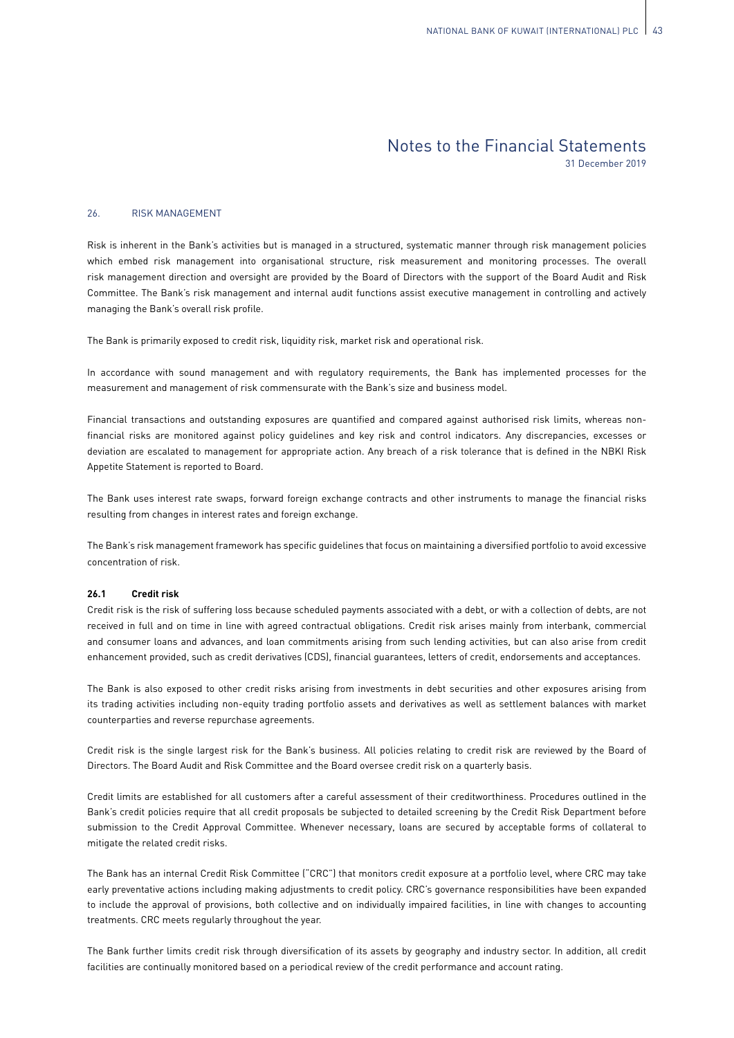# Notes to the Financial Statements

31 December 2019

## 26. RISK MANAGEMENT

Risk is inherent in the Bank's activities but is managed in a structured, systematic manner through risk management policies which embed risk management into organisational structure, risk measurement and monitoring processes. The overall risk management direction and oversight are provided by the Board of Directors with the support of the Board Audit and Risk Committee. The Bank's risk management and internal audit functions assist executive management in controlling and actively managing the Bank's overall risk profile.

The Bank is primarily exposed to credit risk, liquidity risk, market risk and operational risk.

In accordance with sound management and with regulatory requirements, the Bank has implemented processes for the measurement and management of risk commensurate with the Bank's size and business model.

Financial transactions and outstanding exposures are quantified and compared against authorised risk limits, whereas non-financial risks are monitored against policy guidelines and key risk and control indicators. Any discrepancies, excesses or deviation are escalated to management for appropriate action. Any breach of a risk tolerance that is defined in the NBKI Risk Appetite Statement is reported to Board.

The Bank uses interest rate swaps, forward foreign exchange contracts and other instruments to manage the financial risks resulting from changes in interest rates and foreign exchange.

The Bank's risk management framework has specific guidelines that focus on maintaining a diversified portfolio to avoid excessive concentration of risk.

### 26.1 Credit risk

Credit risk is the risk of suffering loss because scheduled payments associated with a debt, or with a collection of debts, are not received in full and on time in line with agreed contractual obligations. Credit risk arises mainly from interbank, commercial and consumer loans and advances, and loan commitments arising from such lending activities, but can also arise from credit enhancement provided, such as credit derivatives (CDS), financial guarantees, letters of credit, endorsements and acceptances.

The Bank is also exposed to other credit risks arising from investments in debt securities and other exposures arising from its trading activities including non-equity trading portfolio assets and derivatives as well as settlement balances with market counterparties and reverse repurchase agreements.

Credit risk is the single largest risk for the Bank's business. All policies relating to credit risk are reviewed by the Board of Directors. The Board Audit and Risk Committee and the Board oversee credit risk on a quarterly basis.

Credit limits are established for all customers after a careful assessment of their creditworthiness. Procedures outlined in the Bank's credit policies require that all credit proposals be subjected to detailed screening by the Credit Risk Department before submission to the Credit Approval Committee. Whenever necessary, loans are secured by acceptable forms of collateral to mitigate the related credit risks.

The Bank has an internal Credit Risk Committee ("CRC") that monitors credit exposure at a portfolio level, where CRC may take early preventative actions including making adjustments to credit policy. CRC's governance responsibilities have been expanded to include the approval of provisions, both collective and on individually impaired facilities, in line with changes to accounting treatments. CRC meets regularly throughout the year.

The Bank further limits credit risk through diversification of its assets by geography and industry sector. In addition, all credit facilities are continually monitored based on a periodical review of the credit performance and account rating.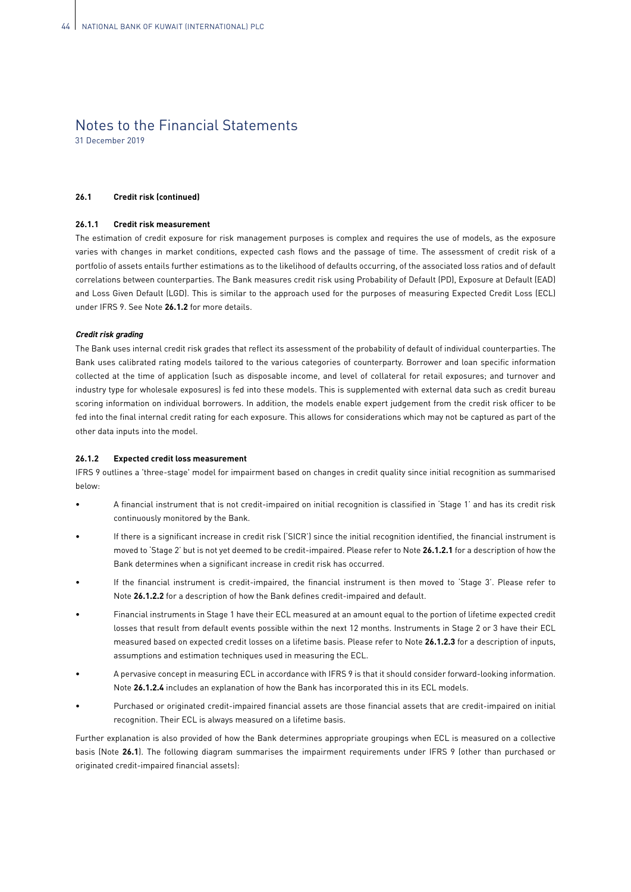# Notes to the Financial Statements

31 December 2019

### 26.1 Credit risk (continued)

#### 26.1.1 Credit risk measurement

The estimation of credit exposure for risk management purposes is complex and requires the use of models, as the exposure varies with changes in market conditions, expected cash flows and the passage of time. The assessment of credit risk of a portfolio of assets entails further estimations as to the likelihood of defaults occurring, of the associated loss ratios and of default correlations between counterparties. The Bank measures credit risk using Probability of Default (PD), Exposure at Default (EAD) and Loss Given Default (LGD). This is similar to the approach used for the purposes of measuring Expected Credit Loss (ECL) under IFRS 9. See Note **26.1.2** for more details.

***Credit risk grading***

The Bank uses internal credit risk grades that reflect its assessment of the probability of default of individual counterparties. The Bank uses calibrated rating models tailored to the various categories of counterparty. Borrower and loan specific information collected at the time of application (such as disposable income, and level of collateral for retail exposures; and turnover and industry type for wholesale exposures) is fed into these models. This is supplemented with external data such as credit bureau scoring information on individual borrowers. In addition, the models enable expert judgement from the credit risk officer to be fed into the final internal credit rating for each exposure. This allows for considerations which may not be captured as part of the other data inputs into the model.

#### 26.1.2 Expected credit loss measurement

IFRS 9 outlines a 'three-stage' model for impairment based on changes in credit quality since initial recognition as summarised below:

- A financial instrument that is not credit-impaired on initial recognition is classified in 'Stage 1' and has its credit risk continuously monitored by the Bank.
- If there is a significant increase in credit risk ('SICR') since the initial recognition identified, the financial instrument is moved to 'Stage 2' but is not yet deemed to be credit-impaired. Please refer to Note **26.1.2.1** for a description of how the Bank determines when a significant increase in credit risk has occurred.
- If the financial instrument is credit-impaired, the financial instrument is then moved to 'Stage 3'. Please refer to Note **26.1.2.2** for a description of how the Bank defines credit-impaired and default.
- Financial instruments in Stage 1 have their ECL measured at an amount equal to the portion of lifetime expected credit losses that result from default events possible within the next 12 months. Instruments in Stage 2 or 3 have their ECL measured based on expected credit losses on a lifetime basis. Please refer to Note **26.1.2.3** for a description of inputs, assumptions and estimation techniques used in measuring the ECL.
- A pervasive concept in measuring ECL in accordance with IFRS 9 is that it should consider forward-looking information. Note **26.1.2.4** includes an explanation of how the Bank has incorporated this in its ECL models.
- Purchased or originated credit-impaired financial assets are those financial assets that are credit-impaired on initial recognition. Their ECL is always measured on a lifetime basis.

Further explanation is also provided of how the Bank determines appropriate groupings when ECL is measured on a collective basis (Note **26.1**). The following diagram summarises the impairment requirements under IFRS 9 (other than purchased or originated credit-impaired financial assets):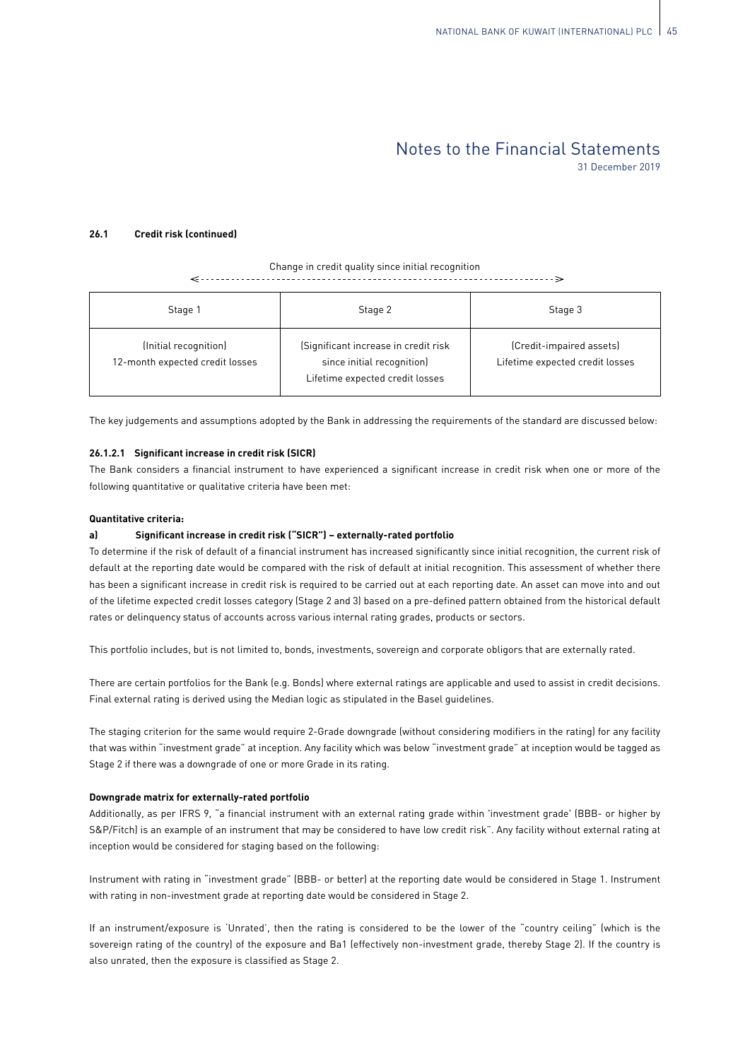#### 26.1 Credit risk (continued)

Change in credit quality since initial recognition

<-------------------------------------------------------------------->

| Stage 1 | Stage 2 | Stage 3 |
|---|---|---|
| (Initial recognition)<br>12-month expected credit losses | (Significant increase in credit risk since initial recognition)<br>Lifetime expected credit losses | (Credit-impaired assets)<br>Lifetime expected credit losses |

The key judgements and assumptions adopted by the Bank in addressing the requirements of the standard are discussed below:

##### 26.1.2.1 Significant increase in credit risk (SICR)

The Bank considers a financial instrument to have experienced a significant increase in credit risk when one or more of the following quantitative or qualitative criteria have been met:

**Quantitative criteria:**

**a) Significant increase in credit risk ("SICR") – externally-rated portfolio**

To determine if the risk of default of a financial instrument has increased significantly since initial recognition, the current risk of default at the reporting date would be compared with the risk of default at initial recognition. This assessment of whether there has been a significant increase in credit risk is required to be carried out at each reporting date. An asset can move into and out of the lifetime expected credit losses category (Stage 2 and 3) based on a pre-defined pattern obtained from the historical default rates or delinquency status of accounts across various internal rating grades, products or sectors.

This portfolio includes, but is not limited to, bonds, investments, sovereign and corporate obligors that are externally rated.

There are certain portfolios for the Bank (e.g. Bonds) where external ratings are applicable and used to assist in credit decisions. Final external rating is derived using the Median logic as stipulated in the Basel guidelines.

The staging criterion for the same would require 2-Grade downgrade (without considering modifiers in the rating) for any facility that was within "investment grade" at inception. Any facility which was below "investment grade" at inception would be tagged as Stage 2 if there was a downgrade of one or more Grade in its rating.

**Downgrade matrix for externally-rated portfolio**

Additionally, as per IFRS 9, "a financial instrument with an external rating grade within 'investment grade' (BBB- or higher by S&P/Fitch) is an example of an instrument that may be considered to have low credit risk". Any facility without external rating at inception would be considered for staging based on the following:

Instrument with rating in "investment grade" (BBB- or better) at the reporting date would be considered in Stage 1. Instrument with rating in non-investment grade at reporting date would be considered in Stage 2.

If an instrument/exposure is 'Unrated', then the rating is considered to be the lower of the "country ceiling" (which is the sovereign rating of the country) of the exposure and Ba1 (effectively non-investment grade, thereby Stage 2). If the country is also unrated, then the exposure is classified as Stage 2.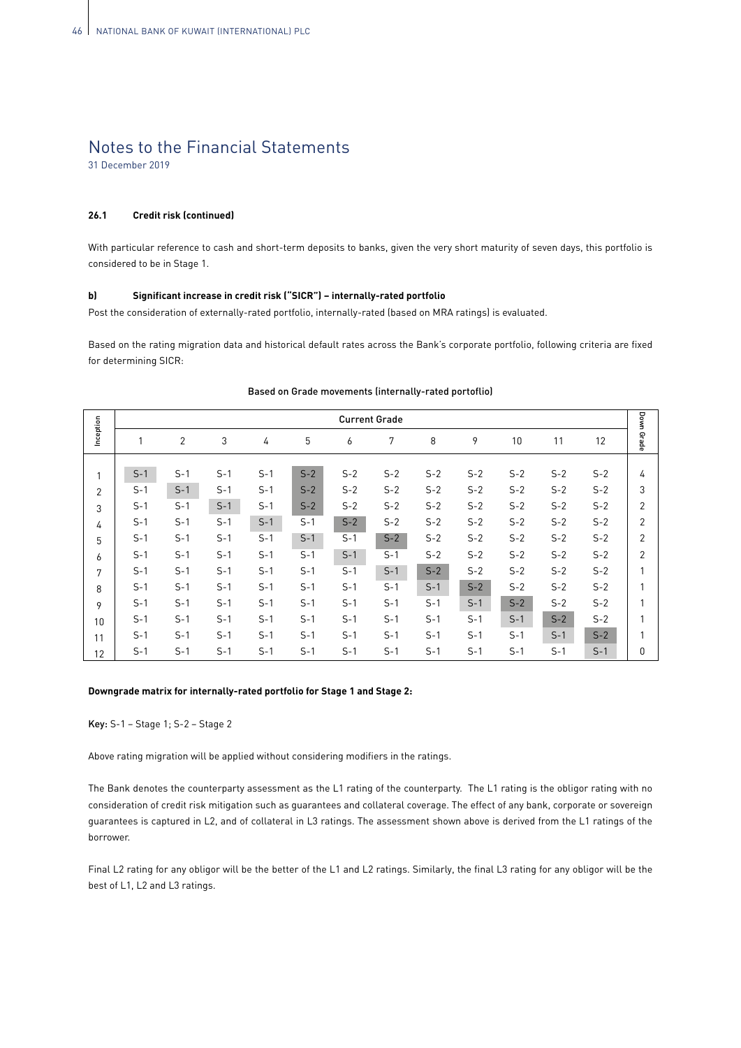# Notes to the Financial Statements

31 December 2019

**26.1 Credit risk (continued)**

With particular reference to cash and short-term deposits to banks, given the very short maturity of seven days, this portfolio is considered to be in Stage 1.

**b) Significant increase in credit risk ("SICR") – internally-rated portfolio**

Post the consideration of externally-rated portfolio, internally-rated (based on MRA ratings) is evaluated.

Based on the rating migration data and historical default rates across the Bank's corporate portfolio, following criteria are fixed for determining SICR:

**Based on Grade movements (internally-rated portoflio)**

| Inception | Current Grade | | | | | | | | | | | | Down Grade |
|---|---|---|---|---|---|---|---|---|---|---|---|---|---|
| | 1 | 2 | 3 | 4 | 5 | 6 | 7 | 8 | 9 | 10 | 11 | 12 | |
| 1 | S-1 | S-1 | S-1 | S-1 | S-2 | S-2 | S-2 | S-2 | S-2 | S-2 | S-2 | S-2 | 4 |
| 2 | S-1 | S-1 | S-1 | S-1 | S-2 | S-2 | S-2 | S-2 | S-2 | S-2 | S-2 | S-2 | 3 |
| 3 | S-1 | S-1 | S-1 | S-1 | S-2 | S-2 | S-2 | S-2 | S-2 | S-2 | S-2 | S-2 | 2 |
| 4 | S-1 | S-1 | S-1 | S-1 | S-1 | S-2 | S-2 | S-2 | S-2 | S-2 | S-2 | S-2 | 2 |
| 5 | S-1 | S-1 | S-1 | S-1 | S-1 | S-1 | S-2 | S-2 | S-2 | S-2 | S-2 | S-2 | 2 |
| 6 | S-1 | S-1 | S-1 | S-1 | S-1 | S-1 | S-1 | S-2 | S-2 | S-2 | S-2 | S-2 | 2 |
| 7 | S-1 | S-1 | S-1 | S-1 | S-1 | S-1 | S-1 | S-2 | S-2 | S-2 | S-2 | S-2 | 1 |
| 8 | S-1 | S-1 | S-1 | S-1 | S-1 | S-1 | S-1 | S-1 | S-2 | S-2 | S-2 | S-2 | 1 |
| 9 | S-1 | S-1 | S-1 | S-1 | S-1 | S-1 | S-1 | S-1 | S-1 | S-2 | S-2 | S-2 | 1 |
| 10 | S-1 | S-1 | S-1 | S-1 | S-1 | S-1 | S-1 | S-1 | S-1 | S-1 | S-2 | S-2 | 1 |
| 11 | S-1 | S-1 | S-1 | S-1 | S-1 | S-1 | S-1 | S-1 | S-1 | S-1 | S-1 | S-2 | 1 |
| 12 | S-1 | S-1 | S-1 | S-1 | S-1 | S-1 | S-1 | S-1 | S-1 | S-1 | S-1 | S-1 | 0 |

**Downgrade matrix for internally-rated portfolio for Stage 1 and Stage 2:**

**Key:** S-1 – Stage 1; S-2 – Stage 2

Above rating migration will be applied without considering modifiers in the ratings.

The Bank denotes the counterparty assessment as the L1 rating of the counterparty. The L1 rating is the obligor rating with no consideration of credit risk mitigation such as guarantees and collateral coverage. The effect of any bank, corporate or sovereign guarantees is captured in L2, and of collateral in L3 ratings. The assessment shown above is derived from the L1 ratings of the borrower.

Final L2 rating for any obligor will be the better of the L1 and L2 ratings. Similarly, the final L3 rating for any obligor will be the best of L1, L2 and L3 ratings.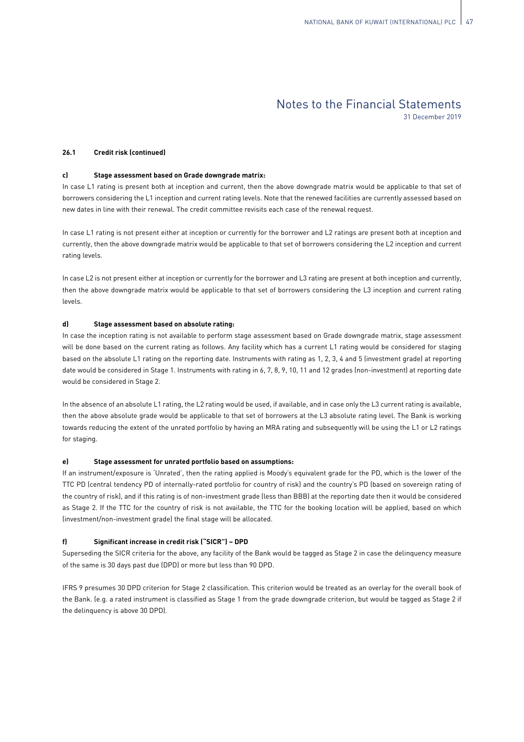## 26.1 Credit risk (continued)

### c) Stage assessment based on Grade downgrade matrix:

In case L1 rating is present both at inception and current, then the above downgrade matrix would be applicable to that set of borrowers considering the L1 inception and current rating levels. Note that the renewed facilities are currently assessed based on new dates in line with their renewal. The credit committee revisits each case of the renewal request.

In case L1 rating is not present either at inception or currently for the borrower and L2 ratings are present both at inception and currently, then the above downgrade matrix would be applicable to that set of borrowers considering the L2 inception and current rating levels.

In case L2 is not present either at inception or currently for the borrower and L3 rating are present at both inception and currently, then the above downgrade matrix would be applicable to that set of borrowers considering the L3 inception and current rating levels.

### d) Stage assessment based on absolute rating:

In case the inception rating is not available to perform stage assessment based on Grade downgrade matrix, stage assessment will be done based on the current rating as follows. Any facility which has a current L1 rating would be considered for staging based on the absolute L1 rating on the reporting date. Instruments with rating as 1, 2, 3, 4 and 5 (investment grade) at reporting date would be considered in Stage 1. Instruments with rating in 6, 7, 8, 9, 10, 11 and 12 grades (non-investment) at reporting date would be considered in Stage 2.

In the absence of an absolute L1 rating, the L2 rating would be used, if available, and in case only the L3 current rating is available, then the above absolute grade would be applicable to that set of borrowers at the L3 absolute rating level. The Bank is working towards reducing the extent of the unrated portfolio by having an MRA rating and subsequently will be using the L1 or L2 ratings for staging.

### e) Stage assessment for unrated portfolio based on assumptions:

If an instrument/exposure is 'Unrated', then the rating applied is Moody's equivalent grade for the PD, which is the lower of the TTC PD (central tendency PD of internally-rated portfolio for country of risk) and the country's PD (based on sovereign rating of the country of risk), and if this rating is of non-investment grade (less than BBB) at the reporting date then it would be considered as Stage 2. If the TTC for the country of risk is not available, the TTC for the booking location will be applied, based on which (investment/non-investment grade) the final stage will be allocated.

### f) Significant increase in credit risk ("SICR") – DPD

Superseding the SICR criteria for the above, any facility of the Bank would be tagged as Stage 2 in case the delinquency measure of the same is 30 days past due (DPD) or more but less than 90 DPD.

IFRS 9 presumes 30 DPD criterion for Stage 2 classification. This criterion would be treated as an overlay for the overall book of the Bank. (e.g. a rated instrument is classified as Stage 1 from the grade downgrade criterion, but would be tagged as Stage 2 if the delinquency is above 30 DPD).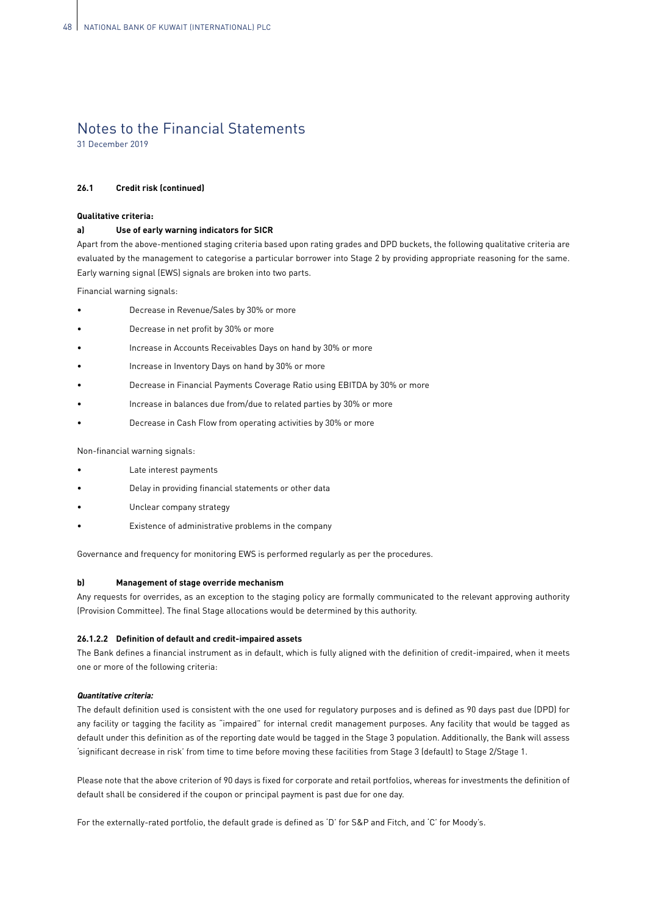# Notes to the Financial Statements

31 December 2019

**26.1 Credit risk (continued)**

**Qualitative criteria:**

**a) Use of early warning indicators for SICR**

Apart from the above-mentioned staging criteria based upon rating grades and DPD buckets, the following qualitative criteria are evaluated by the management to categorise a particular borrower into Stage 2 by providing appropriate reasoning for the same. Early warning signal (EWS) signals are broken into two parts.

Financial warning signals:

- Decrease in Revenue/Sales by 30% or more
- Decrease in net profit by 30% or more
- Increase in Accounts Receivables Days on hand by 30% or more
- Increase in Inventory Days on hand by 30% or more
- Decrease in Financial Payments Coverage Ratio using EBITDA by 30% or more
- Increase in balances due from/due to related parties by 30% or more
- Decrease in Cash Flow from operating activities by 30% or more

Non-financial warning signals:

- Late interest payments
- Delay in providing financial statements or other data
- Unclear company strategy
- Existence of administrative problems in the company

Governance and frequency for monitoring EWS is performed regularly as per the procedures.

**b) Management of stage override mechanism**

Any requests for overrides, as an exception to the staging policy are formally communicated to the relevant approving authority (Provision Committee). The final Stage allocations would be determined by this authority.

**26.1.2.2 Definition of default and credit-impaired assets**

The Bank defines a financial instrument as in default, which is fully aligned with the definition of credit-impaired, when it meets one or more of the following criteria:

***Quantitative criteria:***

The default definition used is consistent with the one used for regulatory purposes and is defined as 90 days past due (DPD) for any facility or tagging the facility as "impaired" for internal credit management purposes. Any facility that would be tagged as default under this definition as of the reporting date would be tagged in the Stage 3 population. Additionally, the Bank will assess 'significant decrease in risk' from time to time before moving these facilities from Stage 3 (default) to Stage 2/Stage 1.

Please note that the above criterion of 90 days is fixed for corporate and retail portfolios, whereas for investments the definition of default shall be considered if the coupon or principal payment is past due for one day.

For the externally-rated portfolio, the default grade is defined as 'D' for S&P and Fitch, and 'C' for Moody's.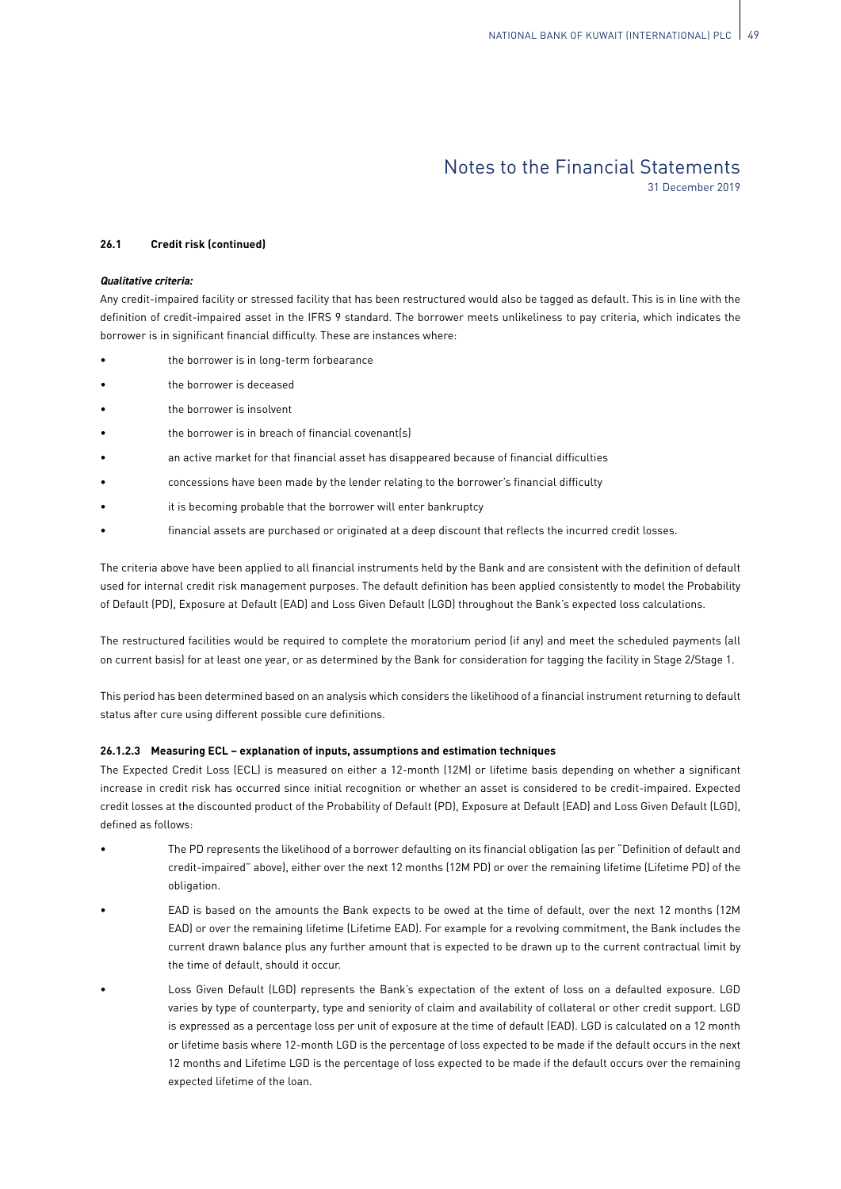#### 26.1 Credit risk (continued)

***Qualitative criteria:***

Any credit-impaired facility or stressed facility that has been restructured would also be tagged as default. This is in line with the definition of credit-impaired asset in the IFRS 9 standard. The borrower meets unlikeliness to pay criteria, which indicates the borrower is in significant financial difficulty. These are instances where:

- the borrower is in long-term forbearance
- the borrower is deceased
- the borrower is insolvent
- the borrower is in breach of financial covenant(s)
- an active market for that financial asset has disappeared because of financial difficulties
- concessions have been made by the lender relating to the borrower's financial difficulty
- it is becoming probable that the borrower will enter bankruptcy
- financial assets are purchased or originated at a deep discount that reflects the incurred credit losses.

The criteria above have been applied to all financial instruments held by the Bank and are consistent with the definition of default used for internal credit risk management purposes. The default definition has been applied consistently to model the Probability of Default (PD), Exposure at Default (EAD) and Loss Given Default (LGD) throughout the Bank's expected loss calculations.

The restructured facilities would be required to complete the moratorium period (if any) and meet the scheduled payments (all on current basis) for at least one year, or as determined by the Bank for consideration for tagging the facility in Stage 2/Stage 1.

This period has been determined based on an analysis which considers the likelihood of a financial instrument returning to default status after cure using different possible cure definitions.

#### 26.1.2.3 Measuring ECL – explanation of inputs, assumptions and estimation techniques

The Expected Credit Loss (ECL) is measured on either a 12-month (12M) or lifetime basis depending on whether a significant increase in credit risk has occurred since initial recognition or whether an asset is considered to be credit-impaired. Expected credit losses at the discounted product of the Probability of Default (PD), Exposure at Default (EAD) and Loss Given Default (LGD), defined as follows:

- The PD represents the likelihood of a borrower defaulting on its financial obligation (as per "Definition of default and credit-impaired" above), either over the next 12 months (12M PD) or over the remaining lifetime (Lifetime PD) of the obligation.
- EAD is based on the amounts the Bank expects to be owed at the time of default, over the next 12 months (12M EAD) or over the remaining lifetime (Lifetime EAD). For example for a revolving commitment, the Bank includes the current drawn balance plus any further amount that is expected to be drawn up to the current contractual limit by the time of default, should it occur.
- Loss Given Default (LGD) represents the Bank's expectation of the extent of loss on a defaulted exposure. LGD varies by type of counterparty, type and seniority of claim and availability of collateral or other credit support. LGD is expressed as a percentage loss per unit of exposure at the time of default (EAD). LGD is calculated on a 12 month or lifetime basis where 12-month LGD is the percentage of loss expected to be made if the default occurs in the next 12 months and Lifetime LGD is the percentage of loss expected to be made if the default occurs over the remaining expected lifetime of the loan.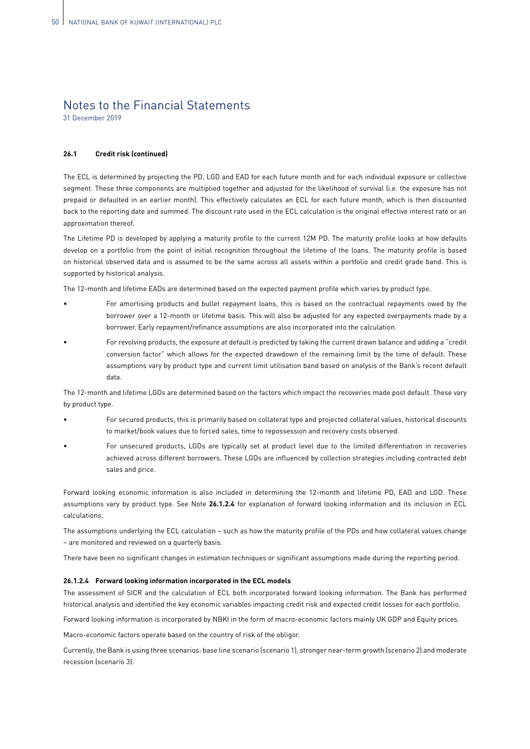# Notes to the Financial Statements

31 December 2019

#### 26.1 Credit risk (continued)

The ECL is determined by projecting the PD, LGD and EAD for each future month and for each individual exposure or collective segment. These three components are multiplied together and adjusted for the likelihood of survival (i.e. the exposure has not prepaid or defaulted in an earlier month). This effectively calculates an ECL for each future month, which is then discounted back to the reporting date and summed. The discount rate used in the ECL calculation is the original effective interest rate or an approximation thereof.

The Lifetime PD is developed by applying a maturity profile to the current 12M PD. The maturity profile looks at how defaults develop on a portfolio from the point of initial recognition throughout the lifetime of the loans. The maturity profile is based on historical observed data and is assumed to be the same across all assets within a portfolio and credit grade band. This is supported by historical analysis.

The 12-month and lifetime EADs are determined based on the expected payment profile which varies by product type.

- For amortising products and bullet repayment loans, this is based on the contractual repayments owed by the borrower over a 12-month or lifetime basis. This will also be adjusted for any expected overpayments made by a borrower. Early repayment/refinance assumptions are also incorporated into the calculation.
- For revolving products, the exposure at default is predicted by taking the current drawn balance and adding a "credit conversion factor" which allows for the expected drawdown of the remaining limit by the time of default. These assumptions vary by product type and current limit utilisation band based on analysis of the Bank's recent default data.

The 12-month and lifetime LGDs are determined based on the factors which impact the recoveries made post default. These vary by product type.

- For secured products, this is primarily based on collateral type and projected collateral values, historical discounts to market/book values due to forced sales, time to repossession and recovery costs observed.
- For unsecured products, LGDs are typically set at product level due to the limited differentiation in recoveries achieved across different borrowers. These LGDs are influenced by collection strategies including contracted debt sales and price.

Forward looking economic information is also included in determining the 12-month and lifetime PD, EAD and LGD. These assumptions vary by product type. See Note **26.1.2.4** for explanation of forward looking information and its inclusion in ECL calculations.

The assumptions underlying the ECL calculation – such as how the maturity profile of the PDs and how collateral values change – are monitored and reviewed on a quarterly basis.

There have been no significant changes in estimation techniques or significant assumptions made during the reporting period.

#### 26.1.2.4 Forward looking information incorporated in the ECL models

The assessment of SICR and the calculation of ECL both incorporated forward looking information. The Bank has performed historical analysis and identified the key economic variables impacting credit risk and expected credit losses for each portfolio.

Forward looking information is incorporated by NBKI in the form of macro-economic factors mainly UK GDP and Equity prices.

Macro-economic factors operate based on the country of risk of the obligor.

Currently, the Bank is using three scenarios: base line scenario (scenario 1), stronger near-term growth (scenario 2) and moderate recession (scenario 3).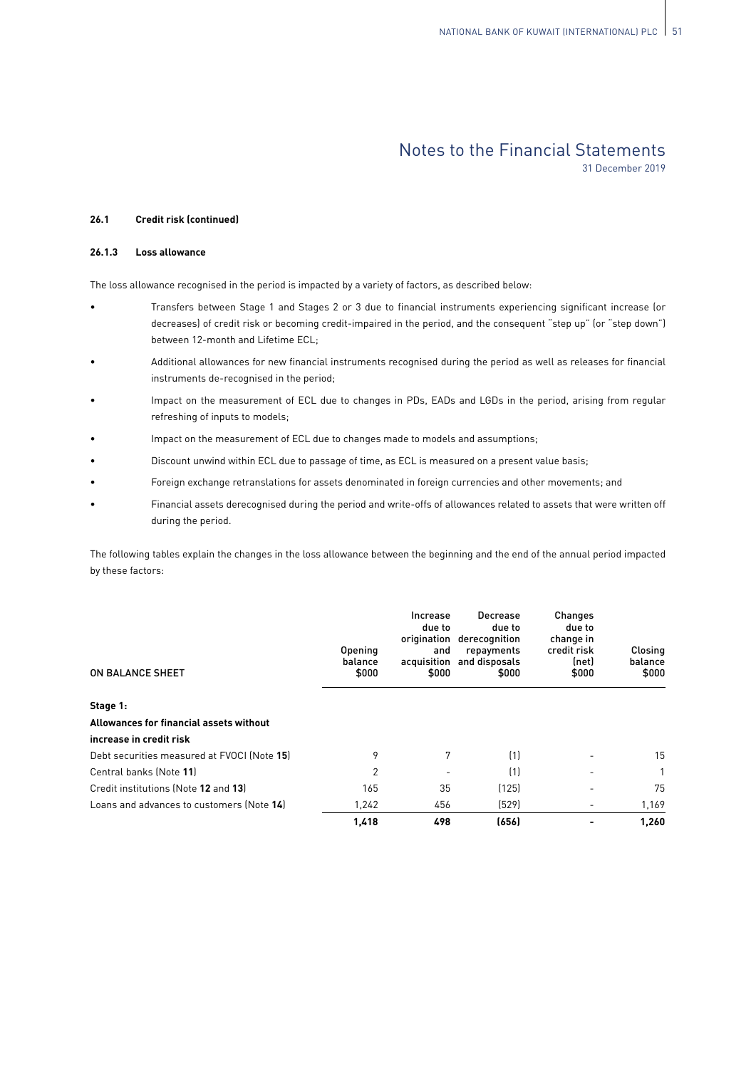### 26.1 Credit risk (continued)

#### 26.1.3 Loss allowance

The loss allowance recognised in the period is impacted by a variety of factors, as described below:

- Transfers between Stage 1 and Stages 2 or 3 due to financial instruments experiencing significant increase (or decreases) of credit risk or becoming credit-impaired in the period, and the consequent "step up" (or "step down") between 12-month and Lifetime ECL;
- Additional allowances for new financial instruments recognised during the period as well as releases for financial instruments de-recognised in the period;
- Impact on the measurement of ECL due to changes in PDs, EADs and LGDs in the period, arising from regular refreshing of inputs to models;
- Impact on the measurement of ECL due to changes made to models and assumptions;
- Discount unwind within ECL due to passage of time, as ECL is measured on a present value basis;
- Foreign exchange retranslations for assets denominated in foreign currencies and other movements; and
- Financial assets derecognised during the period and write-offs of allowances related to assets that were written off during the period.

The following tables explain the changes in the loss allowance between the beginning and the end of the annual period impacted by these factors:

| ON BALANCE SHEET | Opening balance $000 | Increase due to origination and acquisition $000 | Decrease due to derecognition repayments and disposals $000 | Changes due to change in credit risk (net) $000 | Closing balance $000 |
|---|---|---|---|---|---|
| **Stage 1:** | | | | | |
| **Allowances for financial assets without increase in credit risk** | | | | | |
| Debt securities measured at FVOCI (Note **15**) | 9 | 7 | (1) | - | 15 |
| Central banks (Note **11**) | 2 | - | (1) | - | 1 |
| Credit institutions (Note **12** and **13**) | 165 | 35 | (125) | - | 75 |
| Loans and advances to customers (Note **14**) | 1,242 | 456 | (529) | - | 1,169 |
| | **1,418** | **498** | **(656)** | **-** | **1,260** |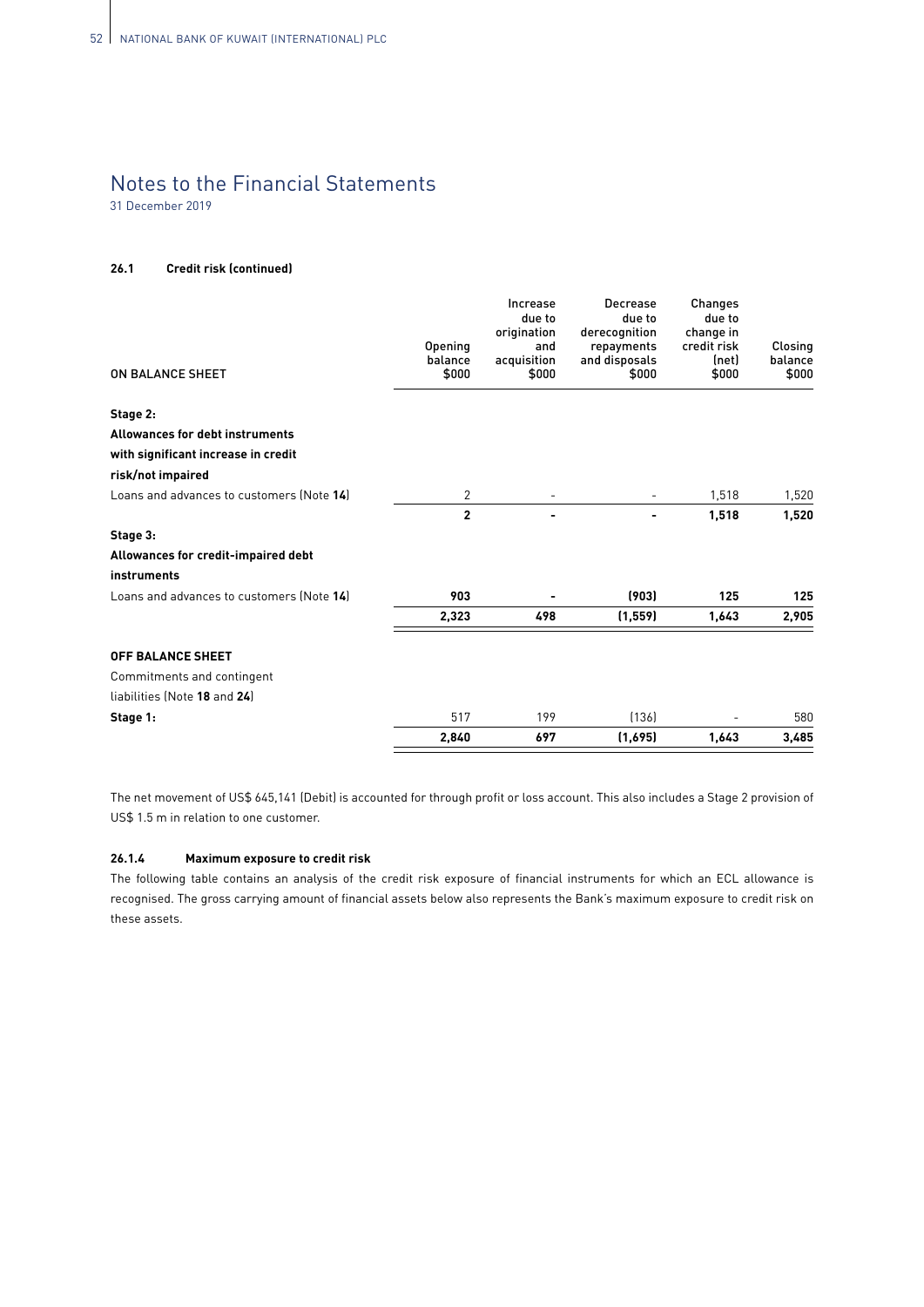# Notes to the Financial Statements

31 December 2019

**26.1 Credit risk (continued)**

| ON BALANCE SHEET | Opening balance $000 | Increase due to origination and acquisition $000 | Decrease due to derecognition repayments and disposals $000 | Changes due to change in credit risk (net) $000 | Closing balance $000 |
|---|---|---|---|---|---|
| **Stage 2:** | | | | | |
| **Allowances for debt instruments with significant increase in credit risk/not impaired** | | | | | |
| Loans and advances to customers (Note **14**) | 2 | - | - | 1,518 | 1,520 |
| | **2** | **-** | **-** | **1,518** | **1,520** |
| **Stage 3:** | | | | | |
| **Allowances for credit-impaired debt instruments** | | | | | |
| Loans and advances to customers (Note **14**) | **903** | **-** | **(903)** | **125** | **125** |
| | **2,323** | **498** | **(1,559)** | **1,643** | **2,905** |
| **OFF BALANCE SHEET** | | | | | |
| Commitments and contingent liabilities (Note **18** and **24**) | | | | | |
| **Stage 1:** | 517 | 199 | (136) | - | 580 |
| | **2,840** | **697** | **(1,695)** | **1,643** | **3,485** |

The net movement of US$ 645,141 (Debit) is accounted for through profit or loss account. This also includes a Stage 2 provision of US$ 1.5 m in relation to one customer.

**26.1.4 Maximum exposure to credit risk**

The following table contains an analysis of the credit risk exposure of financial instruments for which an ECL allowance is recognised. The gross carrying amount of financial assets below also represents the Bank's maximum exposure to credit risk on these assets.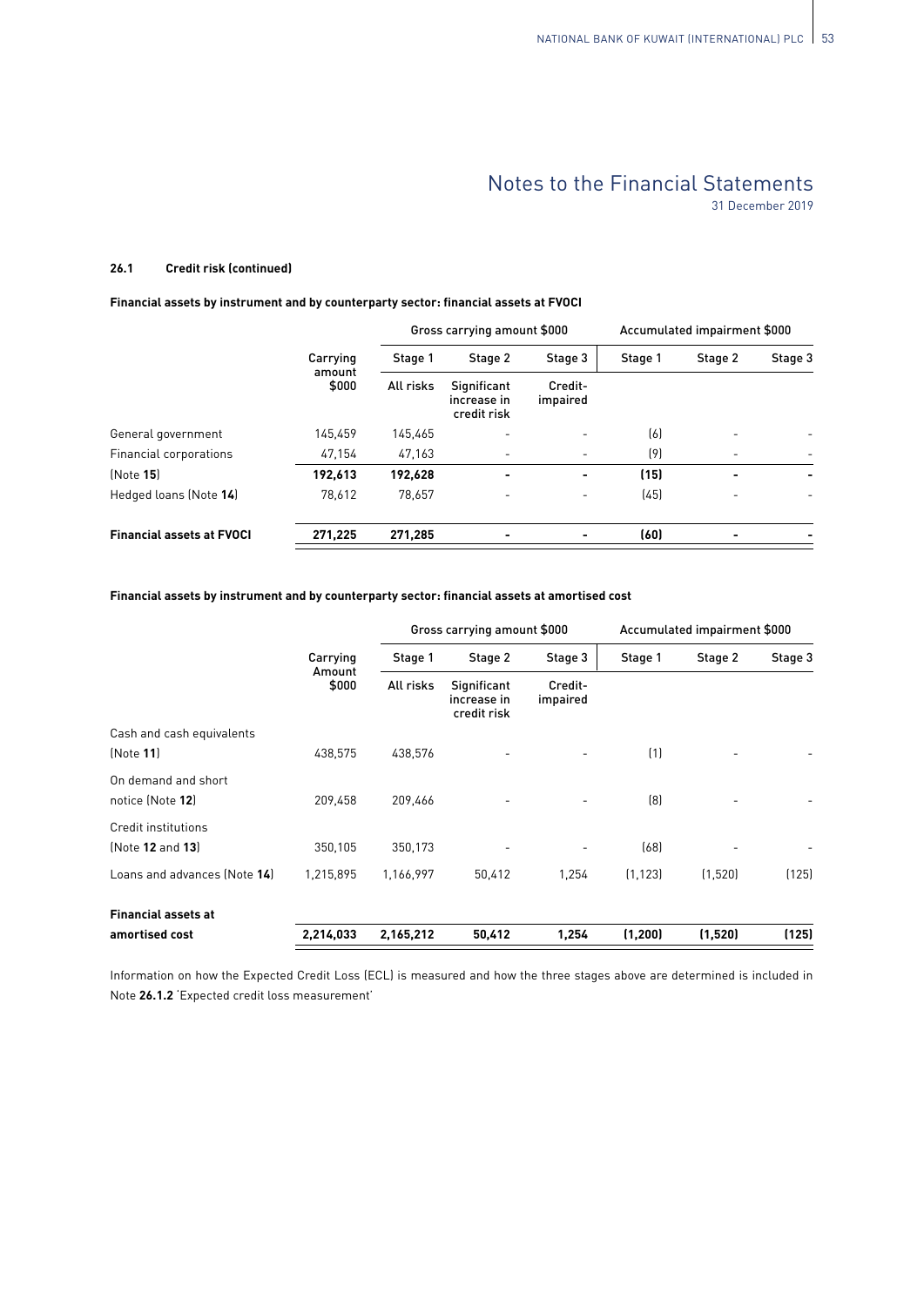# Notes to the Financial Statements

31 December 2019

**26.1 Credit risk (continued)**

**Financial assets by instrument and by counterparty sector: financial assets at FVOCI**

| | Carrying amount $000 | Gross carrying amount $000 | | | Accumulated impairment $000 | | |
|---|---|---|---|---|---|---|---|
| | | Stage 1 | Stage 2 | Stage 3 | Stage 1 | Stage 2 | Stage 3 |
| | | All risks | Significant increase in credit risk | Credit-impaired | | | |
| General government | 145,459 | 145,465 | - | - | (6) | - | - |
| Financial corporations | 47,154 | 47,163 | - | - | (9) | - | - |
| (Note **15**) | **192,613** | **192,628** | **-** | **-** | **(15)** | **-** | **-** |
| Hedged loans (Note **14**) | 78,612 | 78,657 | - | - | (45) | - | - |
| **Financial assets at FVOCI** | **271,225** | **271,285** | **-** | **-** | **(60)** | **-** | **-** |

**Financial assets by instrument and by counterparty sector: financial assets at amortised cost**

| | Carrying Amount $000 | Gross carrying amount $000 | | | Accumulated impairment $000 | | |
|---|---|---|---|---|---|---|---|
| | | Stage 1 | Stage 2 | Stage 3 | Stage 1 | Stage 2 | Stage 3 |
| | | All risks | Significant increase in credit risk | Credit-impaired | | | |
| Cash and cash equivalents (Note **11**) | 438,575 | 438,576 | - | - | (1) | - | - |
| On demand and short notice (Note **12**) | 209,458 | 209,466 | - | - | (8) | - | - |
| Credit institutions (Note **12** and **13**) | 350,105 | 350,173 | - | - | (68) | - | - |
| Loans and advances (Note **14**) | 1,215,895 | 1,166,997 | 50,412 | 1,254 | (1,123) | (1,520) | (125) |
| **Financial assets at amortised cost** | **2,214,033** | **2,165,212** | **50,412** | **1,254** | **(1,200)** | **(1,520)** | **(125)** |

Information on how the Expected Credit Loss (ECL) is measured and how the three stages above are determined is included in Note **26.1.2** 'Expected credit loss measurement'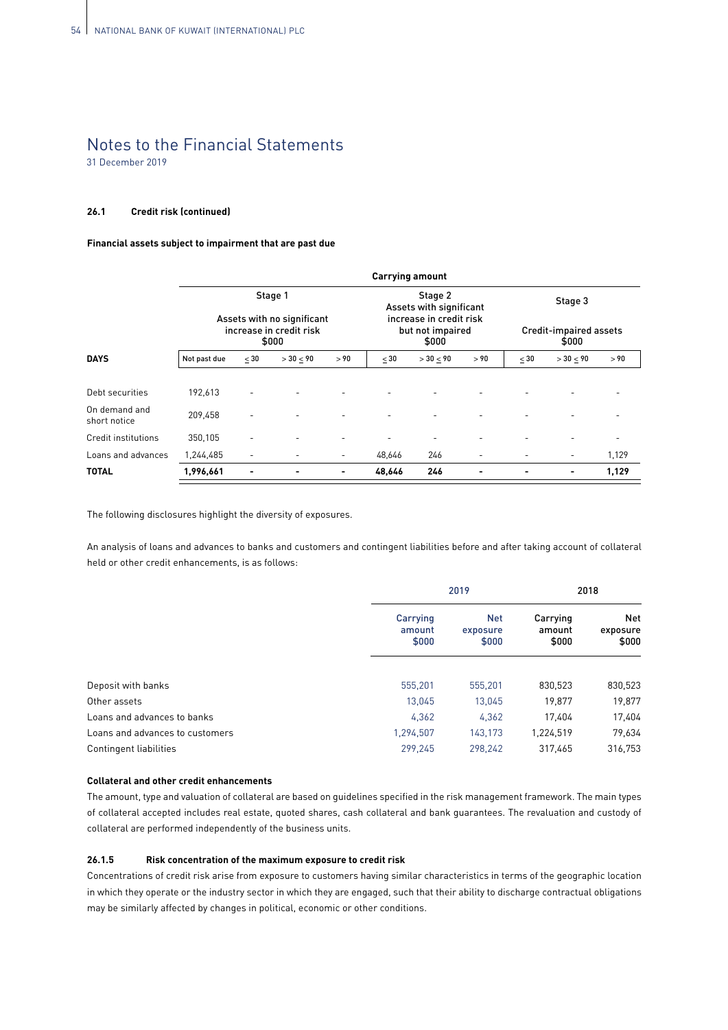# Notes to the Financial Statements

31 December 2019

#### 26.1 Credit risk (continued)

**Financial assets subject to impairment that are past due**

| | Carrying amount | | | | | | | | | |
|---|---|---|---|---|---|---|---|---|---|---|
| | Stage 1<br>Assets with no significant increase in credit risk<br>$000 | | | | Stage 2<br>Assets with significant increase in credit risk but not impaired<br>$000 | | | Stage 3<br>Credit-impaired assets<br>$000 | | |
| **DAYS** | Not past due | ≤ 30 | > 30 ≤ 90 | > 90 | ≤ 30 | > 30 ≤ 90 | > 90 | ≤ 30 | > 30 ≤ 90 | > 90 |
| Debt securities | 192,613 | - | - | - | - | - | - | - | - | - |
| On demand and short notice | 209,458 | - | - | - | - | - | - | - | - | - |
| Credit institutions | 350,105 | - | - | - | - | - | - | - | - | - |
| Loans and advances | 1,244,485 | - | - | - | 48,646 | 246 | - | - | - | 1,129 |
| **TOTAL** | **1,996,661** | **-** | **-** | **-** | **48,646** | **246** | **-** | **-** | **-** | **1,129** |

The following disclosures highlight the diversity of exposures.

An analysis of loans and advances to banks and customers and contingent liabilities before and after taking account of collateral held or other credit enhancements, is as follows:

| | 2019 | | 2018 | |
|---|---|---|---|---|
| | Carrying amount<br>$000 | Net exposure<br>$000 | Carrying amount<br>$000 | Net exposure<br>$000 |
| Deposit with banks | 555,201 | 555,201 | 830,523 | 830,523 |
| Other assets | 13,045 | 13,045 | 19,877 | 19,877 |
| Loans and advances to banks | 4,362 | 4,362 | 17,404 | 17,404 |
| Loans and advances to customers | 1,294,507 | 143,173 | 1,224,519 | 79,634 |
| Contingent liabilities | 299,245 | 298,242 | 317,465 | 316,753 |

**Collateral and other credit enhancements**

The amount, type and valuation of collateral are based on guidelines specified in the risk management framework. The main types of collateral accepted includes real estate, quoted shares, cash collateral and bank guarantees. The revaluation and custody of collateral are performed independently of the business units.

#### 26.1.5 Risk concentration of the maximum exposure to credit risk

Concentrations of credit risk arise from exposure to customers having similar characteristics in terms of the geographic location in which they operate or the industry sector in which they are engaged, such that their ability to discharge contractual obligations may be similarly affected by changes in political, economic or other conditions.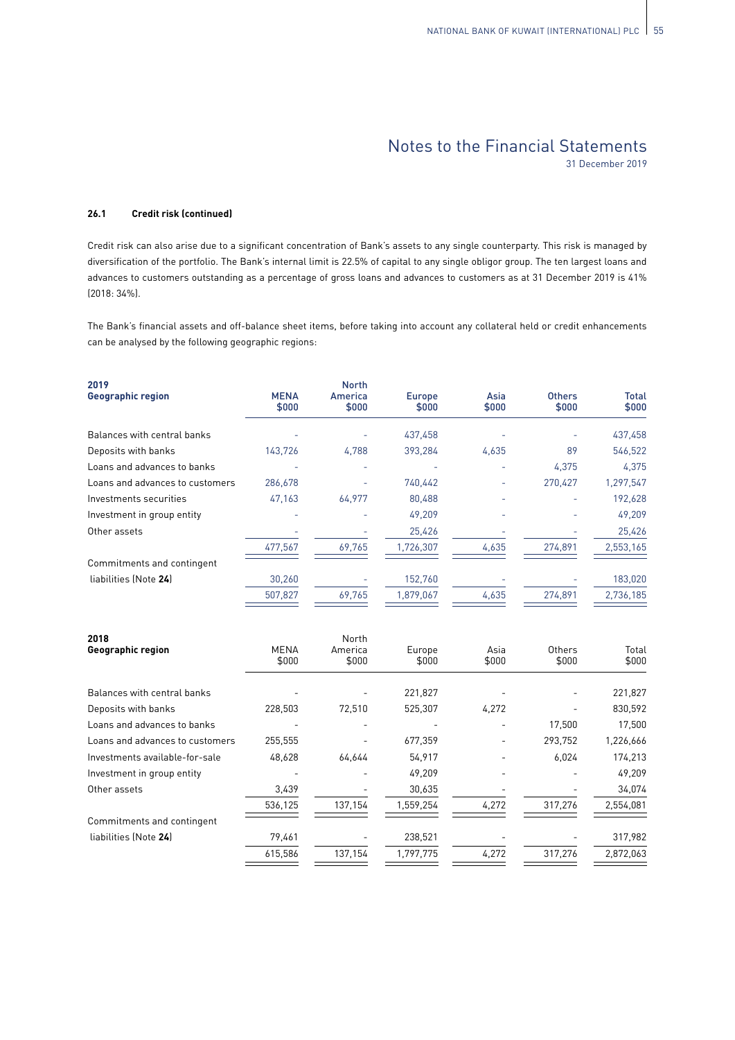# Notes to the Financial Statements

31 December 2019

### 26.1 Credit risk (continued)

Credit risk can also arise due to a significant concentration of Bank's assets to any single counterparty. This risk is managed by diversification of the portfolio. The Bank's internal limit is 22.5% of capital to any single obligor group. The ten largest loans and advances to customers outstanding as a percentage of gross loans and advances to customers as at 31 December 2019 is 41% (2018: 34%).

The Bank's financial assets and off-balance sheet items, before taking into account any collateral held or credit enhancements can be analysed by the following geographic regions:

| **2019 Geographic region** | **MENA $000** | **North America $000** | **Europe $000** | **Asia $000** | **Others $000** | **Total $000** |
|---|---|---|---|---|---|---|
| Balances with central banks | - | - | 437,458 | - | - | 437,458 |
| Deposits with banks | 143,726 | 4,788 | 393,284 | 4,635 | 89 | 546,522 |
| Loans and advances to banks | - | - | - | - | 4,375 | 4,375 |
| Loans and advances to customers | 286,678 | - | 740,442 | - | 270,427 | 1,297,547 |
| Investments securities | 47,163 | 64,977 | 80,488 | - | - | 192,628 |
| Investment in group entity | - | - | 49,209 | - | - | 49,209 |
| Other assets | - | - | 25,426 | - | - | 25,426 |
| | 477,567 | 69,765 | 1,726,307 | 4,635 | 274,891 | 2,553,165 |
| Commitments and contingent liabilities (Note **24**) | 30,260 | - | 152,760 | - | - | 183,020 |
| | 507,827 | 69,765 | 1,879,067 | 4,635 | 274,891 | 2,736,185 |

| **2018 Geographic region** | MENA $000 | North America $000 | Europe $000 | Asia $000 | Others $000 | Total $000 |
|---|---|---|---|---|---|---|
| Balances with central banks | - | - | 221,827 | - | - | 221,827 |
| Deposits with banks | 228,503 | 72,510 | 525,307 | 4,272 | - | 830,592 |
| Loans and advances to banks | - | - | - | - | 17,500 | 17,500 |
| Loans and advances to customers | 255,555 | - | 677,359 | - | 293,752 | 1,226,666 |
| Investments available-for-sale | 48,628 | 64,644 | 54,917 | - | 6,024 | 174,213 |
| Investment in group entity | - | - | 49,209 | - | - | 49,209 |
| Other assets | 3,439 | - | 30,635 | - | - | 34,074 |
| | 536,125 | 137,154 | 1,559,254 | 4,272 | 317,276 | 2,554,081 |
| Commitments and contingent liabilities (Note **24**) | 79,461 | - | 238,521 | - | - | 317,982 |
| | 615,586 | 137,154 | 1,797,775 | 4,272 | 317,276 | 2,872,063 |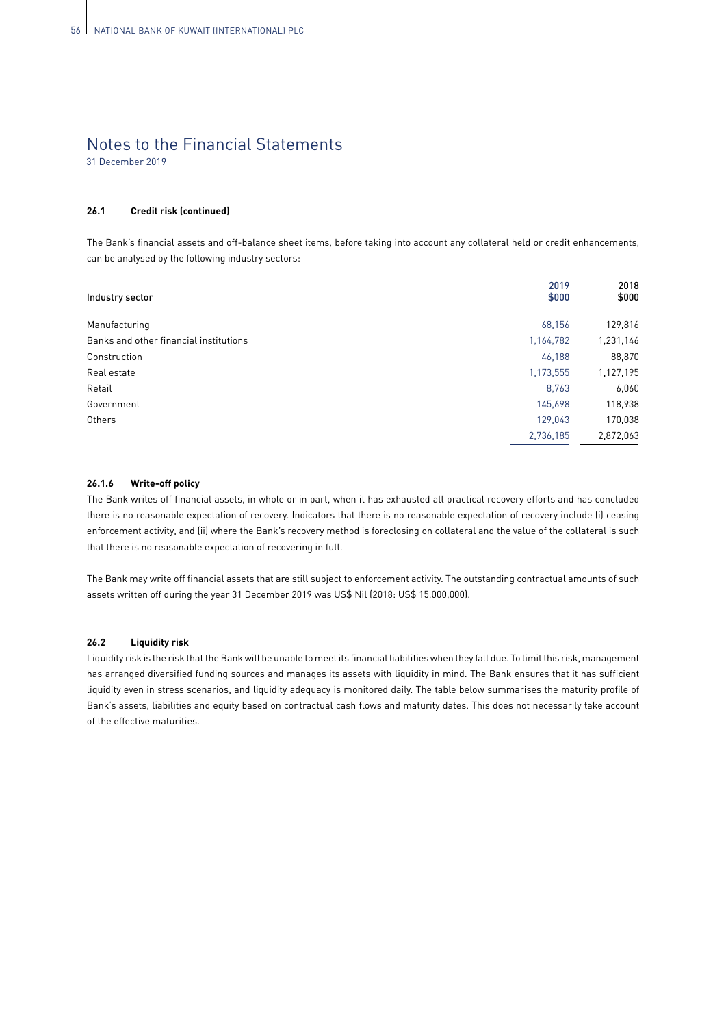# Notes to the Financial Statements

31 December 2019

### 26.1 Credit risk (continued)

The Bank's financial assets and off-balance sheet items, before taking into account any collateral held or credit enhancements, can be analysed by the following industry sectors:

| Industry sector | 2019 $000 | 2018 $000 |
|---|---|---|
| Manufacturing | 68,156 | 129,816 |
| Banks and other financial institutions | 1,164,782 | 1,231,146 |
| Construction | 46,188 | 88,870 |
| Real estate | 1,173,555 | 1,127,195 |
| Retail | 8,763 | 6,060 |
| Government | 145,698 | 118,938 |
| Others | 129,043 | 170,038 |
| | 2,736,185 | 2,872,063 |

### 26.1.6 Write-off policy

The Bank writes off financial assets, in whole or in part, when it has exhausted all practical recovery efforts and has concluded there is no reasonable expectation of recovery. Indicators that there is no reasonable expectation of recovery include (i) ceasing enforcement activity, and (ii) where the Bank's recovery method is foreclosing on collateral and the value of the collateral is such that there is no reasonable expectation of recovering in full.

The Bank may write off financial assets that are still subject to enforcement activity. The outstanding contractual amounts of such assets written off during the year 31 December 2019 was US$ Nil (2018: US$ 15,000,000).

### 26.2 Liquidity risk

Liquidity risk is the risk that the Bank will be unable to meet its financial liabilities when they fall due. To limit this risk, management has arranged diversified funding sources and manages its assets with liquidity in mind. The Bank ensures that it has sufficient liquidity even in stress scenarios, and liquidity adequacy is monitored daily. The table below summarises the maturity profile of Bank's assets, liabilities and equity based on contractual cash flows and maturity dates. This does not necessarily take account of the effective maturities.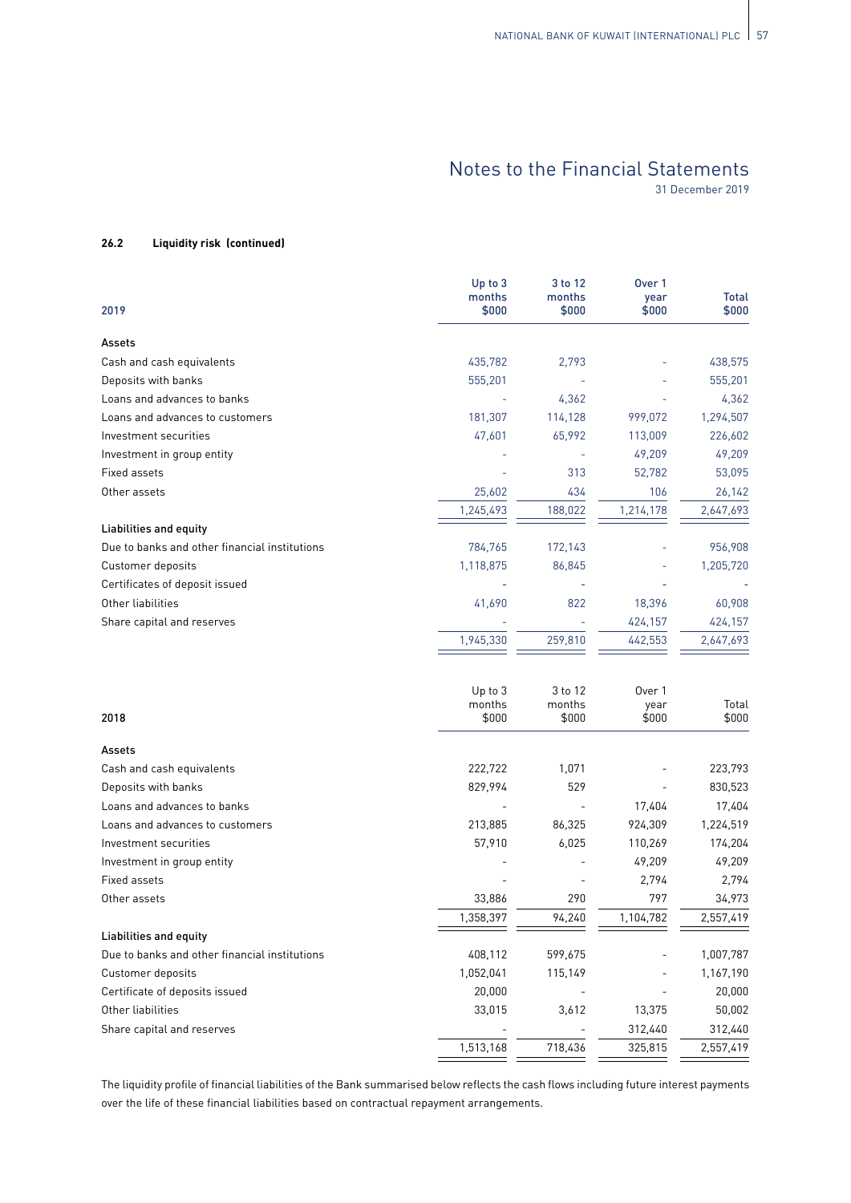# Notes to the Financial Statements

31 December 2019

**26.2 Liquidity risk (continued)**

| 2019 | Up to 3 months $000 | 3 to 12 months $000 | Over 1 year $000 | Total $000 |
|---|---|---|---|---|
| **Assets** | | | | |
| Cash and cash equivalents | 435,782 | 2,793 | - | 438,575 |
| Deposits with banks | 555,201 | - | - | 555,201 |
| Loans and advances to banks | - | 4,362 | - | 4,362 |
| Loans and advances to customers | 181,307 | 114,128 | 999,072 | 1,294,507 |
| Investment securities | 47,601 | 65,992 | 113,009 | 226,602 |
| Investment in group entity | - | - | 49,209 | 49,209 |
| Fixed assets | - | 313 | 52,782 | 53,095 |
| Other assets | 25,602 | 434 | 106 | 26,142 |
| | 1,245,493 | 188,022 | 1,214,178 | 2,647,693 |
| **Liabilities and equity** | | | | |
| Due to banks and other financial institutions | 784,765 | 172,143 | - | 956,908 |
| Customer deposits | 1,118,875 | 86,845 | - | 1,205,720 |
| Certificates of deposit issued | - | - | - | - |
| Other liabilities | 41,690 | 822 | 18,396 | 60,908 |
| Share capital and reserves | - | - | 424,157 | 424,157 |
| | 1,945,330 | 259,810 | 442,553 | 2,647,693 |

| 2018 | Up to 3 months $000 | 3 to 12 months $000 | Over 1 year $000 | Total $000 |
|---|---|---|---|---|
| **Assets** | | | | |
| Cash and cash equivalents | 222,722 | 1,071 | - | 223,793 |
| Deposits with banks | 829,994 | 529 | - | 830,523 |
| Loans and advances to banks | - | - | 17,404 | 17,404 |
| Loans and advances to customers | 213,885 | 86,325 | 924,309 | 1,224,519 |
| Investment securities | 57,910 | 6,025 | 110,269 | 174,204 |
| Investment in group entity | - | - | 49,209 | 49,209 |
| Fixed assets | - | - | 2,794 | 2,794 |
| Other assets | 33,886 | 290 | 797 | 34,973 |
| | 1,358,397 | 94,240 | 1,104,782 | 2,557,419 |
| **Liabilities and equity** | | | | |
| Due to banks and other financial institutions | 408,112 | 599,675 | - | 1,007,787 |
| Customer deposits | 1,052,041 | 115,149 | - | 1,167,190 |
| Certificate of deposits issued | 20,000 | - | - | 20,000 |
| Other liabilities | 33,015 | 3,612 | 13,375 | 50,002 |
| Share capital and reserves | - | - | 312,440 | 312,440 |
| | 1,513,168 | 718,436 | 325,815 | 2,557,419 |

The liquidity profile of financial liabilities of the Bank summarised below reflects the cash flows including future interest payments over the life of these financial liabilities based on contractual repayment arrangements.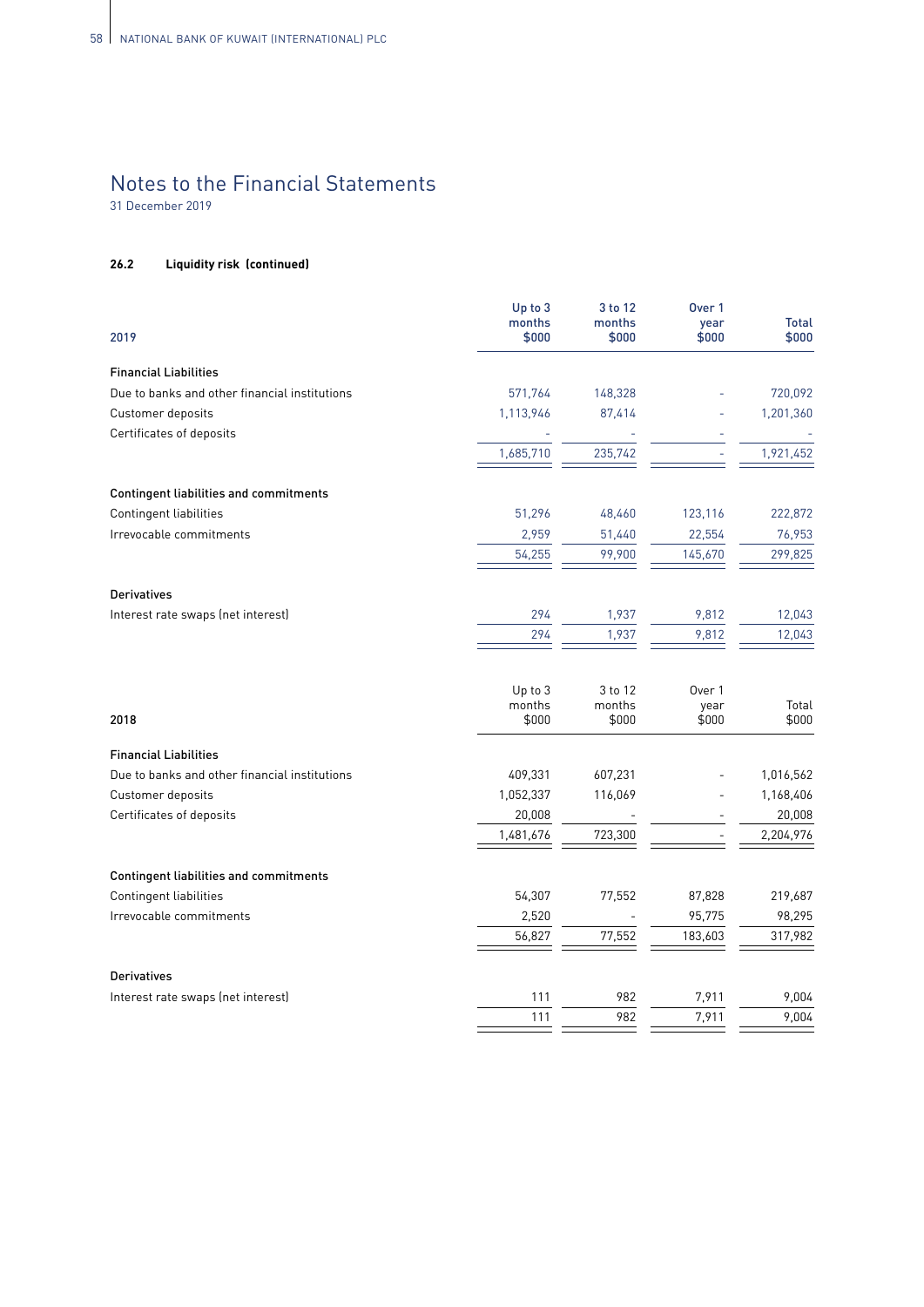# Notes to the Financial Statements

31 December 2019

#### 26.2 Liquidity risk (continued)

| 2019 | Up to 3 months $000 | 3 to 12 months $000 | Over 1 year $000 | Total $000 |
|---|---|---|---|---|
| **Financial Liabilities** | | | | |
| Due to banks and other financial institutions | 571,764 | 148,328 | - | 720,092 |
| Customer deposits | 1,113,946 | 87,414 | - | 1,201,360 |
| Certificates of deposits | - | - | - | - |
| | 1,685,710 | 235,742 | - | 1,921,452 |
| **Contingent liabilities and commitments** | | | | |
| Contingent liabilities | 51,296 | 48,460 | 123,116 | 222,872 |
| Irrevocable commitments | 2,959 | 51,440 | 22,554 | 76,953 |
| | 54,255 | 99,900 | 145,670 | 299,825 |
| **Derivatives** | | | | |
| Interest rate swaps (net interest) | 294 | 1,937 | 9,812 | 12,043 |
| | 294 | 1,937 | 9,812 | 12,043 |

| 2018 | Up to 3 months $000 | 3 to 12 months $000 | Over 1 year $000 | Total $000 |
|---|---|---|---|---|
| **Financial Liabilities** | | | | |
| Due to banks and other financial institutions | 409,331 | 607,231 | - | 1,016,562 |
| Customer deposits | 1,052,337 | 116,069 | - | 1,168,406 |
| Certificates of deposits | 20,008 | - | - | 20,008 |
| | 1,481,676 | 723,300 | - | 2,204,976 |
| **Contingent liabilities and commitments** | | | | |
| Contingent liabilities | 54,307 | 77,552 | 87,828 | 219,687 |
| Irrevocable commitments | 2,520 | - | 95,775 | 98,295 |
| | 56,827 | 77,552 | 183,603 | 317,982 |
| **Derivatives** | | | | |
| Interest rate swaps (net interest) | 111 | 982 | 7,911 | 9,004 |
| | 111 | 982 | 7,911 | 9,004 |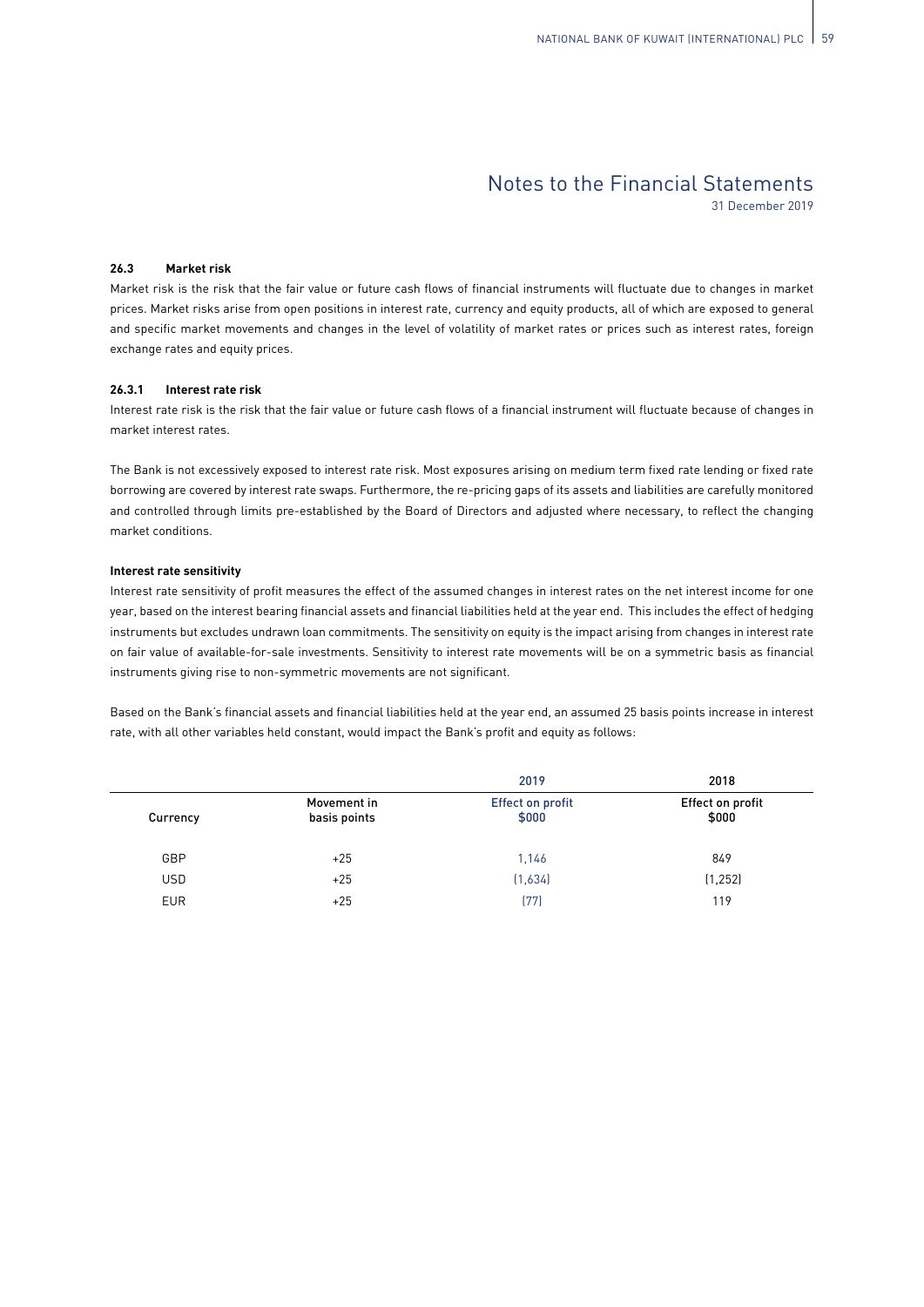# Notes to the Financial Statements

31 December 2019

### 26.3 Market risk

Market risk is the risk that the fair value or future cash flows of financial instruments will fluctuate due to changes in market prices. Market risks arise from open positions in interest rate, currency and equity products, all of which are exposed to general and specific market movements and changes in the level of volatility of market rates or prices such as interest rates, foreign exchange rates and equity prices.

#### 26.3.1 Interest rate risk

Interest rate risk is the risk that the fair value or future cash flows of a financial instrument will fluctuate because of changes in market interest rates.

The Bank is not excessively exposed to interest rate risk. Most exposures arising on medium term fixed rate lending or fixed rate borrowing are covered by interest rate swaps. Furthermore, the re-pricing gaps of its assets and liabilities are carefully monitored and controlled through limits pre-established by the Board of Directors and adjusted where necessary, to reflect the changing market conditions.

**Interest rate sensitivity**

Interest rate sensitivity of profit measures the effect of the assumed changes in interest rates on the net interest income for one year, based on the interest bearing financial assets and financial liabilities held at the year end. This includes the effect of hedging instruments but excludes undrawn loan commitments. The sensitivity on equity is the impact arising from changes in interest rate on fair value of available-for-sale investments. Sensitivity to interest rate movements will be on a symmetric basis as financial instruments giving rise to non-symmetric movements are not significant.

Based on the Bank's financial assets and financial liabilities held at the year end, an assumed 25 basis points increase in interest rate, with all other variables held constant, would impact the Bank's profit and equity as follows:

| | | 2019 | 2018 |
|---|---|---|---|
| Currency | Movement in basis points | Effect on profit $000 | Effect on profit $000 |
| GBP | +25 | 1,146 | 849 |
| USD | +25 | (1,634) | (1,252) |
| EUR | +25 | (77) | 119 |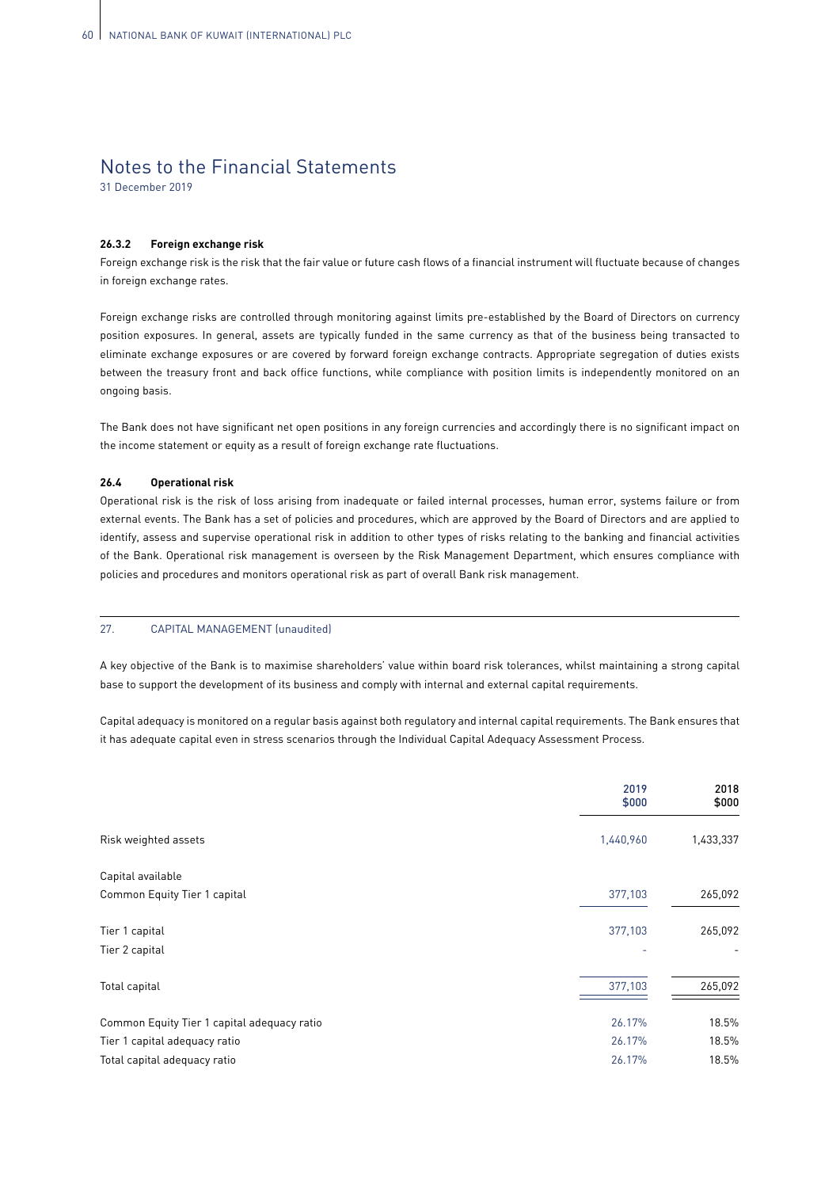# Notes to the Financial Statements

31 December 2019

#### 26.3.2 Foreign exchange risk

Foreign exchange risk is the risk that the fair value or future cash flows of a financial instrument will fluctuate because of changes in foreign exchange rates.

Foreign exchange risks are controlled through monitoring against limits pre-established by the Board of Directors on currency position exposures. In general, assets are typically funded in the same currency as that of the business being transacted to eliminate exchange exposures or are covered by forward foreign exchange contracts. Appropriate segregation of duties exists between the treasury front and back office functions, while compliance with position limits is independently monitored on an ongoing basis.

The Bank does not have significant net open positions in any foreign currencies and accordingly there is no significant impact on the income statement or equity as a result of foreign exchange rate fluctuations.

#### 26.4 Operational risk

Operational risk is the risk of loss arising from inadequate or failed internal processes, human error, systems failure or from external events. The Bank has a set of policies and procedures, which are approved by the Board of Directors and are applied to identify, assess and supervise operational risk in addition to other types of risks relating to the banking and financial activities of the Bank. Operational risk management is overseen by the Risk Management Department, which ensures compliance with policies and procedures and monitors operational risk as part of overall Bank risk management.

## 27. CAPITAL MANAGEMENT (unaudited)

A key objective of the Bank is to maximise shareholders' value within board risk tolerances, whilst maintaining a strong capital base to support the development of its business and comply with internal and external capital requirements.

Capital adequacy is monitored on a regular basis against both regulatory and internal capital requirements. The Bank ensures that it has adequate capital even in stress scenarios through the Individual Capital Adequacy Assessment Process.

| | 2019 $000 | 2018 $000 |
|---|---|---|
| Risk weighted assets | 1,440,960 | 1,433,337 |
| Capital available | | |
| Common Equity Tier 1 capital | 377,103 | 265,092 |
| Tier 1 capital | 377,103 | 265,092 |
| Tier 2 capital | - | - |
| Total capital | 377,103 | 265,092 |
| Common Equity Tier 1 capital adequacy ratio | 26.17% | 18.5% |
| Tier 1 capital adequacy ratio | 26.17% | 18.5% |
| Total capital adequacy ratio | 26.17% | 18.5% |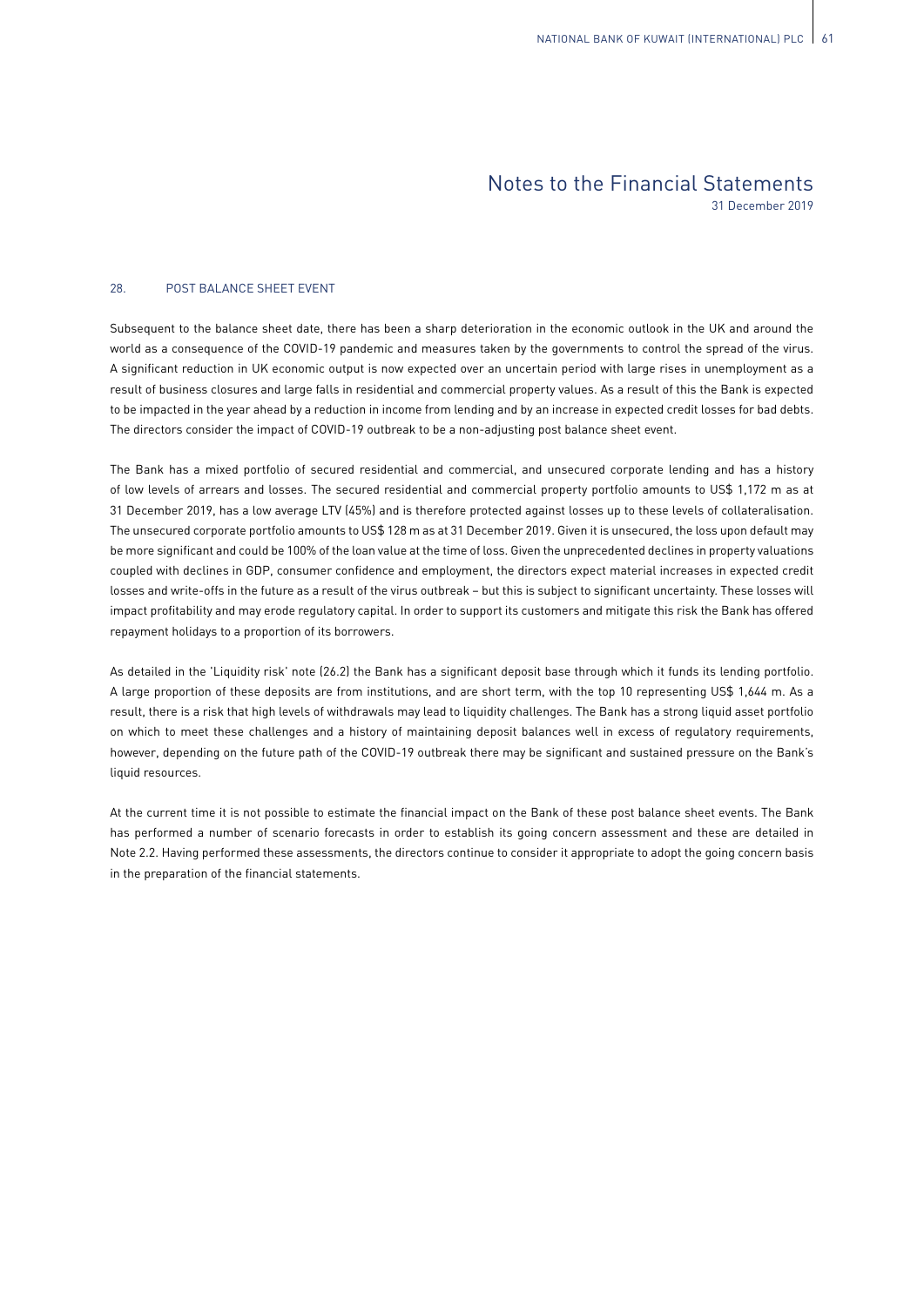# Notes to the Financial Statements

31 December 2019

## 28. POST BALANCE SHEET EVENT

Subsequent to the balance sheet date, there has been a sharp deterioration in the economic outlook in the UK and around the world as a consequence of the COVID-19 pandemic and measures taken by the governments to control the spread of the virus. A significant reduction in UK economic output is now expected over an uncertain period with large rises in unemployment as a result of business closures and large falls in residential and commercial property values. As a result of this the Bank is expected to be impacted in the year ahead by a reduction in income from lending and by an increase in expected credit losses for bad debts. The directors consider the impact of COVID-19 outbreak to be a non-adjusting post balance sheet event.

The Bank has a mixed portfolio of secured residential and commercial, and unsecured corporate lending and has a history of low levels of arrears and losses. The secured residential and commercial property portfolio amounts to US$ 1,172 m as at 31 December 2019, has a low average LTV (45%) and is therefore protected against losses up to these levels of collateralisation. The unsecured corporate portfolio amounts to US$ 128 m as at 31 December 2019. Given it is unsecured, the loss upon default may be more significant and could be 100% of the loan value at the time of loss. Given the unprecedented declines in property valuations coupled with declines in GDP, consumer confidence and employment, the directors expect material increases in expected credit losses and write-offs in the future as a result of the virus outbreak – but this is subject to significant uncertainty. These losses will impact profitability and may erode regulatory capital. In order to support its customers and mitigate this risk the Bank has offered repayment holidays to a proportion of its borrowers.

As detailed in the 'Liquidity risk' note (26.2) the Bank has a significant deposit base through which it funds its lending portfolio. A large proportion of these deposits are from institutions, and are short term, with the top 10 representing US$ 1,644 m. As a result, there is a risk that high levels of withdrawals may lead to liquidity challenges. The Bank has a strong liquid asset portfolio on which to meet these challenges and a history of maintaining deposit balances well in excess of regulatory requirements, however, depending on the future path of the COVID-19 outbreak there may be significant and sustained pressure on the Bank's liquid resources.

At the current time it is not possible to estimate the financial impact on the Bank of these post balance sheet events. The Bank has performed a number of scenario forecasts in order to establish its going concern assessment and these are detailed in Note 2.2. Having performed these assessments, the directors continue to consider it appropriate to adopt the going concern basis in the preparation of the financial statements.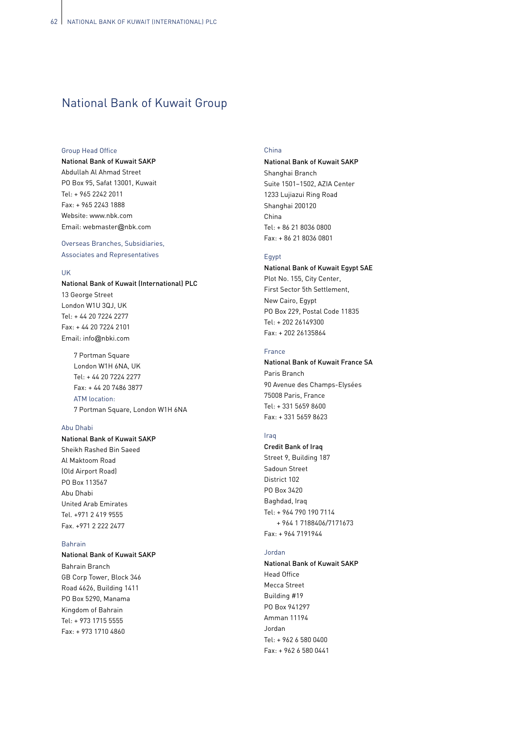# National Bank of Kuwait Group

## Group Head Office

**National Bank of Kuwait SAKP**
Abdullah Al Ahmad Street
PO Box 95, Safat 13001, Kuwait
Tel: + 965 2242 2011
Fax: + 965 2243 1888
Website: www.nbk.com
Email: webmaster@nbk.com

## Overseas Branches, Subsidiaries, Associates and Representatives

### UK

**National Bank of Kuwait (International) PLC**
13 George Street
London W1U 3QJ, UK
Tel: + 44 20 7224 2277
Fax: + 44 20 7224 2101
Email: info@nbki.com

7 Portman Square
London W1H 6NA, UK
Tel: + 44 20 7224 2277
Fax: + 44 20 7486 3877
ATM location:
7 Portman Square, London W1H 6NA

### Abu Dhabi

**National Bank of Kuwait SAKP**
Sheikh Rashed Bin Saeed
Al Maktoom Road
(Old Airport Road)
PO Box 113567
Abu Dhabi
United Arab Emirates
Tel. +971 2 419 9555
Fax. +971 2 222 2477

### Bahrain

**National Bank of Kuwait SAKP**
Bahrain Branch
GB Corp Tower, Block 346
Road 4626, Building 1411
PO Box 5290, Manama
Kingdom of Bahrain
Tel: + 973 1715 5555
Fax: + 973 1710 4860

### China

**National Bank of Kuwait SAKP**
Shanghai Branch
Suite 1501–1502, AZIA Center
1233 Lujiazui Ring Road
Shanghai 200120
China
Tel: + 86 21 8036 0800
Fax: + 86 21 8036 0801

### Egypt

**National Bank of Kuwait Egypt SAE**
Plot No. 155, City Center,
First Sector 5th Settlement,
New Cairo, Egypt
PO Box 229, Postal Code 11835
Tel: + 202 26149300
Fax: + 202 26135864

### France

**National Bank of Kuwait France SA**
Paris Branch
90 Avenue des Champs-Elysées
75008 Paris, France
Tel: + 331 5659 8600
Fax: + 331 5659 8623

### Iraq

**Credit Bank of Iraq**
Street 9, Building 187
Sadoun Street
District 102
PO Box 3420
Baghdad, Iraq
Tel: + 964 790 190 7114
+ 964 1 7188406/7171673
Fax: + 964 7191944

### Jordan

**National Bank of Kuwait SAKP**
Head Office
Mecca Street
Building #19
PO Box 941297
Amman 11194
Jordan
Tel: + 962 6 580 0400
Fax: + 962 6 580 0441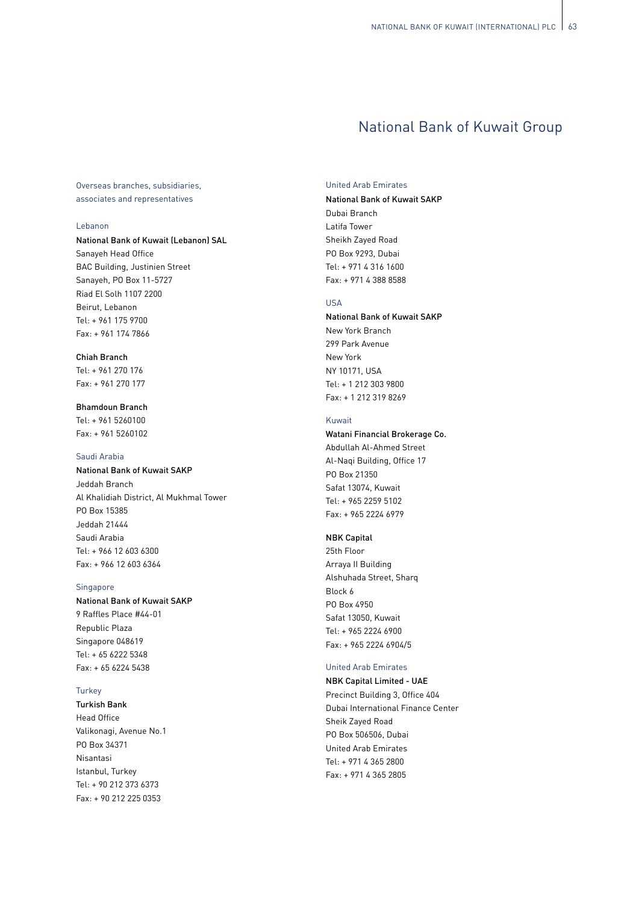# National Bank of Kuwait Group

## Overseas branches, subsidiaries, associates and representatives

### Lebanon

**National Bank of Kuwait (Lebanon) SAL**
Sanayeh Head Office
BAC Building, Justinien Street
Sanayeh, PO Box 11-5727
Riad El Solh 1107 2200
Beirut, Lebanon
Tel: + 961 175 9700
Fax: + 961 174 7866

**Chiah Branch**
Tel: + 961 270 176
Fax: + 961 270 177

**Bhamdoun Branch**
Tel: + 961 5260100
Fax: + 961 5260102

### Saudi Arabia

**National Bank of Kuwait SAKP**
Jeddah Branch
Al Khalidiah District, Al Mukhmal Tower
PO Box 15385
Jeddah 21444
Saudi Arabia
Tel: + 966 12 603 6300
Fax: + 966 12 603 6364

### Singapore

**National Bank of Kuwait SAKP**
9 Raffles Place #44-01
Republic Plaza
Singapore 048619
Tel: + 65 6222 5348
Fax: + 65 6224 5438

### Turkey

**Turkish Bank**
Head Office
Valikonagi, Avenue No.1
PO Box 34371
Nisantasi
Istanbul, Turkey
Tel: + 90 212 373 6373
Fax: + 90 212 225 0353

### United Arab Emirates

**National Bank of Kuwait SAKP**
Dubai Branch
Latifa Tower
Sheikh Zayed Road
PO Box 9293, Dubai
Tel: + 971 4 316 1600
Fax: + 971 4 388 8588

### USA

**National Bank of Kuwait SAKP**
New York Branch
299 Park Avenue
New York
NY 10171, USA
Tel: + 1 212 303 9800
Fax: + 1 212 319 8269

### Kuwait

**Watani Financial Brokerage Co.**
Abdullah Al-Ahmed Street
Al-Naqi Building, Office 17
PO Box 21350
Safat 13074, Kuwait
Tel: + 965 2259 5102
Fax: + 965 2224 6979

**NBK Capital**
25th Floor
Arraya II Building
Alshuhada Street, Sharq
Block 6
PO Box 4950
Safat 13050, Kuwait
Tel: + 965 2224 6900
Fax: + 965 2224 6904/5

### United Arab Emirates

**NBK Capital Limited - UAE**
Precinct Building 3, Office 404
Dubai International Finance Center
Sheik Zayed Road
PO Box 506506, Dubai
United Arab Emirates
Tel: + 971 4 365 2800
Fax: + 971 4 365 2805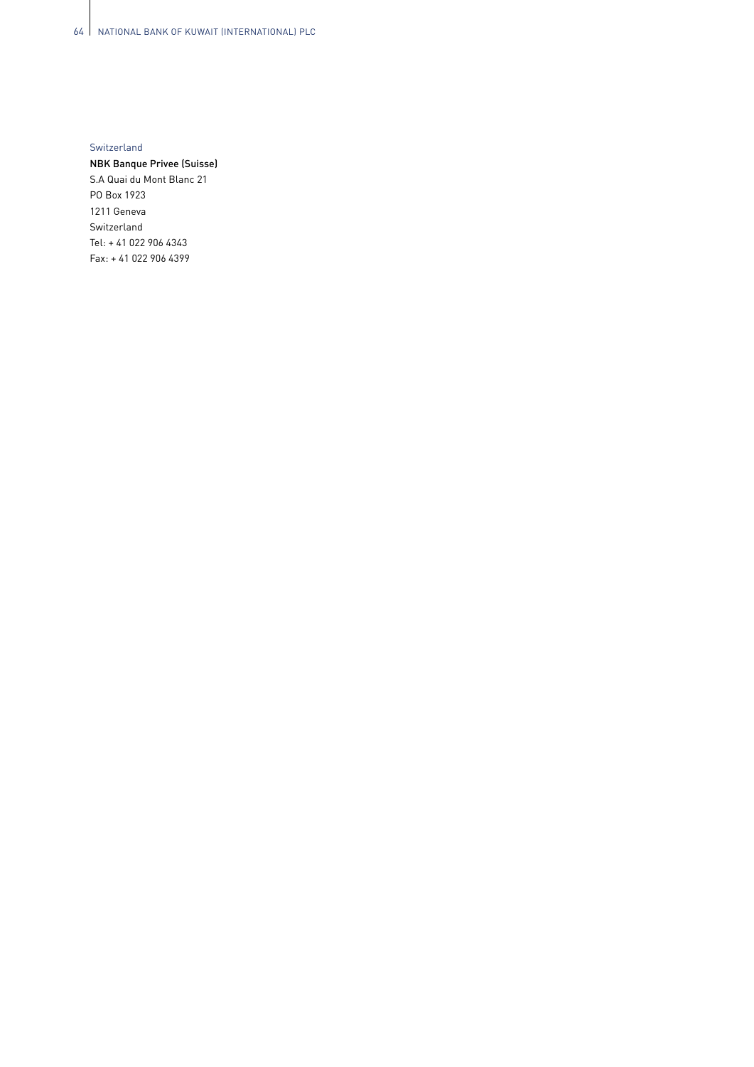Switzerland

**NBK Banque Privee (Suisse)**
S.A Quai du Mont Blanc 21
PO Box 1923
1211 Geneva
Switzerland
Tel: + 41 022 906 4343
Fax: + 41 022 906 4399